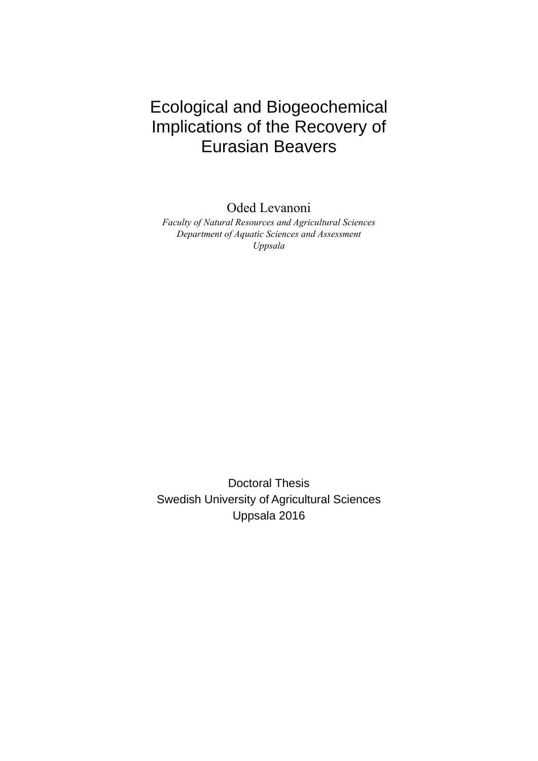# Ecological and Biogeochemical Implications of the Recovery of Eurasian Beavers

Oded Levanoni

*Faculty of Natural Resources and Agricultural Sciences*
*Department of Aquatic Sciences and Assessment*
*Uppsala*

Doctoral Thesis
Swedish University of Agricultural Sciences
Uppsala 2016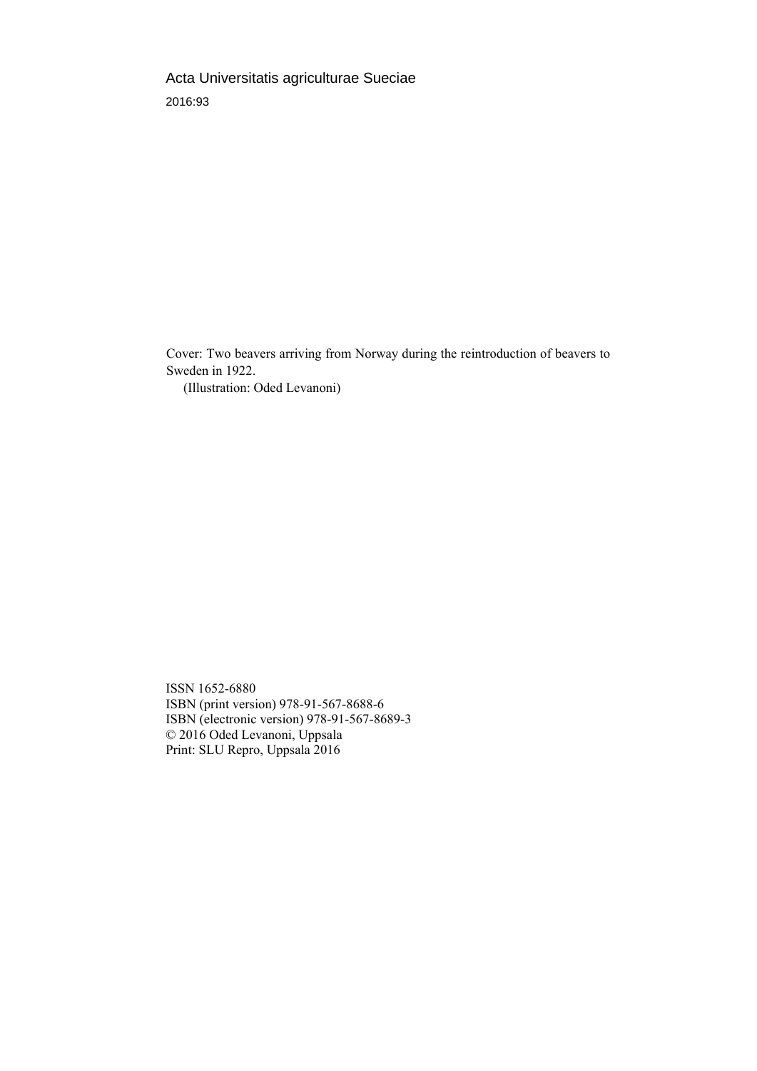Acta Universitatis agriculturae Sueciae

2016:93

Cover: Two beavers arriving from Norway during the reintroduction of beavers to Sweden in 1922.

(Illustration: Oded Levanoni)

ISSN 1652-6880
ISBN (print version) 978-91-567-8688-6
ISBN (electronic version) 978-91-567-8689-3
© 2016 Oded Levanoni, Uppsala
Print: SLU Repro, Uppsala 2016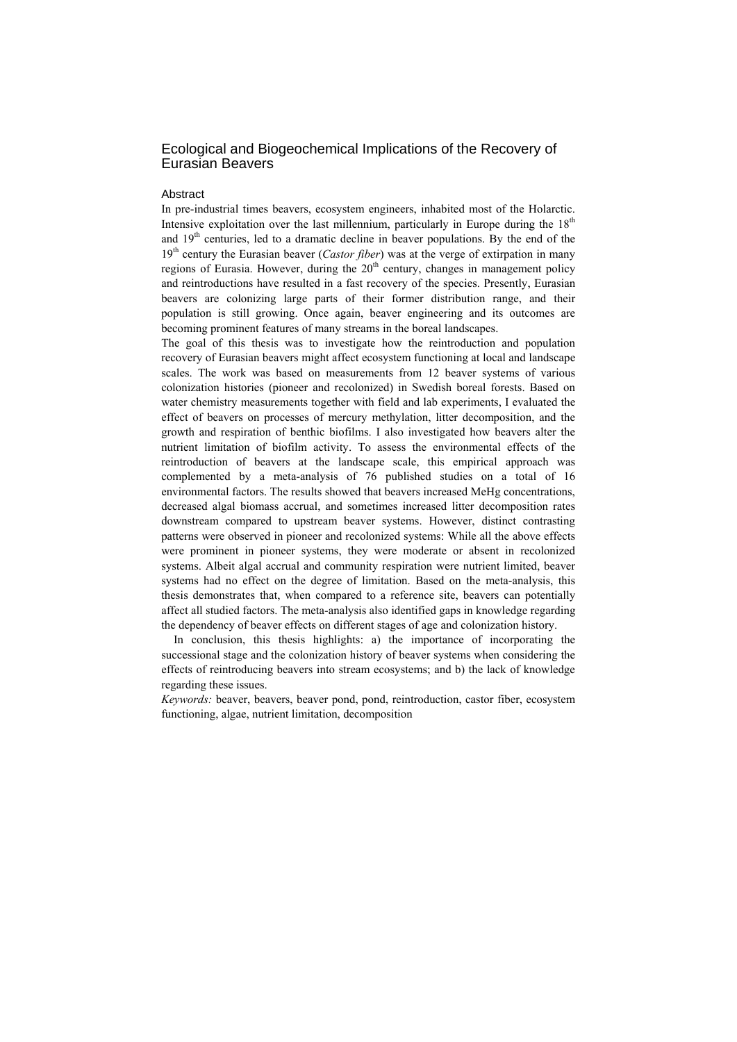# Ecological and Biogeochemical Implications of the Recovery of Eurasian Beavers

## Abstract

In pre-industrial times beavers, ecosystem engineers, inhabited most of the Holarctic. Intensive exploitation over the last millennium, particularly in Europe during the 18th and 19th centuries, led to a dramatic decline in beaver populations. By the end of the 19th century the Eurasian beaver (*Castor fiber*) was at the verge of extirpation in many regions of Eurasia. However, during the 20th century, changes in management policy and reintroductions have resulted in a fast recovery of the species. Presently, Eurasian beavers are colonizing large parts of their former distribution range, and their population is still growing. Once again, beaver engineering and its outcomes are becoming prominent features of many streams in the boreal landscapes.

The goal of this thesis was to investigate how the reintroduction and population recovery of Eurasian beavers might affect ecosystem functioning at local and landscape scales. The work was based on measurements from 12 beaver systems of various colonization histories (pioneer and recolonized) in Swedish boreal forests. Based on water chemistry measurements together with field and lab experiments, I evaluated the effect of beavers on processes of mercury methylation, litter decomposition, and the growth and respiration of benthic biofilms. I also investigated how beavers alter the nutrient limitation of biofilm activity. To assess the environmental effects of the reintroduction of beavers at the landscape scale, this empirical approach was complemented by a meta-analysis of 76 published studies on a total of 16 environmental factors. The results showed that beavers increased MeHg concentrations, decreased algal biomass accrual, and sometimes increased litter decomposition rates downstream compared to upstream beaver systems. However, distinct contrasting patterns were observed in pioneer and recolonized systems: While all the above effects were prominent in pioneer systems, they were moderate or absent in recolonized systems. Albeit algal accrual and community respiration were nutrient limited, beaver systems had no effect on the degree of limitation. Based on the meta-analysis, this thesis demonstrates that, when compared to a reference site, beavers can potentially affect all studied factors. The meta-analysis also identified gaps in knowledge regarding the dependency of beaver effects on different stages of age and colonization history.

In conclusion, this thesis highlights: a) the importance of incorporating the successional stage and the colonization history of beaver systems when considering the effects of reintroducing beavers into stream ecosystems; and b) the lack of knowledge regarding these issues.

*Keywords:* beaver, beavers, beaver pond, pond, reintroduction, castor fiber, ecosystem functioning, algae, nutrient limitation, decomposition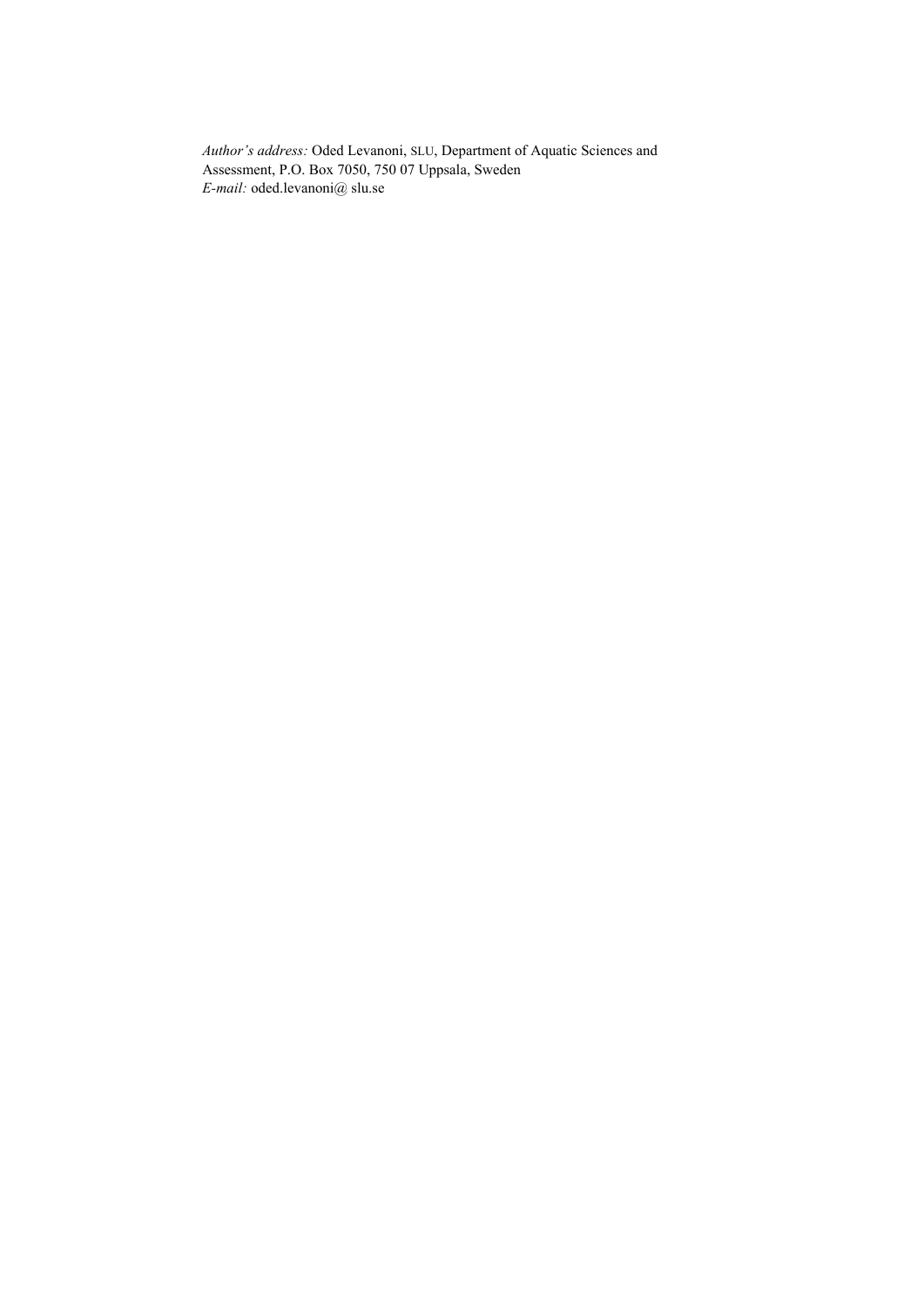*Author's address:* Oded Levanoni, SLU, Department of Aquatic Sciences and Assessment, P.O. Box 7050, 750 07 Uppsala, Sweden
*E-mail:* oded.levanoni@ slu.se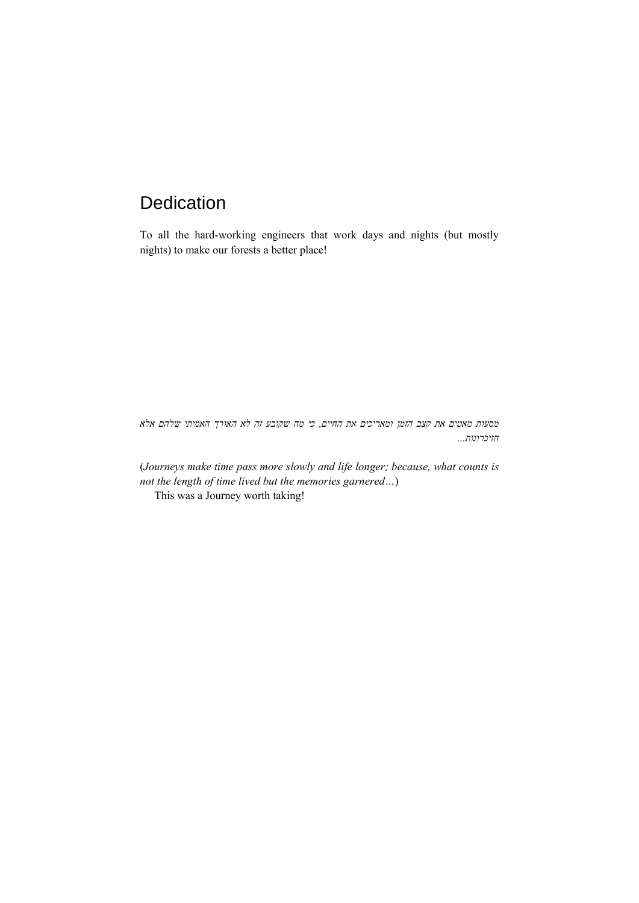# Dedication

To all the hard-working engineers that work days and nights (but mostly nights) to make our forests a better place!

*מסעות מאטים את קצב הזמן ומאריכים את החיים, כי מה שקובע זה לא האורך האמיתי שלהם אלא הזיכרונות...*

(*Journeys make time pass more slowly and life longer; because, what counts is not the length of time lived but the memories garnered…*)

This was a Journey worth taking!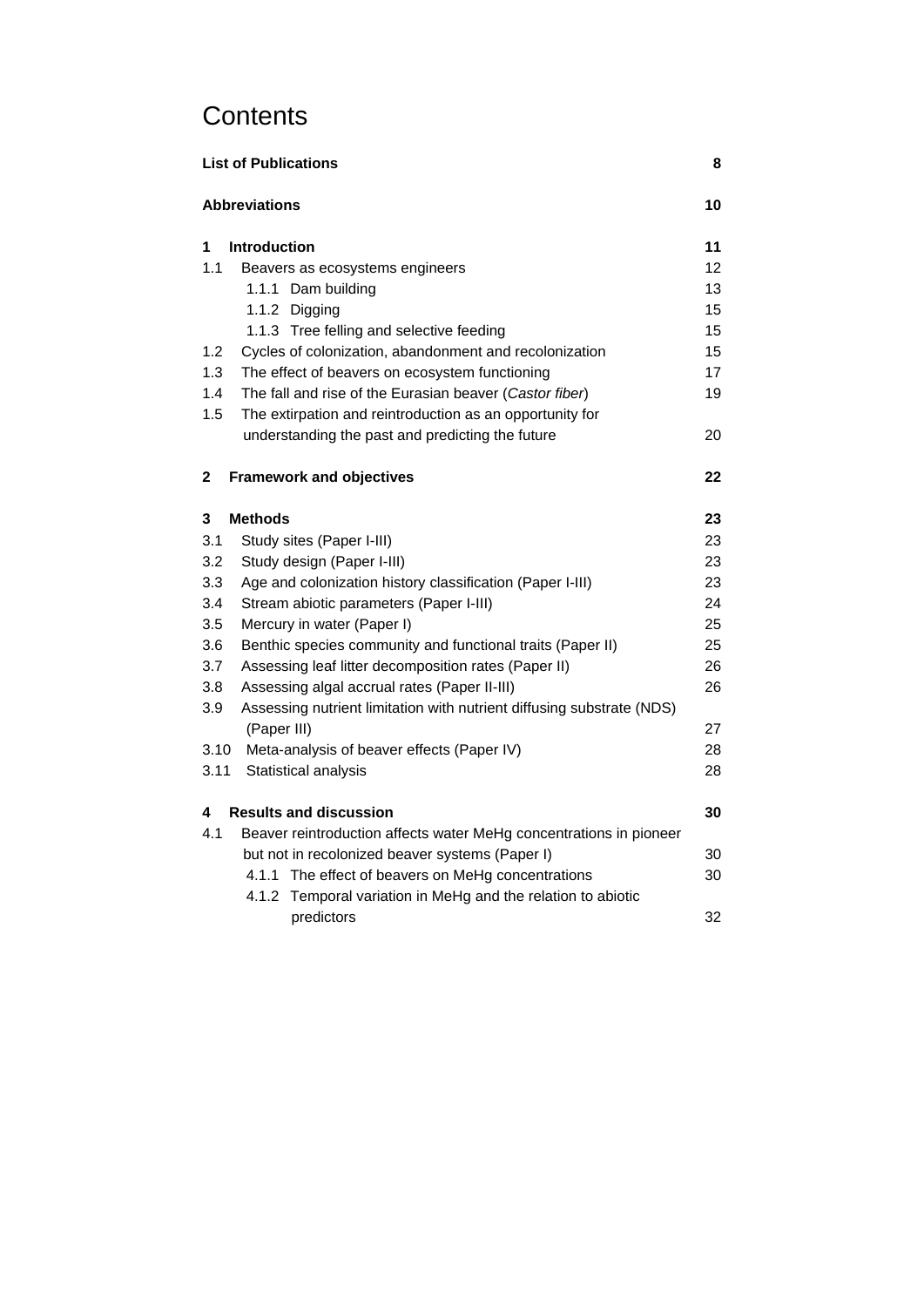# Contents

| | | |
|---|---|---|
| **List of Publications** | | **8** |
| **Abbreviations** | | **10** |
| **1** | **Introduction** | **11** |
| 1.1 | Beavers as ecosystems engineers | 12 |
| | 1.1.1 Dam building | 13 |
| | 1.1.2 Digging | 15 |
| | 1.1.3 Tree felling and selective feeding | 15 |
| 1.2 | Cycles of colonization, abandonment and recolonization | 15 |
| 1.3 | The effect of beavers on ecosystem functioning | 17 |
| 1.4 | The fall and rise of the Eurasian beaver (*Castor fiber*) | 19 |
| 1.5 | The extirpation and reintroduction as an opportunity for understanding the past and predicting the future | 20 |
| **2** | **Framework and objectives** | **22** |
| **3** | **Methods** | **23** |
| 3.1 | Study sites (Paper I-III) | 23 |
| 3.2 | Study design (Paper I-III) | 23 |
| 3.3 | Age and colonization history classification (Paper I-III) | 23 |
| 3.4 | Stream abiotic parameters (Paper I-III) | 24 |
| 3.5 | Mercury in water (Paper I) | 25 |
| 3.6 | Benthic species community and functional traits (Paper II) | 25 |
| 3.7 | Assessing leaf litter decomposition rates (Paper II) | 26 |
| 3.8 | Assessing algal accrual rates (Paper II-III) | 26 |
| 3.9 | Assessing nutrient limitation with nutrient diffusing substrate (NDS) (Paper III) | 27 |
| 3.10 | Meta-analysis of beaver effects (Paper IV) | 28 |
| 3.11 | Statistical analysis | 28 |
| **4** | **Results and discussion** | **30** |
| 4.1 | Beaver reintroduction affects water MeHg concentrations in pioneer but not in recolonized beaver systems (Paper I) | 30 |
| | 4.1.1 The effect of beavers on MeHg concentrations | 30 |
| | 4.1.2 Temporal variation in MeHg and the relation to abiotic predictors | 32 |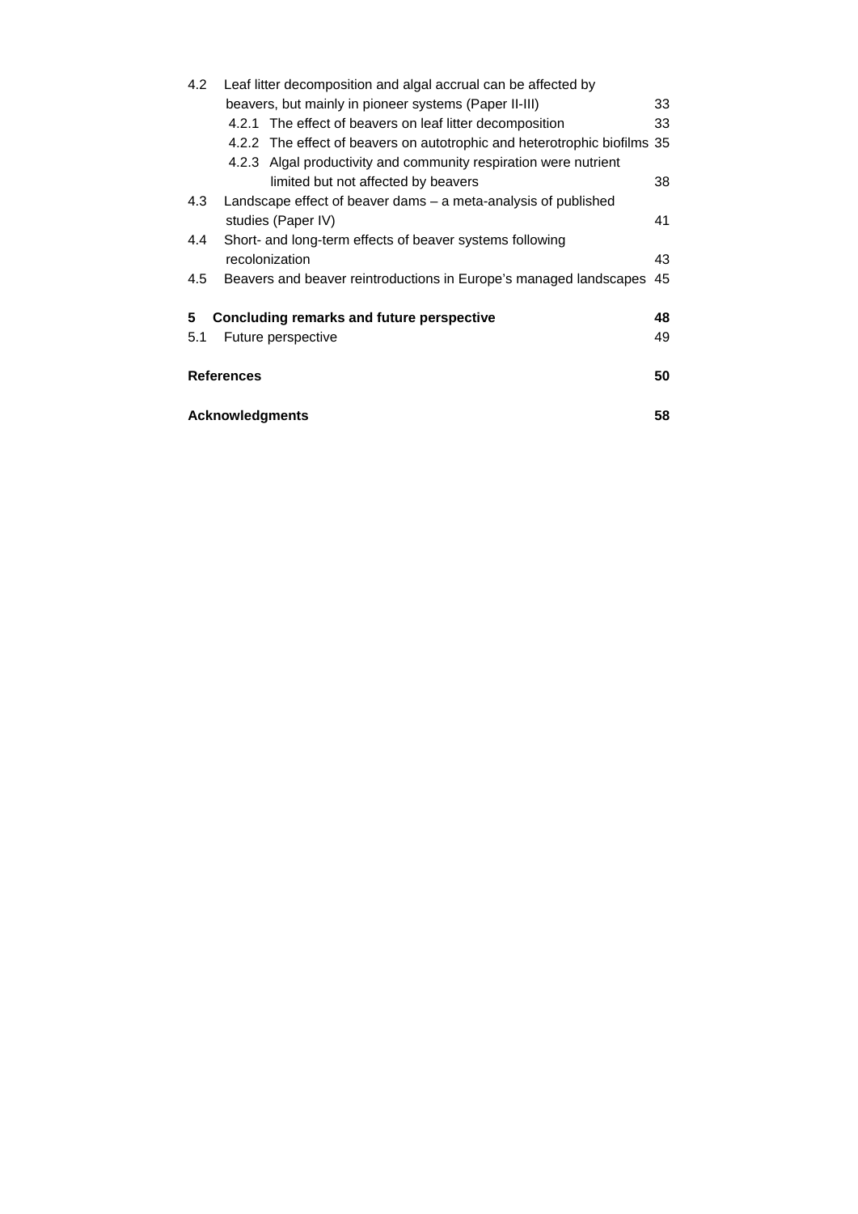4.2 Leaf litter decomposition and algal accrual can be affected by beavers, but mainly in pioneer systems (Paper II-III) 33

4.2.1 The effect of beavers on leaf litter decomposition 33

4.2.2 The effect of beavers on autotrophic and heterotrophic biofilms 35

4.2.3 Algal productivity and community respiration were nutrient limited but not affected by beavers 38

4.3 Landscape effect of beaver dams – a meta-analysis of published studies (Paper IV) 41

4.4 Short- and long-term effects of beaver systems following recolonization 43

4.5 Beavers and beaver reintroductions in Europe's managed landscapes 45

**5 Concluding remarks and future perspective 48**

5.1 Future perspective 49

**References 50**

**Acknowledgments 58**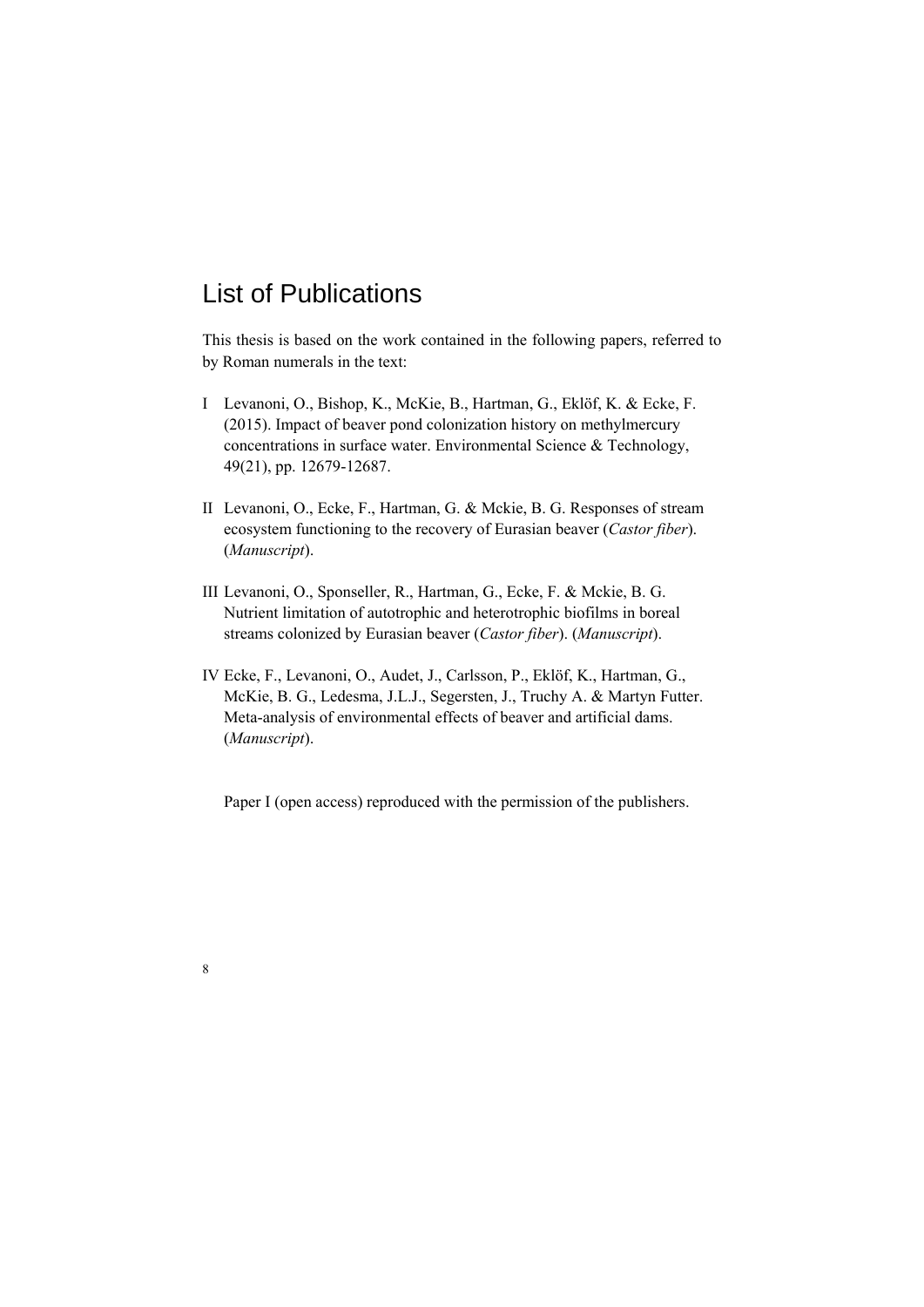# List of Publications

This thesis is based on the work contained in the following papers, referred to by Roman numerals in the text:

I Levanoni, O., Bishop, K., McKie, B., Hartman, G., Eklöf, K. & Ecke, F. (2015). Impact of beaver pond colonization history on methylmercury concentrations in surface water. Environmental Science & Technology, 49(21), pp. 12679-12687.

II Levanoni, O., Ecke, F., Hartman, G. & Mckie, B. G. Responses of stream ecosystem functioning to the recovery of Eurasian beaver (*Castor fiber*). (*Manuscript*).

III Levanoni, O., Sponseller, R., Hartman, G., Ecke, F. & Mckie, B. G. Nutrient limitation of autotrophic and heterotrophic biofilms in boreal streams colonized by Eurasian beaver (*Castor fiber*). (*Manuscript*).

IV Ecke, F., Levanoni, O., Audet, J., Carlsson, P., Eklöf, K., Hartman, G., McKie, B. G., Ledesma, J.L.J., Segersten, J., Truchy A. & Martyn Futter. Meta-analysis of environmental effects of beaver and artificial dams. (*Manuscript*).

Paper I (open access) reproduced with the permission of the publishers.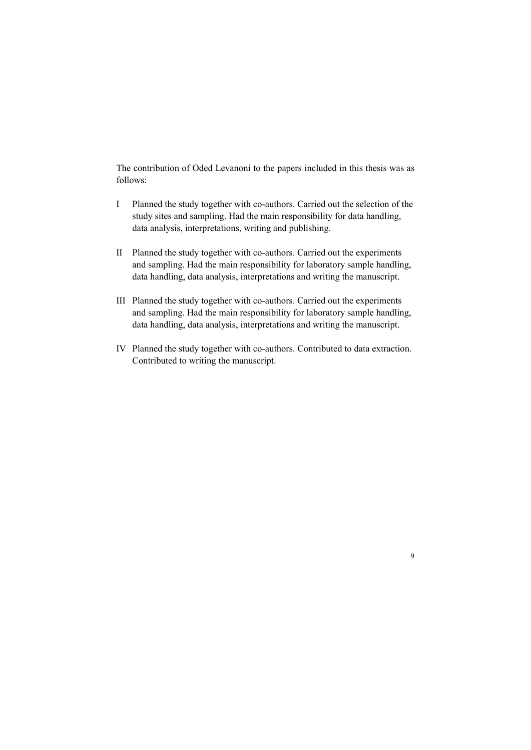The contribution of Oded Levanoni to the papers included in this thesis was as follows:

I Planned the study together with co-authors. Carried out the selection of the study sites and sampling. Had the main responsibility for data handling, data analysis, interpretations, writing and publishing.

II Planned the study together with co-authors. Carried out the experiments and sampling. Had the main responsibility for laboratory sample handling, data handling, data analysis, interpretations and writing the manuscript.

III Planned the study together with co-authors. Carried out the experiments and sampling. Had the main responsibility for laboratory sample handling, data handling, data analysis, interpretations and writing the manuscript.

IV Planned the study together with co-authors. Contributed to data extraction. Contributed to writing the manuscript.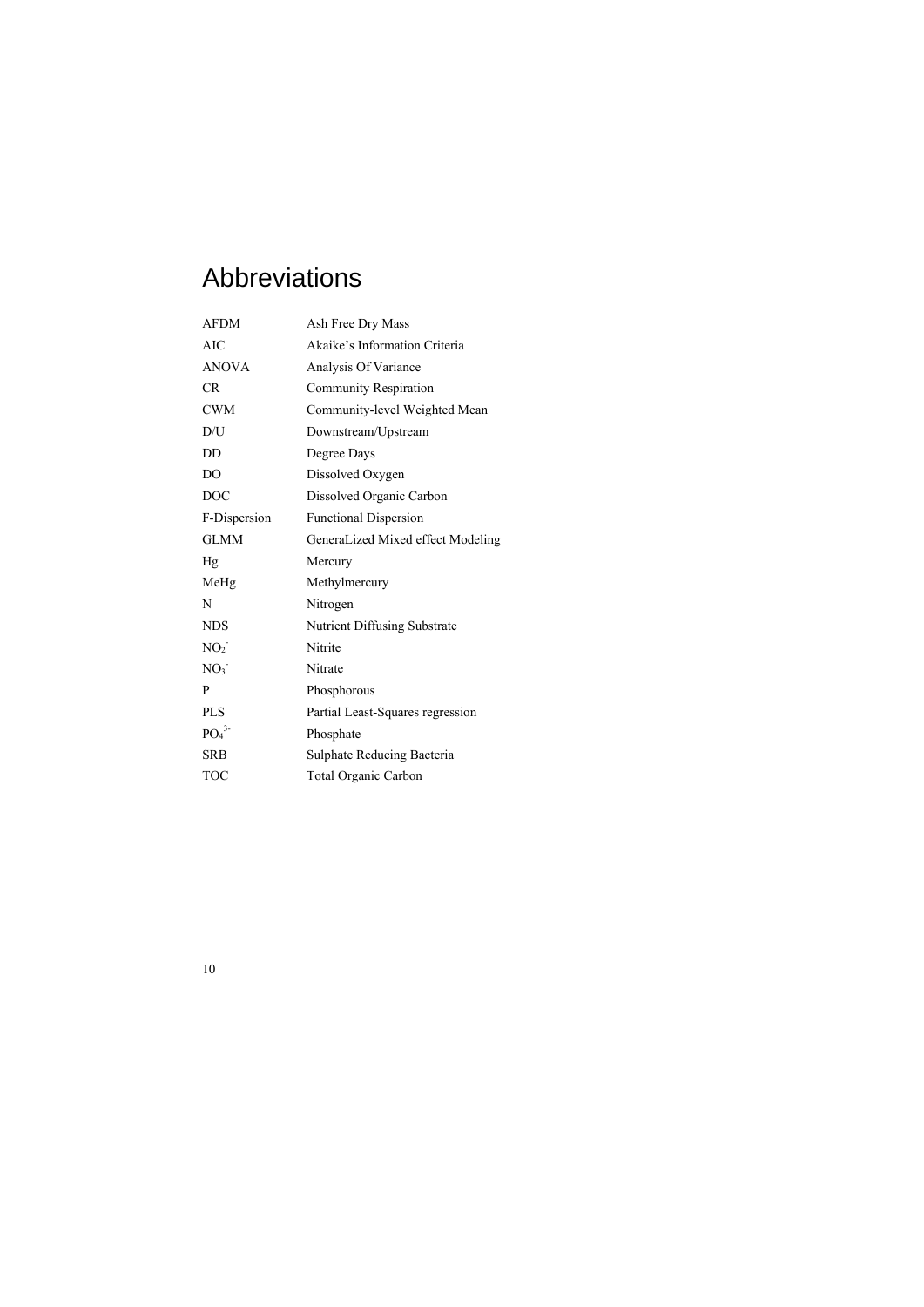# Abbreviations

| | |
|---|---|
| AFDM | Ash Free Dry Mass |
| AIC | Akaike's Information Criteria |
| ANOVA | Analysis Of Variance |
| CR | Community Respiration |
| CWM | Community-level Weighted Mean |
| D/U | Downstream/Upstream |
| DD | Degree Days |
| DO | Dissolved Oxygen |
| DOC | Dissolved Organic Carbon |
| F-Dispersion | Functional Dispersion |
| GLMM | GeneraLized Mixed effect Modeling |
| Hg | Mercury |
| MeHg | Methylmercury |
| N | Nitrogen |
| NDS | Nutrient Diffusing Substrate |
| $NO_2^-$ | Nitrite |
| $NO_3^-$ | Nitrate |
| P | Phosphorous |
| PLS | Partial Least-Squares regression |
| $PO_4^{3-}$ | Phosphate |
| SRB | Sulphate Reducing Bacteria |
| TOC | Total Organic Carbon |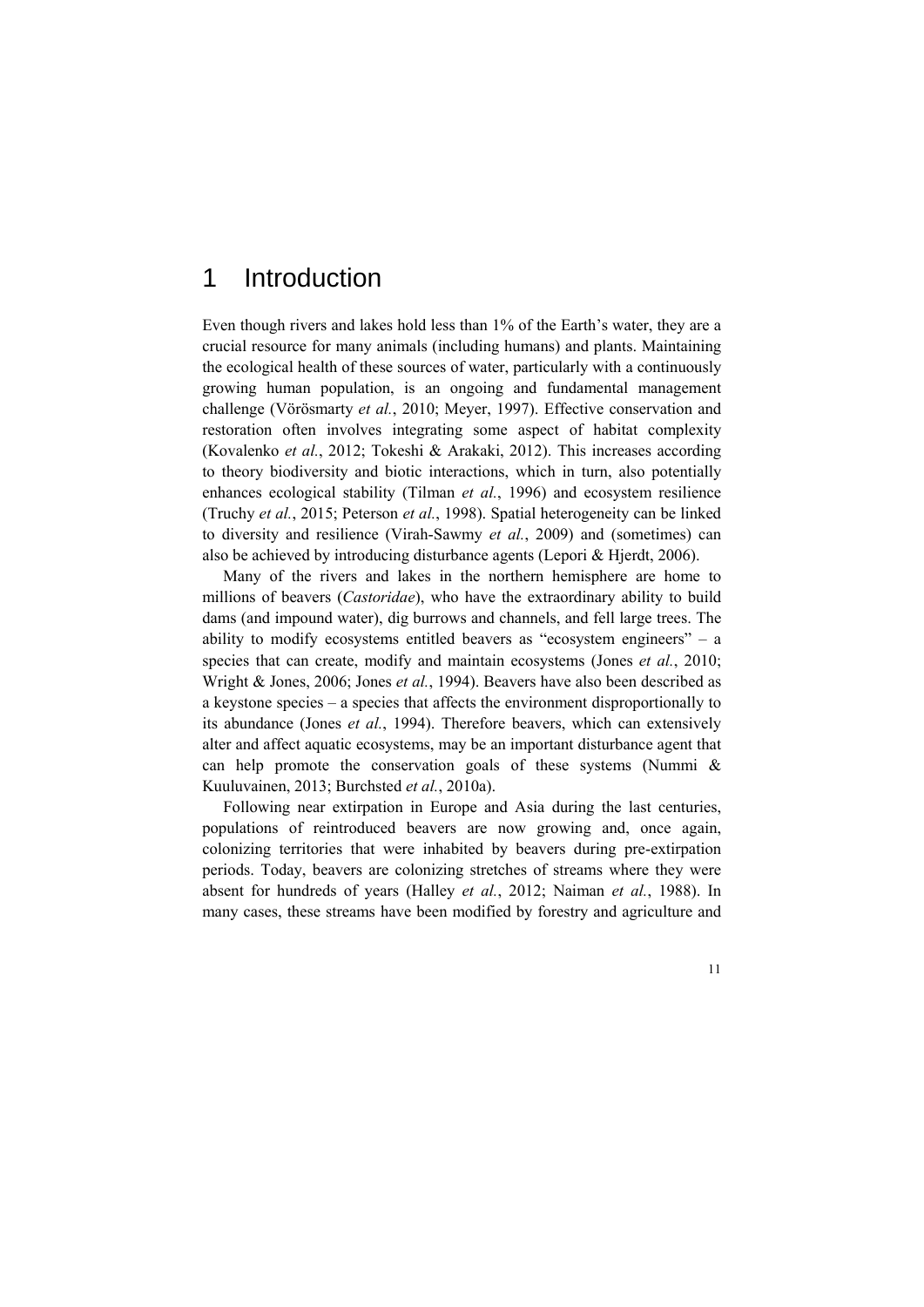# 1 Introduction

Even though rivers and lakes hold less than 1% of the Earth's water, they are a crucial resource for many animals (including humans) and plants. Maintaining the ecological health of these sources of water, particularly with a continuously growing human population, is an ongoing and fundamental management challenge (Vörösmarty *et al.*, 2010; Meyer, 1997). Effective conservation and restoration often involves integrating some aspect of habitat complexity (Kovalenko *et al.*, 2012; Tokeshi & Arakaki, 2012). This increases according to theory biodiversity and biotic interactions, which in turn, also potentially enhances ecological stability (Tilman *et al.*, 1996) and ecosystem resilience (Truchy *et al.*, 2015; Peterson *et al.*, 1998). Spatial heterogeneity can be linked to diversity and resilience (Virah-Sawmy *et al.*, 2009) and (sometimes) can also be achieved by introducing disturbance agents (Lepori & Hjerdt, 2006).

Many of the rivers and lakes in the northern hemisphere are home to millions of beavers (*Castoridae*), who have the extraordinary ability to build dams (and impound water), dig burrows and channels, and fell large trees. The ability to modify ecosystems entitled beavers as "ecosystem engineers" – a species that can create, modify and maintain ecosystems (Jones *et al.*, 2010; Wright & Jones, 2006; Jones *et al.*, 1994). Beavers have also been described as a keystone species – a species that affects the environment disproportionally to its abundance (Jones *et al.*, 1994). Therefore beavers, which can extensively alter and affect aquatic ecosystems, may be an important disturbance agent that can help promote the conservation goals of these systems (Nummi & Kuuluvainen, 2013; Burchsted *et al.*, 2010a).

Following near extirpation in Europe and Asia during the last centuries, populations of reintroduced beavers are now growing and, once again, colonizing territories that were inhabited by beavers during pre-extirpation periods. Today, beavers are colonizing stretches of streams where they were absent for hundreds of years (Halley *et al.*, 2012; Naiman *et al.*, 1988). In many cases, these streams have been modified by forestry and agriculture and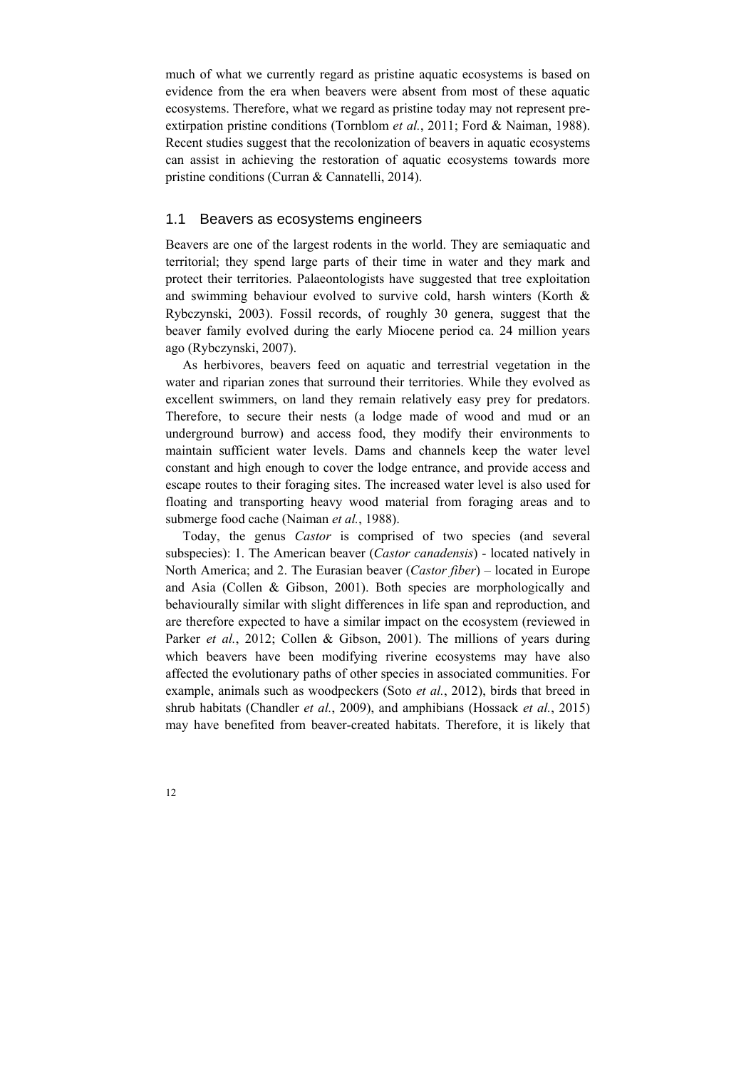much of what we currently regard as pristine aquatic ecosystems is based on evidence from the era when beavers were absent from most of these aquatic ecosystems. Therefore, what we regard as pristine today may not represent pre-extirpation pristine conditions (Tornblom *et al.*, 2011; Ford & Naiman, 1988). Recent studies suggest that the recolonization of beavers in aquatic ecosystems can assist in achieving the restoration of aquatic ecosystems towards more pristine conditions (Curran & Cannatelli, 2014).

## 1.1 Beavers as ecosystems engineers

Beavers are one of the largest rodents in the world. They are semiaquatic and territorial; they spend large parts of their time in water and they mark and protect their territories. Palaeontologists have suggested that tree exploitation and swimming behaviour evolved to survive cold, harsh winters (Korth & Rybczynski, 2003). Fossil records, of roughly 30 genera, suggest that the beaver family evolved during the early Miocene period ca. 24 million years ago (Rybczynski, 2007).

As herbivores, beavers feed on aquatic and terrestrial vegetation in the water and riparian zones that surround their territories. While they evolved as excellent swimmers, on land they remain relatively easy prey for predators. Therefore, to secure their nests (a lodge made of wood and mud or an underground burrow) and access food, they modify their environments to maintain sufficient water levels. Dams and channels keep the water level constant and high enough to cover the lodge entrance, and provide access and escape routes to their foraging sites. The increased water level is also used for floating and transporting heavy wood material from foraging areas and to submerge food cache (Naiman *et al.*, 1988).

Today, the genus *Castor* is comprised of two species (and several subspecies): 1. The American beaver (*Castor canadensis*) - located natively in North America; and 2. The Eurasian beaver (*Castor fiber*) – located in Europe and Asia (Collen & Gibson, 2001). Both species are morphologically and behaviourally similar with slight differences in life span and reproduction, and are therefore expected to have a similar impact on the ecosystem (reviewed in Parker *et al.*, 2012; Collen & Gibson, 2001). The millions of years during which beavers have been modifying riverine ecosystems may have also affected the evolutionary paths of other species in associated communities. For example, animals such as woodpeckers (Soto *et al.*, 2012), birds that breed in shrub habitats (Chandler *et al.*, 2009), and amphibians (Hossack *et al.*, 2015) may have benefited from beaver-created habitats. Therefore, it is likely that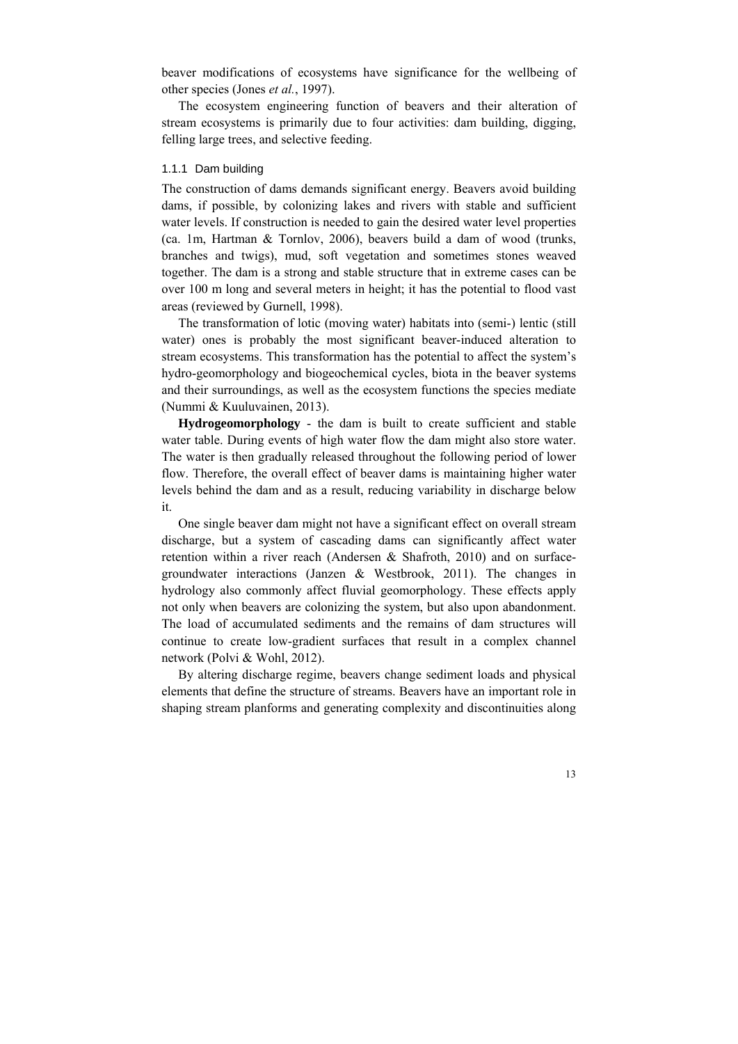beaver modifications of ecosystems have significance for the wellbeing of other species (Jones *et al.*, 1997).

The ecosystem engineering function of beavers and their alteration of stream ecosystems is primarily due to four activities: dam building, digging, felling large trees, and selective feeding.

### 1.1.1 Dam building

The construction of dams demands significant energy. Beavers avoid building dams, if possible, by colonizing lakes and rivers with stable and sufficient water levels. If construction is needed to gain the desired water level properties (ca. 1m, Hartman & Tornlov, 2006), beavers build a dam of wood (trunks, branches and twigs), mud, soft vegetation and sometimes stones weaved together. The dam is a strong and stable structure that in extreme cases can be over 100 m long and several meters in height; it has the potential to flood vast areas (reviewed by Gurnell, 1998).

The transformation of lotic (moving water) habitats into (semi-) lentic (still water) ones is probably the most significant beaver-induced alteration to stream ecosystems. This transformation has the potential to affect the system's hydro-geomorphology and biogeochemical cycles, biota in the beaver systems and their surroundings, as well as the ecosystem functions the species mediate (Nummi & Kuuluvainen, 2013).

**Hydrogeomorphology** - the dam is built to create sufficient and stable water table. During events of high water flow the dam might also store water. The water is then gradually released throughout the following period of lower flow. Therefore, the overall effect of beaver dams is maintaining higher water levels behind the dam and as a result, reducing variability in discharge below it.

One single beaver dam might not have a significant effect on overall stream discharge, but a system of cascading dams can significantly affect water retention within a river reach (Andersen & Shafroth, 2010) and on surface-groundwater interactions (Janzen & Westbrook, 2011). The changes in hydrology also commonly affect fluvial geomorphology. These effects apply not only when beavers are colonizing the system, but also upon abandonment. The load of accumulated sediments and the remains of dam structures will continue to create low-gradient surfaces that result in a complex channel network (Polvi & Wohl, 2012).

By altering discharge regime, beavers change sediment loads and physical elements that define the structure of streams. Beavers have an important role in shaping stream planforms and generating complexity and discontinuities along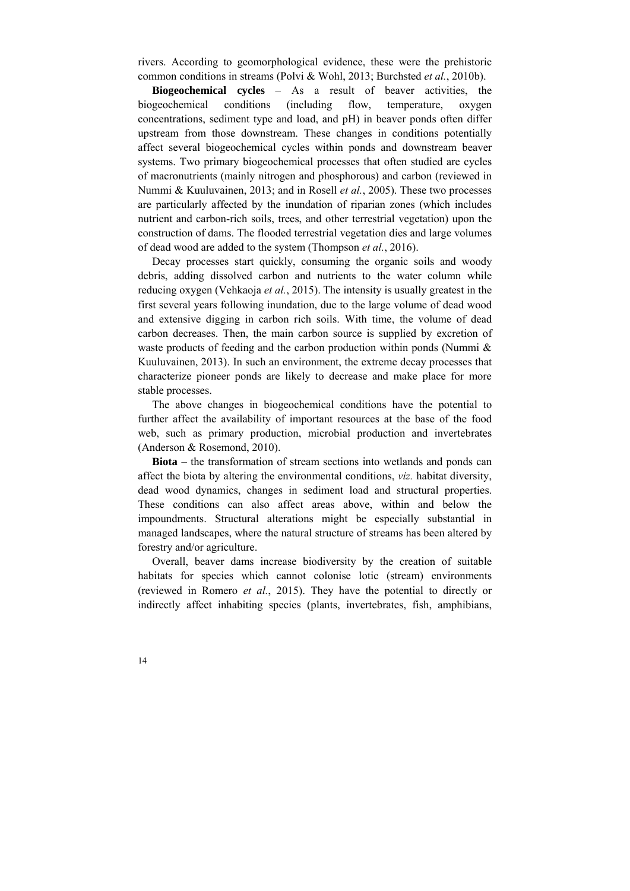rivers. According to geomorphological evidence, these were the prehistoric common conditions in streams (Polvi & Wohl, 2013; Burchsted *et al.*, 2010b).

**Biogeochemical cycles** – As a result of beaver activities, the biogeochemical conditions (including flow, temperature, oxygen concentrations, sediment type and load, and pH) in beaver ponds often differ upstream from those downstream. These changes in conditions potentially affect several biogeochemical cycles within ponds and downstream beaver systems. Two primary biogeochemical processes that often studied are cycles of macronutrients (mainly nitrogen and phosphorous) and carbon (reviewed in Nummi & Kuuluvainen, 2013; and in Rosell *et al.*, 2005). These two processes are particularly affected by the inundation of riparian zones (which includes nutrient and carbon-rich soils, trees, and other terrestrial vegetation) upon the construction of dams. The flooded terrestrial vegetation dies and large volumes of dead wood are added to the system (Thompson *et al.*, 2016).

Decay processes start quickly, consuming the organic soils and woody debris, adding dissolved carbon and nutrients to the water column while reducing oxygen (Vehkaoja *et al.*, 2015). The intensity is usually greatest in the first several years following inundation, due to the large volume of dead wood and extensive digging in carbon rich soils. With time, the volume of dead carbon decreases. Then, the main carbon source is supplied by excretion of waste products of feeding and the carbon production within ponds (Nummi & Kuuluvainen, 2013). In such an environment, the extreme decay processes that characterize pioneer ponds are likely to decrease and make place for more stable processes.

The above changes in biogeochemical conditions have the potential to further affect the availability of important resources at the base of the food web, such as primary production, microbial production and invertebrates (Anderson & Rosemond, 2010).

**Biota** – the transformation of stream sections into wetlands and ponds can affect the biota by altering the environmental conditions, *viz.* habitat diversity, dead wood dynamics, changes in sediment load and structural properties. These conditions can also affect areas above, within and below the impoundments. Structural alterations might be especially substantial in managed landscapes, where the natural structure of streams has been altered by forestry and/or agriculture.

Overall, beaver dams increase biodiversity by the creation of suitable habitats for species which cannot colonise lotic (stream) environments (reviewed in Romero *et al.*, 2015). They have the potential to directly or indirectly affect inhabiting species (plants, invertebrates, fish, amphibians,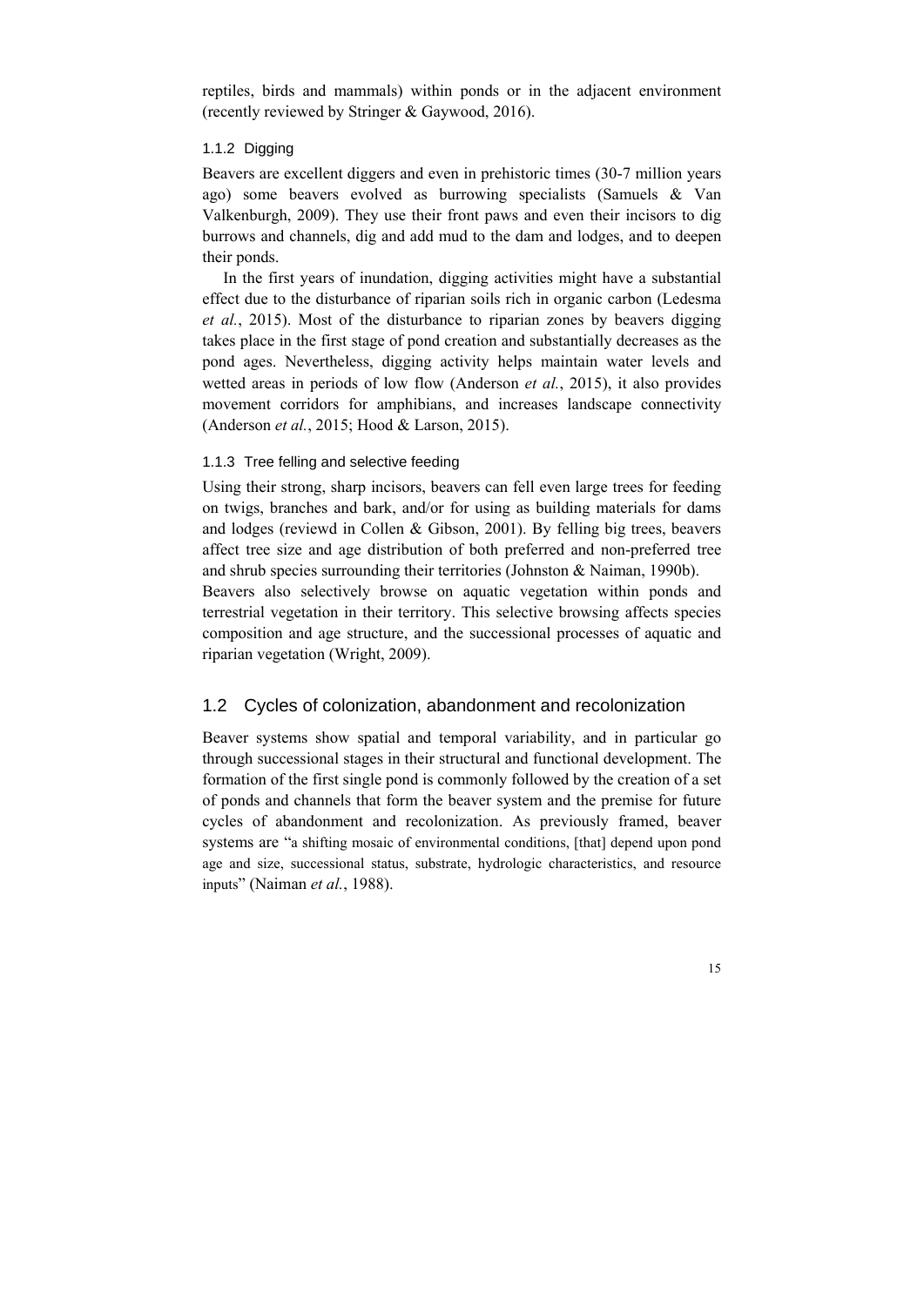reptiles, birds and mammals) within ponds or in the adjacent environment (recently reviewed by Stringer & Gaywood, 2016).

### 1.1.2 Digging

Beavers are excellent diggers and even in prehistoric times (30-7 million years ago) some beavers evolved as burrowing specialists (Samuels & Van Valkenburgh, 2009). They use their front paws and even their incisors to dig burrows and channels, dig and add mud to the dam and lodges, and to deepen their ponds.

In the first years of inundation, digging activities might have a substantial effect due to the disturbance of riparian soils rich in organic carbon (Ledesma *et al.*, 2015). Most of the disturbance to riparian zones by beavers digging takes place in the first stage of pond creation and substantially decreases as the pond ages. Nevertheless, digging activity helps maintain water levels and wetted areas in periods of low flow (Anderson *et al.*, 2015), it also provides movement corridors for amphibians, and increases landscape connectivity (Anderson *et al.*, 2015; Hood & Larson, 2015).

### 1.1.3 Tree felling and selective feeding

Using their strong, sharp incisors, beavers can fell even large trees for feeding on twigs, branches and bark, and/or for using as building materials for dams and lodges (reviewd in Collen & Gibson, 2001). By felling big trees, beavers affect tree size and age distribution of both preferred and non-preferred tree and shrub species surrounding their territories (Johnston & Naiman, 1990b).
Beavers also selectively browse on aquatic vegetation within ponds and terrestrial vegetation in their territory. This selective browsing affects species composition and age structure, and the successional processes of aquatic and riparian vegetation (Wright, 2009).

## 1.2 Cycles of colonization, abandonment and recolonization

Beaver systems show spatial and temporal variability, and in particular go through successional stages in their structural and functional development. The formation of the first single pond is commonly followed by the creation of a set of ponds and channels that form the beaver system and the premise for future cycles of abandonment and recolonization. As previously framed, beaver systems are "a shifting mosaic of environmental conditions, [that] depend upon pond age and size, successional status, substrate, hydrologic characteristics, and resource inputs" (Naiman *et al.*, 1988).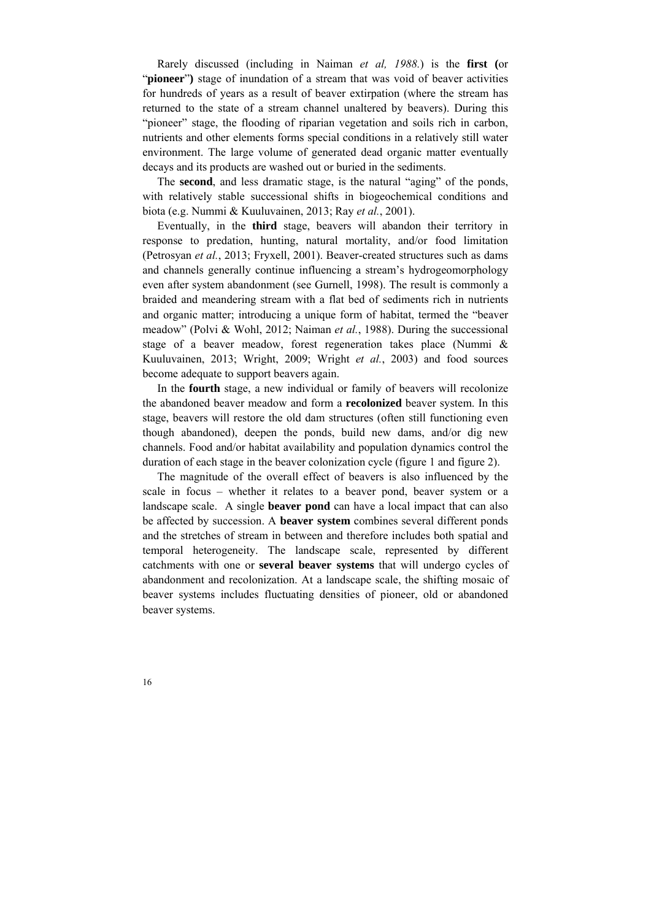Rarely discussed (including in Naiman *et al, 1988.*) is the **first (**or "**pioneer**"**)** stage of inundation of a stream that was void of beaver activities for hundreds of years as a result of beaver extirpation (where the stream has returned to the state of a stream channel unaltered by beavers). During this "pioneer" stage, the flooding of riparian vegetation and soils rich in carbon, nutrients and other elements forms special conditions in a relatively still water environment. The large volume of generated dead organic matter eventually decays and its products are washed out or buried in the sediments.

The **second**, and less dramatic stage, is the natural "aging" of the ponds, with relatively stable successional shifts in biogeochemical conditions and biota (e.g. Nummi & Kuuluvainen, 2013; Ray *et al.*, 2001).

Eventually, in the **third** stage, beavers will abandon their territory in response to predation, hunting, natural mortality, and/or food limitation (Petrosyan *et al.*, 2013; Fryxell, 2001). Beaver-created structures such as dams and channels generally continue influencing a stream's hydrogeomorphology even after system abandonment (see Gurnell, 1998). The result is commonly a braided and meandering stream with a flat bed of sediments rich in nutrients and organic matter; introducing a unique form of habitat, termed the "beaver meadow" (Polvi & Wohl, 2012; Naiman *et al.*, 1988). During the successional stage of a beaver meadow, forest regeneration takes place (Nummi & Kuuluvainen, 2013; Wright, 2009; Wright *et al.*, 2003) and food sources become adequate to support beavers again.

In the **fourth** stage, a new individual or family of beavers will recolonize the abandoned beaver meadow and form a **recolonized** beaver system. In this stage, beavers will restore the old dam structures (often still functioning even though abandoned), deepen the ponds, build new dams, and/or dig new channels. Food and/or habitat availability and population dynamics control the duration of each stage in the beaver colonization cycle (figure 1 and figure 2).

The magnitude of the overall effect of beavers is also influenced by the scale in focus – whether it relates to a beaver pond, beaver system or a landscape scale. A single **beaver pond** can have a local impact that can also be affected by succession. A **beaver system** combines several different ponds and the stretches of stream in between and therefore includes both spatial and temporal heterogeneity. The landscape scale, represented by different catchments with one or **several beaver systems** that will undergo cycles of abandonment and recolonization. At a landscape scale, the shifting mosaic of beaver systems includes fluctuating densities of pioneer, old or abandoned beaver systems.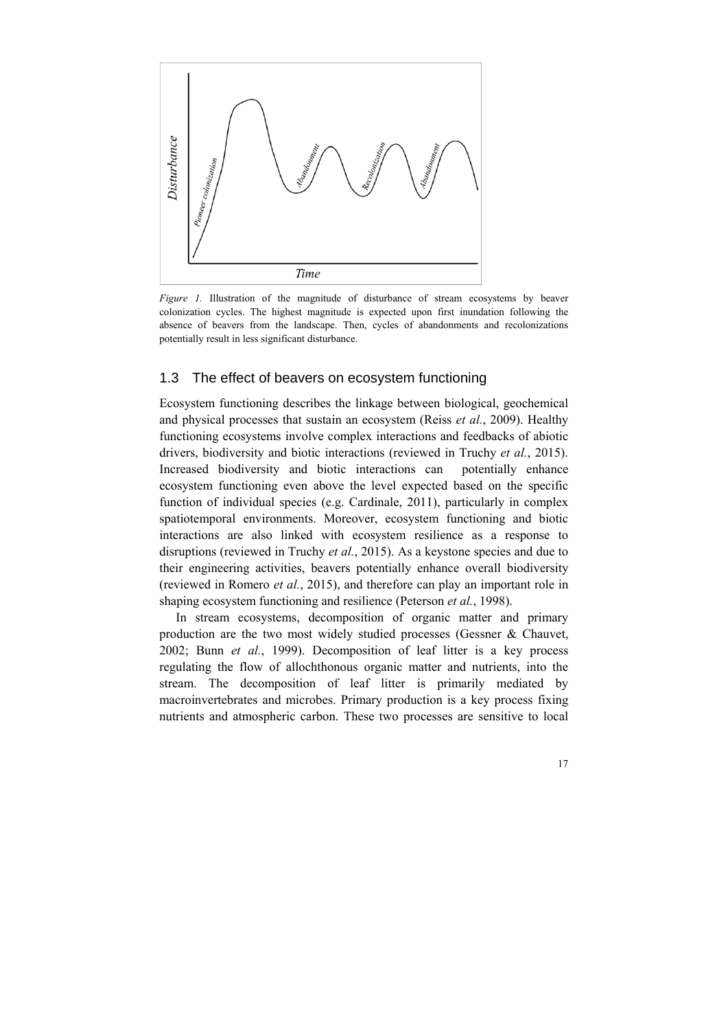*Figure 1.* Illustration of the magnitude of disturbance of stream ecosystems by beaver colonization cycles. The highest magnitude is expected upon first inundation following the absence of beavers from the landscape. Then, cycles of abandonments and recolonizations potentially result in less significant disturbance.

## 1.3 The effect of beavers on ecosystem functioning

Ecosystem functioning describes the linkage between biological, geochemical and physical processes that sustain an ecosystem (Reiss *et al.*, 2009). Healthy functioning ecosystems involve complex interactions and feedbacks of abiotic drivers, biodiversity and biotic interactions (reviewed in Truchy *et al.*, 2015). Increased biodiversity and biotic interactions can potentially enhance ecosystem functioning even above the level expected based on the specific function of individual species (e.g. Cardinale, 2011), particularly in complex spatiotemporal environments. Moreover, ecosystem functioning and biotic interactions are also linked with ecosystem resilience as a response to disruptions (reviewed in Truchy *et al.*, 2015). As a keystone species and due to their engineering activities, beavers potentially enhance overall biodiversity (reviewed in Romero *et al.*, 2015), and therefore can play an important role in shaping ecosystem functioning and resilience (Peterson *et al.*, 1998).

In stream ecosystems, decomposition of organic matter and primary production are the two most widely studied processes (Gessner & Chauvet, 2002; Bunn *et al.*, 1999). Decomposition of leaf litter is a key process regulating the flow of allochthonous organic matter and nutrients, into the stream. The decomposition of leaf litter is primarily mediated by macroinvertebrates and microbes. Primary production is a key process fixing nutrients and atmospheric carbon. These two processes are sensitive to local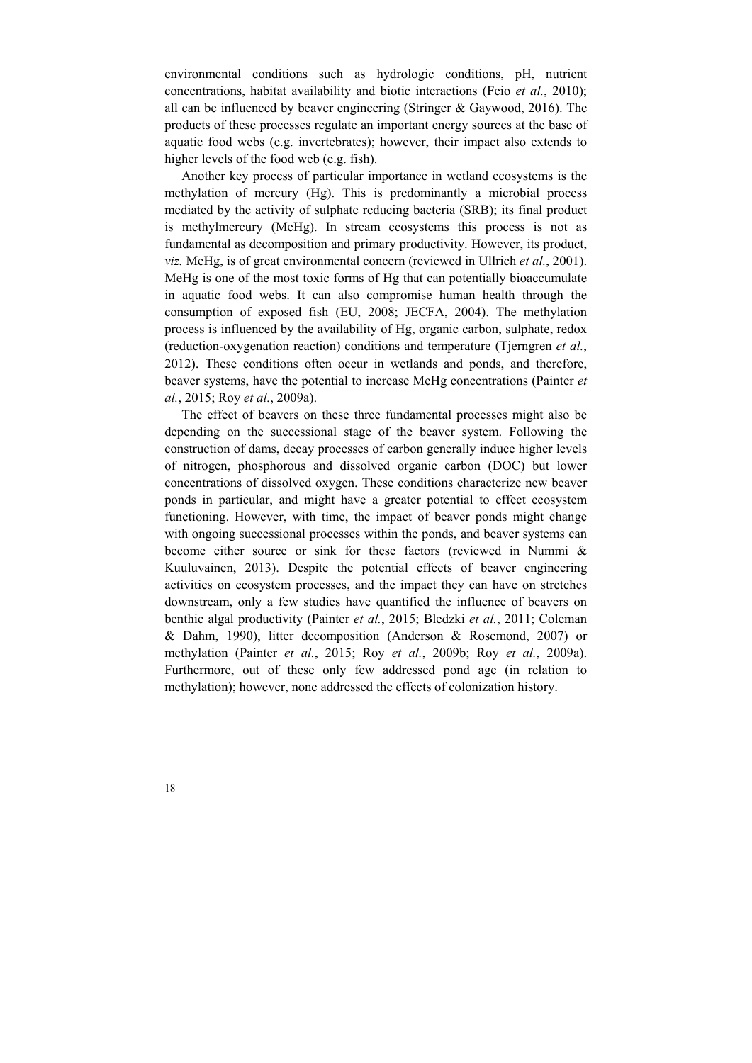environmental conditions such as hydrologic conditions, pH, nutrient concentrations, habitat availability and biotic interactions (Feio *et al.*, 2010); all can be influenced by beaver engineering (Stringer & Gaywood, 2016). The products of these processes regulate an important energy sources at the base of aquatic food webs (e.g. invertebrates); however, their impact also extends to higher levels of the food web (e.g. fish).

Another key process of particular importance in wetland ecosystems is the methylation of mercury (Hg). This is predominantly a microbial process mediated by the activity of sulphate reducing bacteria (SRB); its final product is methylmercury (MeHg). In stream ecosystems this process is not as fundamental as decomposition and primary productivity. However, its product, *viz.* MeHg, is of great environmental concern (reviewed in Ullrich *et al.*, 2001). MeHg is one of the most toxic forms of Hg that can potentially bioaccumulate in aquatic food webs. It can also compromise human health through the consumption of exposed fish (EU, 2008; JECFA, 2004). The methylation process is influenced by the availability of Hg, organic carbon, sulphate, redox (reduction-oxygenation reaction) conditions and temperature (Tjerngren *et al.*, 2012). These conditions often occur in wetlands and ponds, and therefore, beaver systems, have the potential to increase MeHg concentrations (Painter *et al.*, 2015; Roy *et al.*, 2009a).

The effect of beavers on these three fundamental processes might also be depending on the successional stage of the beaver system. Following the construction of dams, decay processes of carbon generally induce higher levels of nitrogen, phosphorous and dissolved organic carbon (DOC) but lower concentrations of dissolved oxygen. These conditions characterize new beaver ponds in particular, and might have a greater potential to effect ecosystem functioning. However, with time, the impact of beaver ponds might change with ongoing successional processes within the ponds, and beaver systems can become either source or sink for these factors (reviewed in Nummi & Kuuluvainen, 2013). Despite the potential effects of beaver engineering activities on ecosystem processes, and the impact they can have on stretches downstream, only a few studies have quantified the influence of beavers on benthic algal productivity (Painter *et al.*, 2015; Bledzki *et al.*, 2011; Coleman & Dahm, 1990), litter decomposition (Anderson & Rosemond, 2007) or methylation (Painter *et al.*, 2015; Roy *et al.*, 2009b; Roy *et al.*, 2009a). Furthermore, out of these only few addressed pond age (in relation to methylation); however, none addressed the effects of colonization history.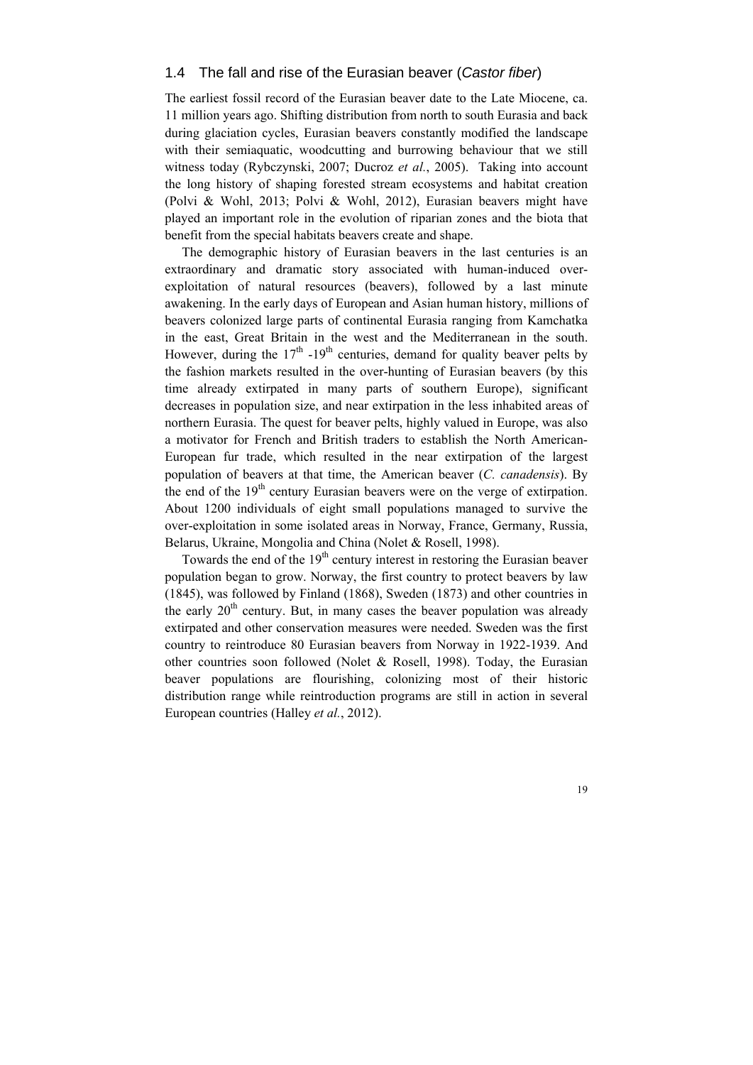## 1.4 The fall and rise of the Eurasian beaver (*Castor fiber*)

The earliest fossil record of the Eurasian beaver date to the Late Miocene, ca. 11 million years ago. Shifting distribution from north to south Eurasia and back during glaciation cycles, Eurasian beavers constantly modified the landscape with their semiaquatic, woodcutting and burrowing behaviour that we still witness today (Rybczynski, 2007; Ducroz *et al.*, 2005). Taking into account the long history of shaping forested stream ecosystems and habitat creation (Polvi & Wohl, 2013; Polvi & Wohl, 2012), Eurasian beavers might have played an important role in the evolution of riparian zones and the biota that benefit from the special habitats beavers create and shape.

The demographic history of Eurasian beavers in the last centuries is an extraordinary and dramatic story associated with human-induced over-exploitation of natural resources (beavers), followed by a last minute awakening. In the early days of European and Asian human history, millions of beavers colonized large parts of continental Eurasia ranging from Kamchatka in the east, Great Britain in the west and the Mediterranean in the south. However, during the 17$^{th}$ -19$^{th}$ centuries, demand for quality beaver pelts by the fashion markets resulted in the over-hunting of Eurasian beavers (by this time already extirpated in many parts of southern Europe), significant decreases in population size, and near extirpation in the less inhabited areas of northern Eurasia. The quest for beaver pelts, highly valued in Europe, was also a motivator for French and British traders to establish the North American-European fur trade, which resulted in the near extirpation of the largest population of beavers at that time, the American beaver (*C. canadensis*). By the end of the 19$^{th}$ century Eurasian beavers were on the verge of extirpation. About 1200 individuals of eight small populations managed to survive the over-exploitation in some isolated areas in Norway, France, Germany, Russia, Belarus, Ukraine, Mongolia and China (Nolet & Rosell, 1998).

Towards the end of the 19$^{th}$ century interest in restoring the Eurasian beaver population began to grow. Norway, the first country to protect beavers by law (1845), was followed by Finland (1868), Sweden (1873) and other countries in the early 20$^{th}$ century. But, in many cases the beaver population was already extirpated and other conservation measures were needed. Sweden was the first country to reintroduce 80 Eurasian beavers from Norway in 1922-1939. And other countries soon followed (Nolet & Rosell, 1998). Today, the Eurasian beaver populations are flourishing, colonizing most of their historic distribution range while reintroduction programs are still in action in several European countries (Halley *et al.*, 2012).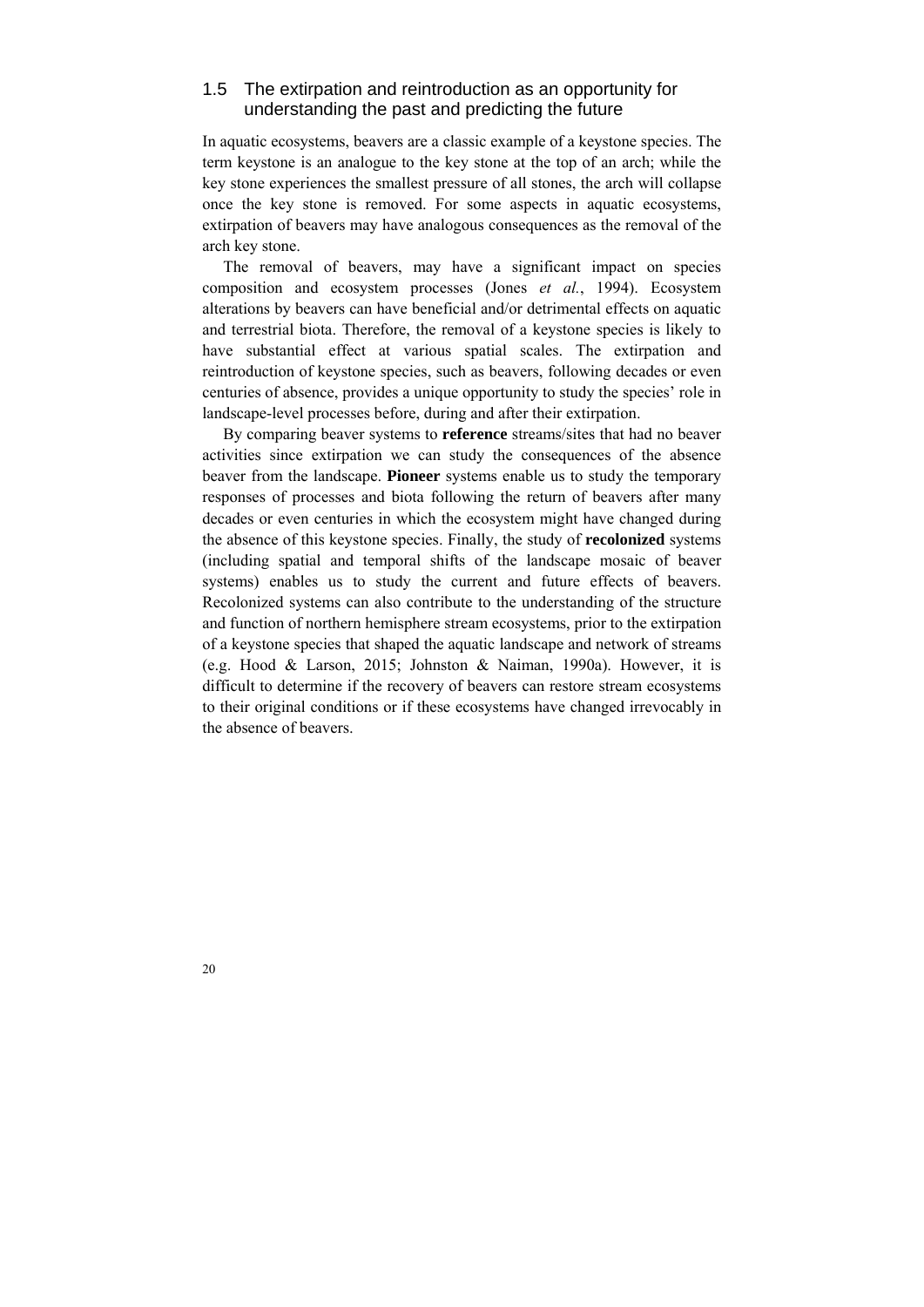## 1.5 The extirpation and reintroduction as an opportunity for understanding the past and predicting the future

In aquatic ecosystems, beavers are a classic example of a keystone species. The term keystone is an analogue to the key stone at the top of an arch; while the key stone experiences the smallest pressure of all stones, the arch will collapse once the key stone is removed. For some aspects in aquatic ecosystems, extirpation of beavers may have analogous consequences as the removal of the arch key stone.

The removal of beavers, may have a significant impact on species composition and ecosystem processes (Jones *et al.*, 1994). Ecosystem alterations by beavers can have beneficial and/or detrimental effects on aquatic and terrestrial biota. Therefore, the removal of a keystone species is likely to have substantial effect at various spatial scales. The extirpation and reintroduction of keystone species, such as beavers, following decades or even centuries of absence, provides a unique opportunity to study the species' role in landscape-level processes before, during and after their extirpation.

By comparing beaver systems to **reference** streams/sites that had no beaver activities since extirpation we can study the consequences of the absence beaver from the landscape. **Pioneer** systems enable us to study the temporary responses of processes and biota following the return of beavers after many decades or even centuries in which the ecosystem might have changed during the absence of this keystone species. Finally, the study of **recolonized** systems (including spatial and temporal shifts of the landscape mosaic of beaver systems) enables us to study the current and future effects of beavers. Recolonized systems can also contribute to the understanding of the structure and function of northern hemisphere stream ecosystems, prior to the extirpation of a keystone species that shaped the aquatic landscape and network of streams (e.g. Hood & Larson, 2015; Johnston & Naiman, 1990a). However, it is difficult to determine if the recovery of beavers can restore stream ecosystems to their original conditions or if these ecosystems have changed irrevocably in the absence of beavers.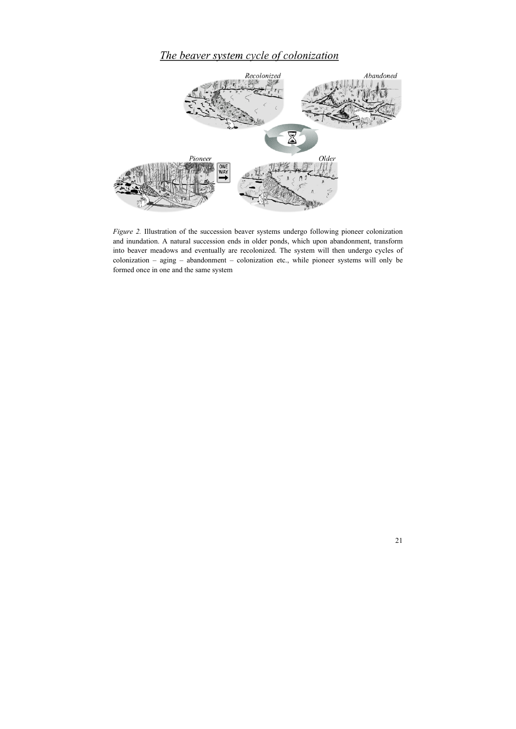*Figure 2.* Illustration of the succession beaver systems undergo following pioneer colonization and inundation. A natural succession ends in older ponds, which upon abandonment, transform into beaver meadows and eventually are recolonized. The system will then undergo cycles of colonization – aging – abandonment – colonization etc., while pioneer systems will only be formed once in one and the same system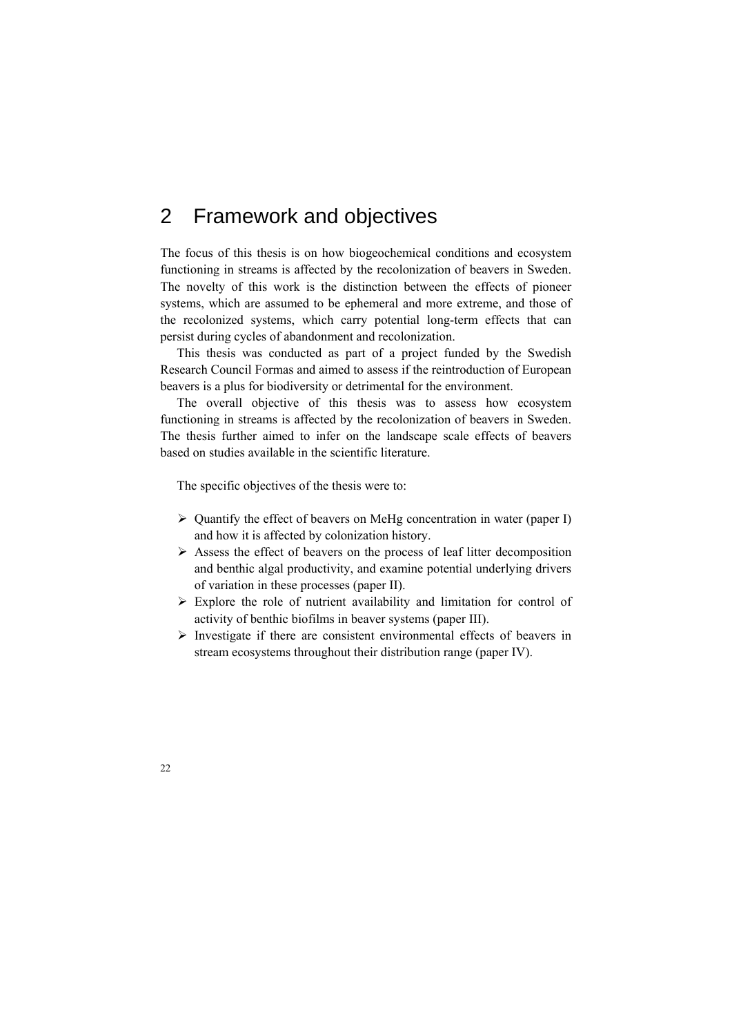# 2 Framework and objectives

The focus of this thesis is on how biogeochemical conditions and ecosystem functioning in streams is affected by the recolonization of beavers in Sweden. The novelty of this work is the distinction between the effects of pioneer systems, which are assumed to be ephemeral and more extreme, and those of the recolonized systems, which carry potential long-term effects that can persist during cycles of abandonment and recolonization.

This thesis was conducted as part of a project funded by the Swedish Research Council Formas and aimed to assess if the reintroduction of European beavers is a plus for biodiversity or detrimental for the environment.

The overall objective of this thesis was to assess how ecosystem functioning in streams is affected by the recolonization of beavers in Sweden. The thesis further aimed to infer on the landscape scale effects of beavers based on studies available in the scientific literature.

The specific objectives of the thesis were to:

- Quantify the effect of beavers on MeHg concentration in water (paper I) and how it is affected by colonization history.
- Assess the effect of beavers on the process of leaf litter decomposition and benthic algal productivity, and examine potential underlying drivers of variation in these processes (paper II).
- Explore the role of nutrient availability and limitation for control of activity of benthic biofilms in beaver systems (paper III).
- Investigate if there are consistent environmental effects of beavers in stream ecosystems throughout their distribution range (paper IV).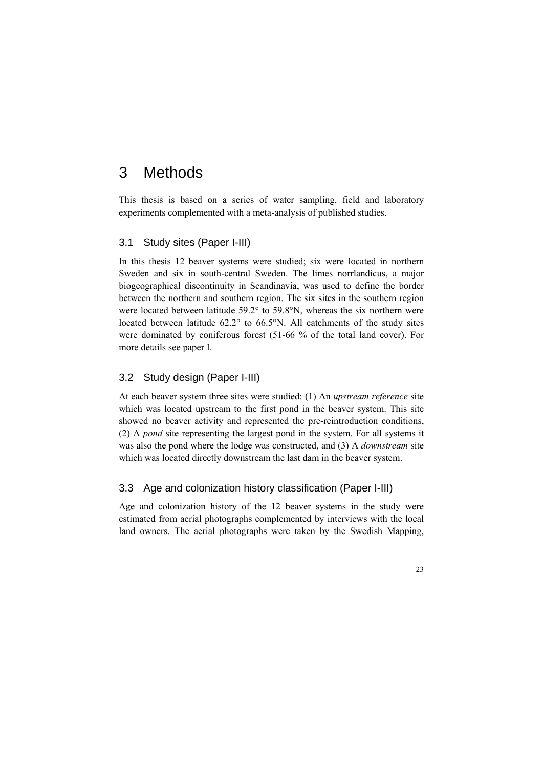# 3 Methods

This thesis is based on a series of water sampling, field and laboratory experiments complemented with a meta-analysis of published studies.

## 3.1 Study sites (Paper I-III)

In this thesis 12 beaver systems were studied; six were located in northern Sweden and six in south-central Sweden. The limes norrlandicus, a major biogeographical discontinuity in Scandinavia, was used to define the border between the northern and southern region. The six sites in the southern region were located between latitude 59.2° to 59.8°N, whereas the six northern were located between latitude 62.2° to 66.5°N. All catchments of the study sites were dominated by coniferous forest (51-66 % of the total land cover). For more details see paper I.

## 3.2 Study design (Paper I-III)

At each beaver system three sites were studied: (1) An *upstream reference* site which was located upstream to the first pond in the beaver system. This site showed no beaver activity and represented the pre-reintroduction conditions, (2) A *pond* site representing the largest pond in the system. For all systems it was also the pond where the lodge was constructed, and (3) A *downstream* site which was located directly downstream the last dam in the beaver system.

## 3.3 Age and colonization history classification (Paper I-III)

Age and colonization history of the 12 beaver systems in the study were estimated from aerial photographs complemented by interviews with the local land owners. The aerial photographs were taken by the Swedish Mapping,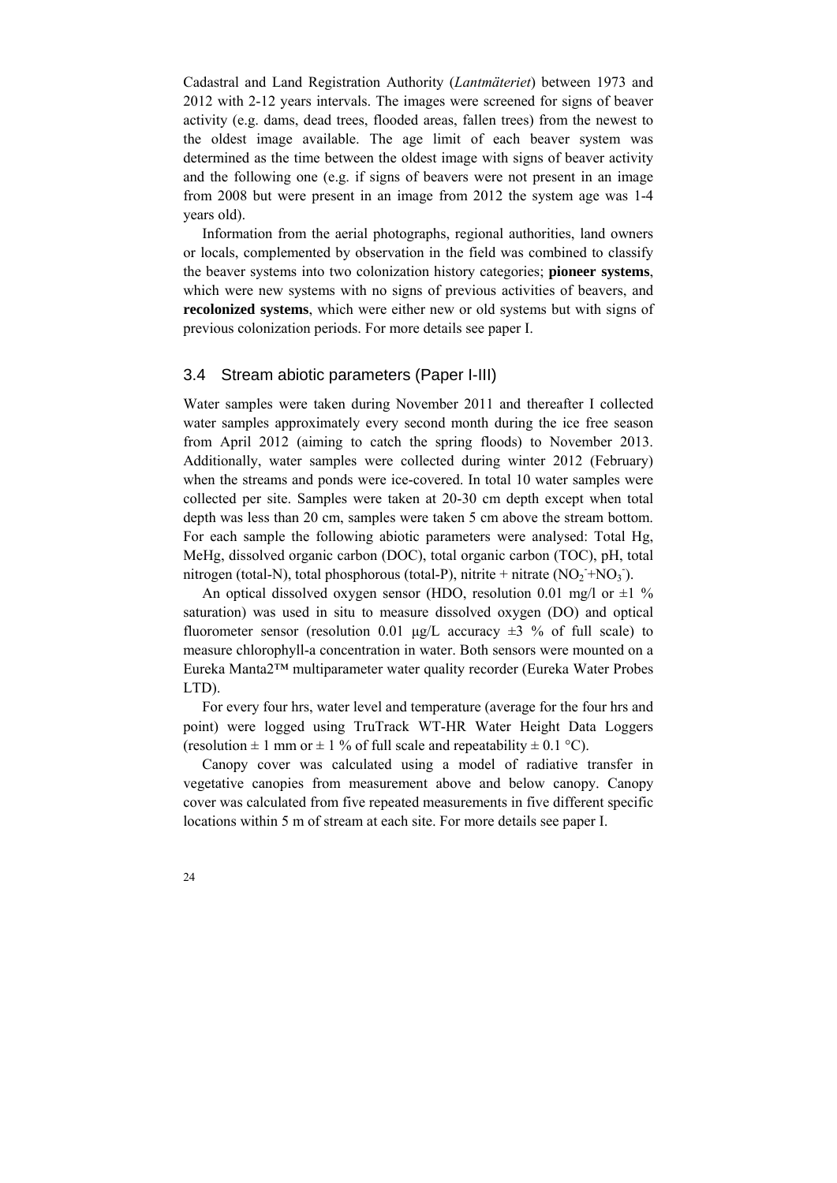Cadastral and Land Registration Authority (*Lantmäteriet*) between 1973 and 2012 with 2-12 years intervals. The images were screened for signs of beaver activity (e.g. dams, dead trees, flooded areas, fallen trees) from the newest to the oldest image available. The age limit of each beaver system was determined as the time between the oldest image with signs of beaver activity and the following one (e.g. if signs of beavers were not present in an image from 2008 but were present in an image from 2012 the system age was 1-4 years old).

Information from the aerial photographs, regional authorities, land owners or locals, complemented by observation in the field was combined to classify the beaver systems into two colonization history categories; **pioneer systems**, which were new systems with no signs of previous activities of beavers, and **recolonized systems**, which were either new or old systems but with signs of previous colonization periods. For more details see paper I.

## 3.4 Stream abiotic parameters (Paper I-III)

Water samples were taken during November 2011 and thereafter I collected water samples approximately every second month during the ice free season from April 2012 (aiming to catch the spring floods) to November 2013. Additionally, water samples were collected during winter 2012 (February) when the streams and ponds were ice-covered. In total 10 water samples were collected per site. Samples were taken at 20-30 cm depth except when total depth was less than 20 cm, samples were taken 5 cm above the stream bottom. For each sample the following abiotic parameters were analysed: Total Hg, MeHg, dissolved organic carbon (DOC), total organic carbon (TOC), pH, total nitrogen (total-N), total phosphorous (total-P), nitrite + nitrate ($NO_2^- + NO_3^-$).

An optical dissolved oxygen sensor (HDO, resolution 0.01 mg/l or ±1 % saturation) was used in situ to measure dissolved oxygen (DO) and optical fluorometer sensor (resolution 0.01 µg/L accuracy ±3 % of full scale) to measure chlorophyll-a concentration in water. Both sensors were mounted on a Eureka Manta2™ multiparameter water quality recorder (Eureka Water Probes LTD).

For every four hrs, water level and temperature (average for the four hrs and point) were logged using TruTrack WT-HR Water Height Data Loggers (resolution ± 1 mm or ± 1 % of full scale and repeatability ± 0.1 °C).

Canopy cover was calculated using a model of radiative transfer in vegetative canopies from measurement above and below canopy. Canopy cover was calculated from five repeated measurements in five different specific locations within 5 m of stream at each site. For more details see paper I.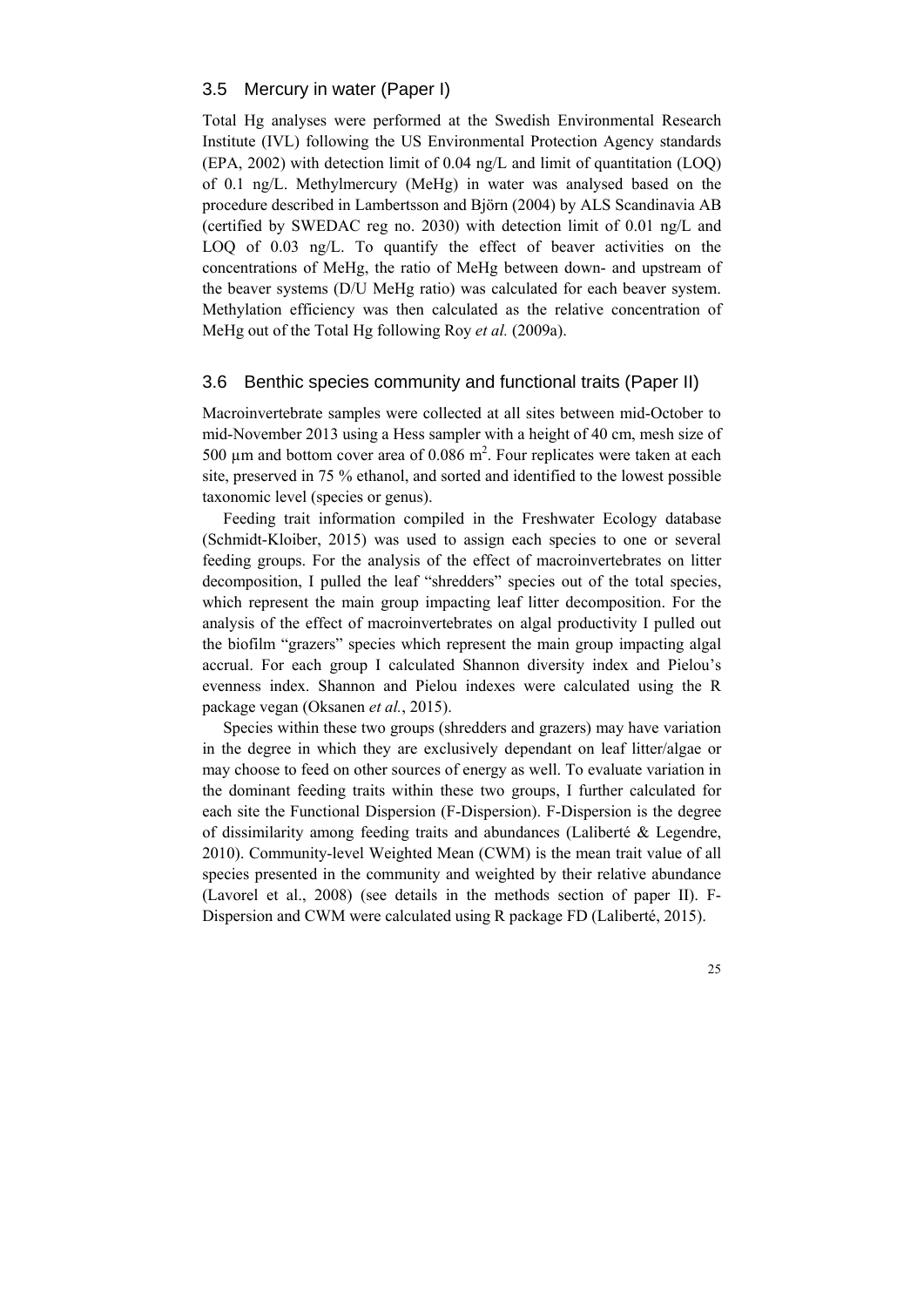## 3.5 Mercury in water (Paper I)

Total Hg analyses were performed at the Swedish Environmental Research Institute (IVL) following the US Environmental Protection Agency standards (EPA, 2002) with detection limit of 0.04 ng/L and limit of quantitation (LOQ) of 0.1 ng/L. Methylmercury (MeHg) in water was analysed based on the procedure described in Lambertsson and Björn (2004) by ALS Scandinavia AB (certified by SWEDAC reg no. 2030) with detection limit of 0.01 ng/L and LOQ of 0.03 ng/L. To quantify the effect of beaver activities on the concentrations of MeHg, the ratio of MeHg between down- and upstream of the beaver systems (D/U MeHg ratio) was calculated for each beaver system. Methylation efficiency was then calculated as the relative concentration of MeHg out of the Total Hg following Roy *et al.* (2009a).

## 3.6 Benthic species community and functional traits (Paper II)

Macroinvertebrate samples were collected at all sites between mid-October to mid-November 2013 using a Hess sampler with a height of 40 cm, mesh size of 500 µm and bottom cover area of 0.086 $m^2$. Four replicates were taken at each site, preserved in 75 % ethanol, and sorted and identified to the lowest possible taxonomic level (species or genus).

Feeding trait information compiled in the Freshwater Ecology database (Schmidt-Kloiber, 2015) was used to assign each species to one or several feeding groups. For the analysis of the effect of macroinvertebrates on litter decomposition, I pulled the leaf "shredders" species out of the total species, which represent the main group impacting leaf litter decomposition. For the analysis of the effect of macroinvertebrates on algal productivity I pulled out the biofilm "grazers" species which represent the main group impacting algal accrual. For each group I calculated Shannon diversity index and Pielou's evenness index. Shannon and Pielou indexes were calculated using the R package vegan (Oksanen *et al.*, 2015).

Species within these two groups (shredders and grazers) may have variation in the degree in which they are exclusively dependant on leaf litter/algae or may choose to feed on other sources of energy as well. To evaluate variation in the dominant feeding traits within these two groups, I further calculated for each site the Functional Dispersion (F-Dispersion). F-Dispersion is the degree of dissimilarity among feeding traits and abundances (Laliberté & Legendre, 2010). Community-level Weighted Mean (CWM) is the mean trait value of all species presented in the community and weighted by their relative abundance (Lavorel et al., 2008) (see details in the methods section of paper II). F-Dispersion and CWM were calculated using R package FD (Laliberté, 2015).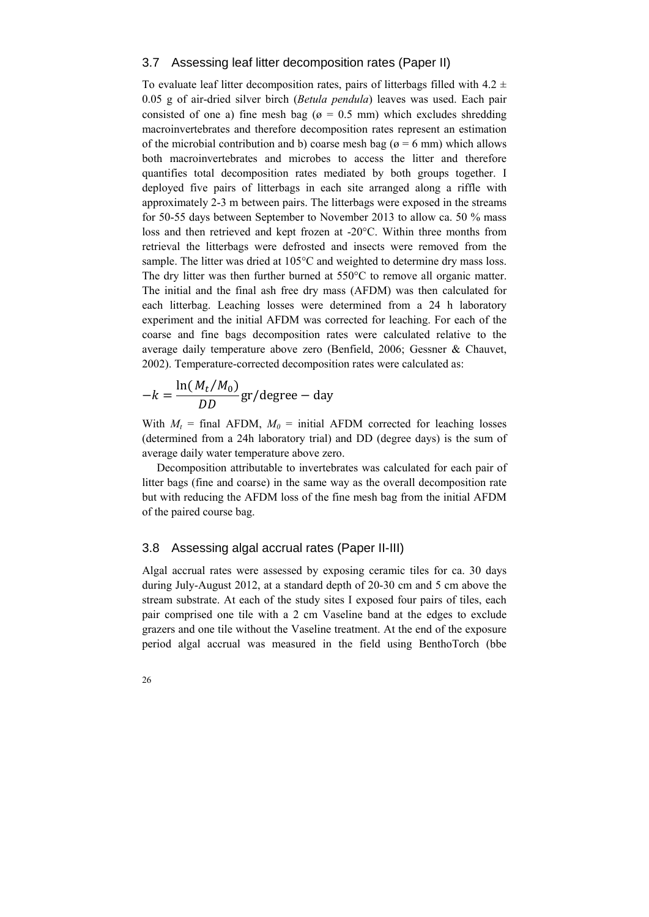## 3.7 Assessing leaf litter decomposition rates (Paper II)

To evaluate leaf litter decomposition rates, pairs of litterbags filled with 4.2 ± 0.05 g of air-dried silver birch (*Betula pendula*) leaves was used. Each pair consisted of one a) fine mesh bag (ø = 0.5 mm) which excludes shredding macroinvertebrates and therefore decomposition rates represent an estimation of the microbial contribution and b) coarse mesh bag (ø = 6 mm) which allows both macroinvertebrates and microbes to access the litter and therefore quantifies total decomposition rates mediated by both groups together. I deployed five pairs of litterbags in each site arranged along a riffle with approximately 2-3 m between pairs. The litterbags were exposed in the streams for 50-55 days between September to November 2013 to allow ca. 50 % mass loss and then retrieved and kept frozen at -20°C. Within three months from retrieval the litterbags were defrosted and insects were removed from the sample. The litter was dried at 105°C and weighted to determine dry mass loss. The dry litter was then further burned at 550°C to remove all organic matter. The initial and the final ash free dry mass (AFDM) was then calculated for each litterbag. Leaching losses were determined from a 24 h laboratory experiment and the initial AFDM was corrected for leaching. For each of the coarse and fine bags decomposition rates were calculated relative to the average daily temperature above zero (Benfield, 2006; Gessner & Chauvet, 2002). Temperature-corrected decomposition rates were calculated as:

$$-k = \frac{\ln(M_t/M_0)}{DD}\,\text{gr/degree} - \text{day}$$

With $M_t$ = final AFDM, $M_0$ = initial AFDM corrected for leaching losses (determined from a 24h laboratory trial) and DD (degree days) is the sum of average daily water temperature above zero.

Decomposition attributable to invertebrates was calculated for each pair of litter bags (fine and coarse) in the same way as the overall decomposition rate but with reducing the AFDM loss of the fine mesh bag from the initial AFDM of the paired course bag.

## 3.8 Assessing algal accrual rates (Paper II-III)

Algal accrual rates were assessed by exposing ceramic tiles for ca. 30 days during July-August 2012, at a standard depth of 20-30 cm and 5 cm above the stream substrate. At each of the study sites I exposed four pairs of tiles, each pair comprised one tile with a 2 cm Vaseline band at the edges to exclude grazers and one tile without the Vaseline treatment. At the end of the exposure period algal accrual was measured in the field using BenthoTorch (bbe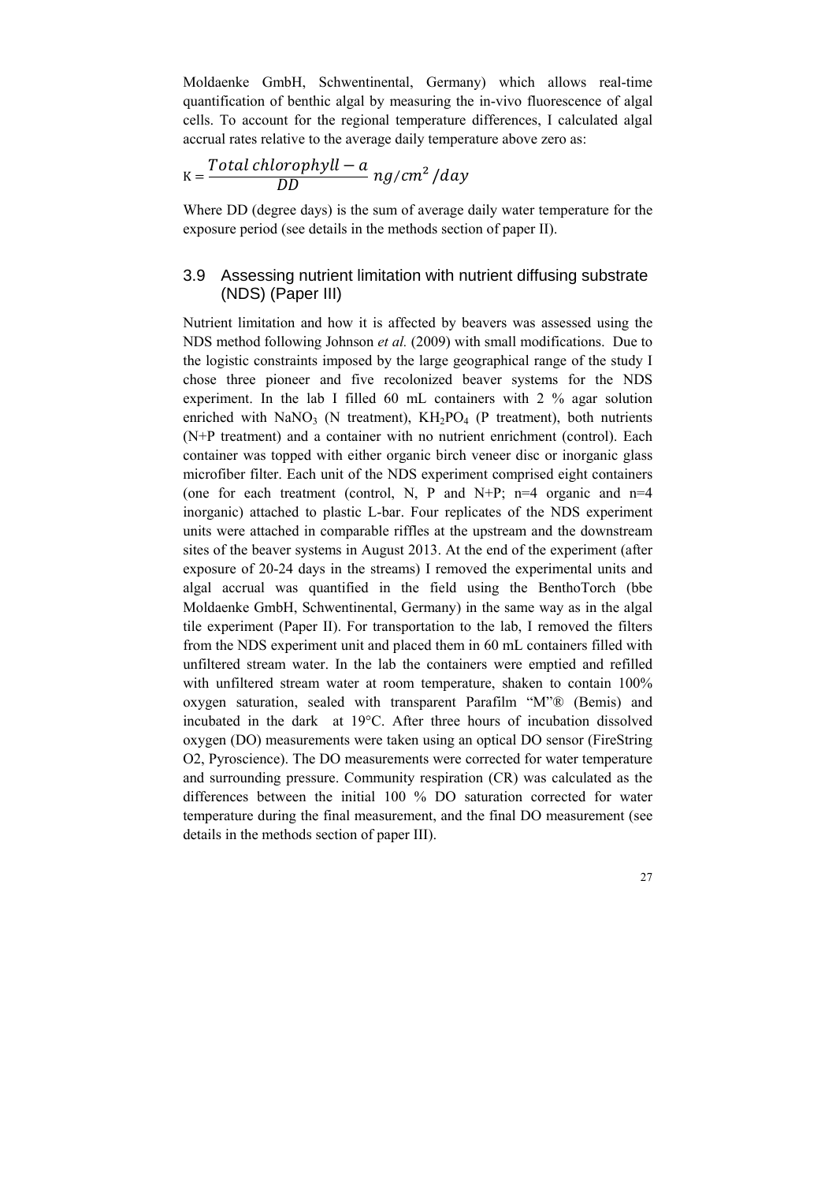Moldaenke GmbH, Schwentinental, Germany) which allows real-time quantification of benthic algal by measuring the in-vivo fluorescence of algal cells. To account for the regional temperature differences, I calculated algal accrual rates relative to the average daily temperature above zero as:

$$K = \frac{Total\ chlorophyll - a}{DD}\ ng/cm^2/day$$

Where DD (degree days) is the sum of average daily water temperature for the exposure period (see details in the methods section of paper II).

## 3.9 Assessing nutrient limitation with nutrient diffusing substrate (NDS) (Paper III)

Nutrient limitation and how it is affected by beavers was assessed using the NDS method following Johnson *et al.* (2009) with small modifications. Due to the logistic constraints imposed by the large geographical range of the study I chose three pioneer and five recolonized beaver systems for the NDS experiment. In the lab I filled 60 mL containers with 2 % agar solution enriched with $NaNO_3$ (N treatment), $KH_2PO_4$ (P treatment), both nutrients (N+P treatment) and a container with no nutrient enrichment (control). Each container was topped with either organic birch veneer disc or inorganic glass microfiber filter. Each unit of the NDS experiment comprised eight containers (one for each treatment (control, N, P and N+P; n=4 organic and n=4 inorganic) attached to plastic L-bar. Four replicates of the NDS experiment units were attached in comparable riffles at the upstream and the downstream sites of the beaver systems in August 2013. At the end of the experiment (after exposure of 20-24 days in the streams) I removed the experimental units and algal accrual was quantified in the field using the BenthoTorch (bbe Moldaenke GmbH, Schwentinental, Germany) in the same way as in the algal tile experiment (Paper II). For transportation to the lab, I removed the filters from the NDS experiment unit and placed them in 60 mL containers filled with unfiltered stream water. In the lab the containers were emptied and refilled with unfiltered stream water at room temperature, shaken to contain 100% oxygen saturation, sealed with transparent Parafilm "M"® (Bemis) and incubated in the dark at 19°C. After three hours of incubation dissolved oxygen (DO) measurements were taken using an optical DO sensor (FireString O2, Pyroscience). The DO measurements were corrected for water temperature and surrounding pressure. Community respiration (CR) was calculated as the differences between the initial 100 % DO saturation corrected for water temperature during the final measurement, and the final DO measurement (see details in the methods section of paper III).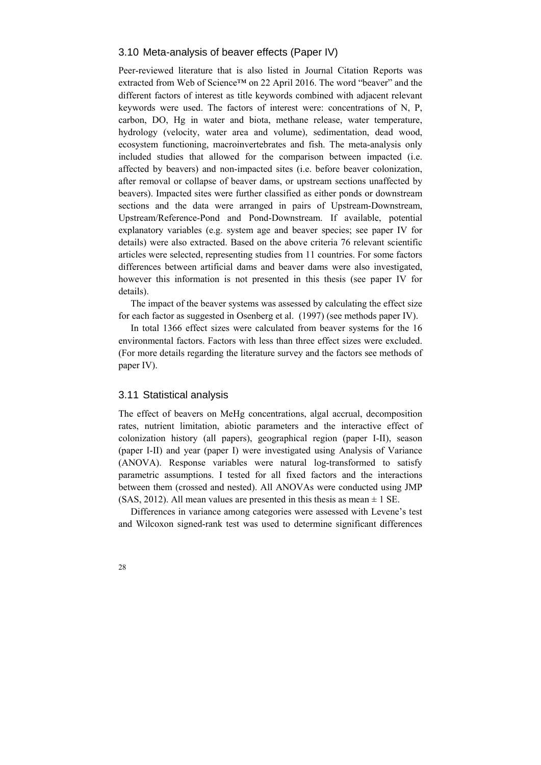## 3.10 Meta-analysis of beaver effects (Paper IV)

Peer-reviewed literature that is also listed in Journal Citation Reports was extracted from Web of Science™ on 22 April 2016. The word "beaver" and the different factors of interest as title keywords combined with adjacent relevant keywords were used. The factors of interest were: concentrations of N, P, carbon, DO, Hg in water and biota, methane release, water temperature, hydrology (velocity, water area and volume), sedimentation, dead wood, ecosystem functioning, macroinvertebrates and fish. The meta-analysis only included studies that allowed for the comparison between impacted (i.e. affected by beavers) and non-impacted sites (i.e. before beaver colonization, after removal or collapse of beaver dams, or upstream sections unaffected by beavers). Impacted sites were further classified as either ponds or downstream sections and the data were arranged in pairs of Upstream-Downstream, Upstream/Reference-Pond and Pond-Downstream. If available, potential explanatory variables (e.g. system age and beaver species; see paper IV for details) were also extracted. Based on the above criteria 76 relevant scientific articles were selected, representing studies from 11 countries. For some factors differences between artificial dams and beaver dams were also investigated, however this information is not presented in this thesis (see paper IV for details).

The impact of the beaver systems was assessed by calculating the effect size for each factor as suggested in Osenberg et al. (1997) (see methods paper IV).

In total 1366 effect sizes were calculated from beaver systems for the 16 environmental factors. Factors with less than three effect sizes were excluded. (For more details regarding the literature survey and the factors see methods of paper IV).

## 3.11 Statistical analysis

The effect of beavers on MeHg concentrations, algal accrual, decomposition rates, nutrient limitation, abiotic parameters and the interactive effect of colonization history (all papers), geographical region (paper I-II), season (paper I-II) and year (paper I) were investigated using Analysis of Variance (ANOVA). Response variables were natural log-transformed to satisfy parametric assumptions. I tested for all fixed factors and the interactions between them (crossed and nested). All ANOVAs were conducted using JMP (SAS, 2012). All mean values are presented in this thesis as mean ± 1 SE.

Differences in variance among categories were assessed with Levene's test and Wilcoxon signed-rank test was used to determine significant differences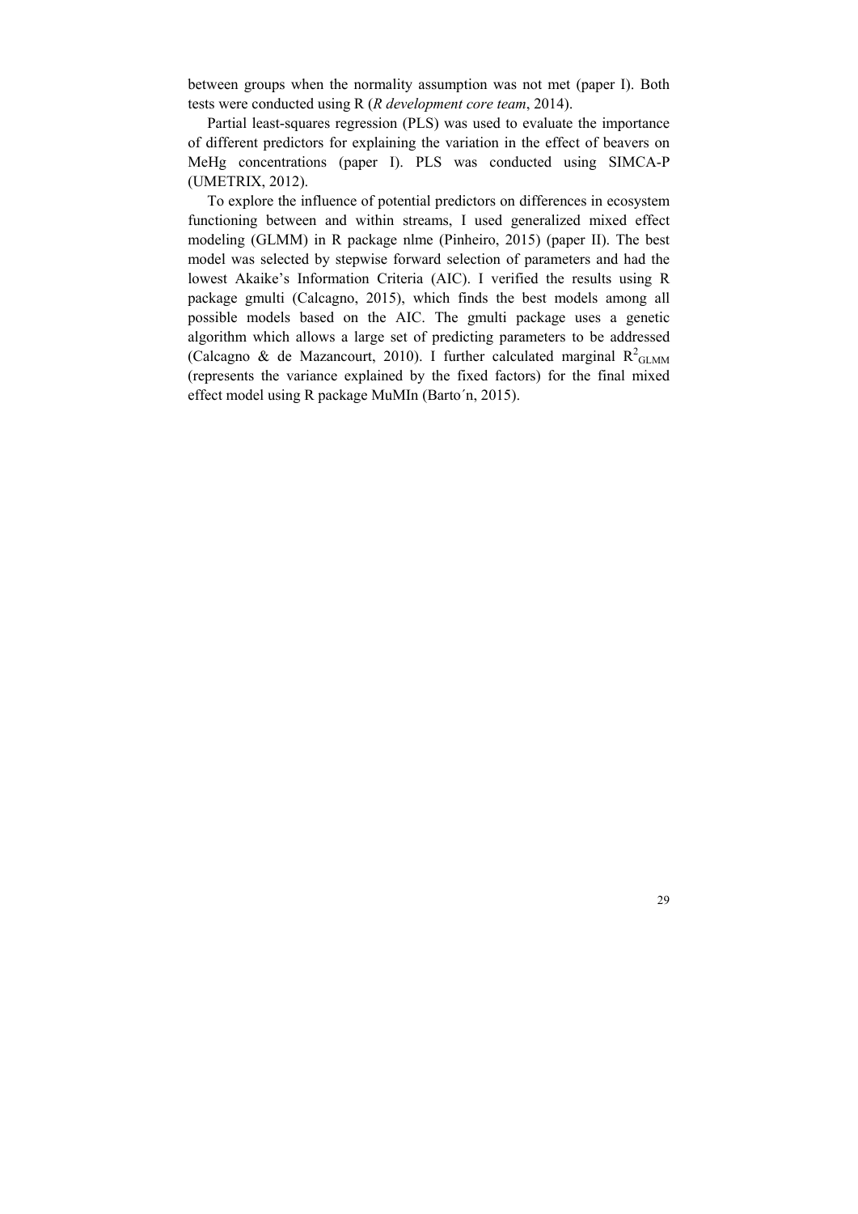between groups when the normality assumption was not met (paper I). Both tests were conducted using R (*R development core team*, 2014).

Partial least-squares regression (PLS) was used to evaluate the importance of different predictors for explaining the variation in the effect of beavers on MeHg concentrations (paper I). PLS was conducted using SIMCA-P (UMETRIX, 2012).

To explore the influence of potential predictors on differences in ecosystem functioning between and within streams, I used generalized mixed effect modeling (GLMM) in R package nlme (Pinheiro, 2015) (paper II). The best model was selected by stepwise forward selection of parameters and had the lowest Akaike's Information Criteria (AIC). I verified the results using R package gmulti (Calcagno, 2015), which finds the best models among all possible models based on the AIC. The gmulti package uses a genetic algorithm which allows a large set of predicting parameters to be addressed (Calcagno & de Mazancourt, 2010). I further calculated marginal $R^2_{GLMM}$ (represents the variance explained by the fixed factors) for the final mixed effect model using R package MuMIn (Barto´n, 2015).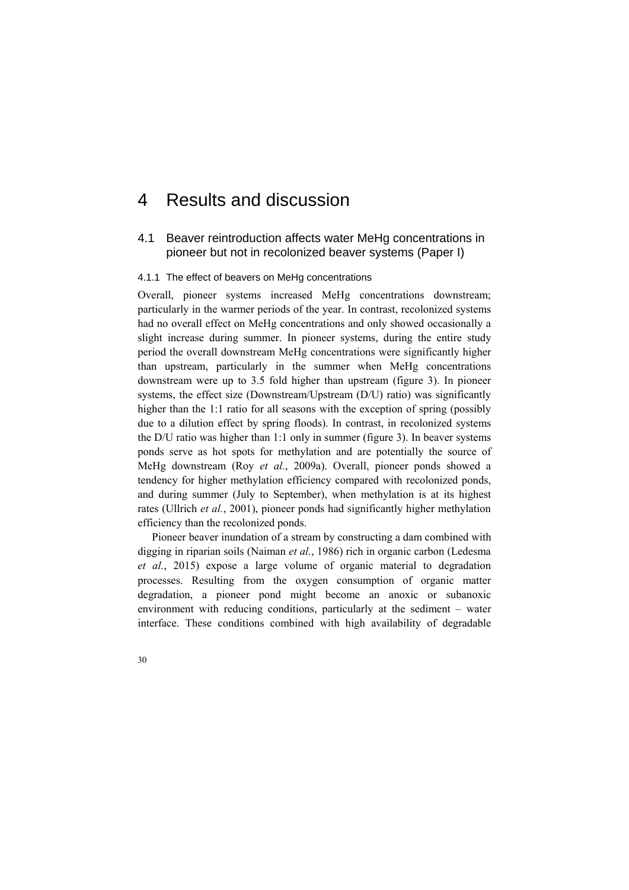# 4 Results and discussion

## 4.1 Beaver reintroduction affects water MeHg concentrations in pioneer but not in recolonized beaver systems (Paper I)

### 4.1.1 The effect of beavers on MeHg concentrations

Overall, pioneer systems increased MeHg concentrations downstream; particularly in the warmer periods of the year. In contrast, recolonized systems had no overall effect on MeHg concentrations and only showed occasionally a slight increase during summer. In pioneer systems, during the entire study period the overall downstream MeHg concentrations were significantly higher than upstream, particularly in the summer when MeHg concentrations downstream were up to 3.5 fold higher than upstream (figure 3). In pioneer systems, the effect size (Downstream/Upstream (D/U) ratio) was significantly higher than the 1:1 ratio for all seasons with the exception of spring (possibly due to a dilution effect by spring floods). In contrast, in recolonized systems the D/U ratio was higher than 1:1 only in summer (figure 3). In beaver systems ponds serve as hot spots for methylation and are potentially the source of MeHg downstream (Roy *et al.*, 2009a). Overall, pioneer ponds showed a tendency for higher methylation efficiency compared with recolonized ponds, and during summer (July to September), when methylation is at its highest rates (Ullrich *et al.*, 2001), pioneer ponds had significantly higher methylation efficiency than the recolonized ponds.

Pioneer beaver inundation of a stream by constructing a dam combined with digging in riparian soils (Naiman *et al.*, 1986) rich in organic carbon (Ledesma *et al.*, 2015) expose a large volume of organic material to degradation processes. Resulting from the oxygen consumption of organic matter degradation, a pioneer pond might become an anoxic or subanoxic environment with reducing conditions, particularly at the sediment – water interface. These conditions combined with high availability of degradable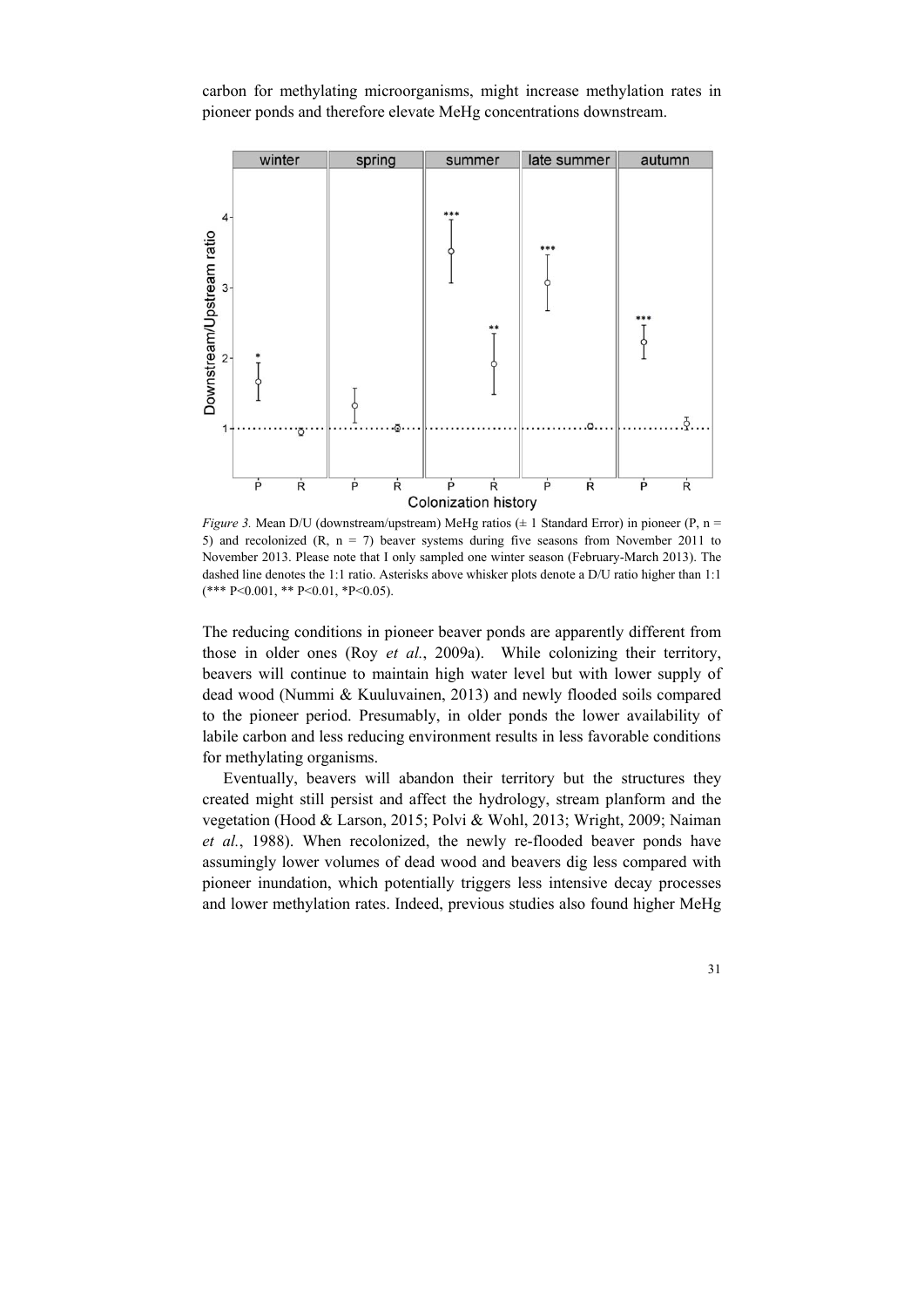carbon for methylating microorganisms, might increase methylation rates in pioneer ponds and therefore elevate MeHg concentrations downstream.

*Figure 3.* Mean D/U (downstream/upstream) MeHg ratios (± 1 Standard Error) in pioneer (P, n = 5) and recolonized (R, n = 7) beaver systems during five seasons from November 2011 to November 2013. Please note that I only sampled one winter season (February-March 2013). The dashed line denotes the 1:1 ratio. Asterisks above whisker plots denote a D/U ratio higher than 1:1 (*** $P<0.001$, ** $P<0.01$, * $P<0.05$).

The reducing conditions in pioneer beaver ponds are apparently different from those in older ones (Roy *et al.*, 2009a). While colonizing their territory, beavers will continue to maintain high water level but with lower supply of dead wood (Nummi & Kuuluvainen, 2013) and newly flooded soils compared to the pioneer period. Presumably, in older ponds the lower availability of labile carbon and less reducing environment results in less favorable conditions for methylating organisms.

Eventually, beavers will abandon their territory but the structures they created might still persist and affect the hydrology, stream planform and the vegetation (Hood & Larson, 2015; Polvi & Wohl, 2013; Wright, 2009; Naiman *et al.*, 1988). When recolonized, the newly re-flooded beaver ponds have assumingly lower volumes of dead wood and beavers dig less compared with pioneer inundation, which potentially triggers less intensive decay processes and lower methylation rates. Indeed, previous studies also found higher MeHg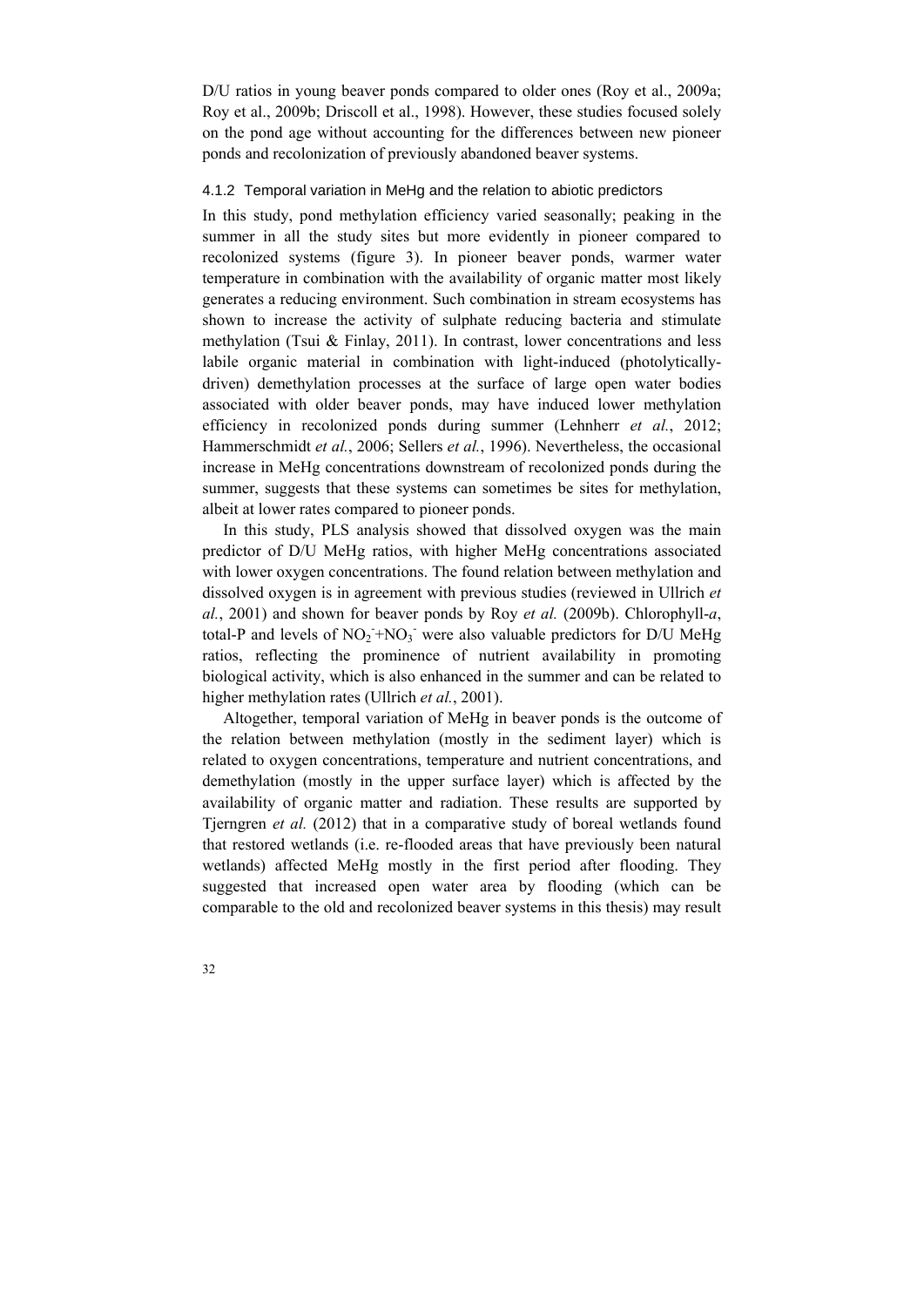D/U ratios in young beaver ponds compared to older ones (Roy et al., 2009a; Roy et al., 2009b; Driscoll et al., 1998). However, these studies focused solely on the pond age without accounting for the differences between new pioneer ponds and recolonization of previously abandoned beaver systems.

### 4.1.2 Temporal variation in MeHg and the relation to abiotic predictors

In this study, pond methylation efficiency varied seasonally; peaking in the summer in all the study sites but more evidently in pioneer compared to recolonized systems (figure 3). In pioneer beaver ponds, warmer water temperature in combination with the availability of organic matter most likely generates a reducing environment. Such combination in stream ecosystems has shown to increase the activity of sulphate reducing bacteria and stimulate methylation (Tsui & Finlay, 2011). In contrast, lower concentrations and less labile organic material in combination with light-induced (photolytically-driven) demethylation processes at the surface of large open water bodies associated with older beaver ponds, may have induced lower methylation efficiency in recolonized ponds during summer (Lehnherr *et al.*, 2012; Hammerschmidt *et al.*, 2006; Sellers *et al.*, 1996). Nevertheless, the occasional increase in MeHg concentrations downstream of recolonized ponds during the summer, suggests that these systems can sometimes be sites for methylation, albeit at lower rates compared to pioneer ponds.

In this study, PLS analysis showed that dissolved oxygen was the main predictor of D/U MeHg ratios, with higher MeHg concentrations associated with lower oxygen concentrations. The found relation between methylation and dissolved oxygen is in agreement with previous studies (reviewed in Ullrich *et al.*, 2001) and shown for beaver ponds by Roy *et al.* (2009b). Chlorophyll-*a*, total-P and levels of $NO_2^-$+$NO_3^-$ were also valuable predictors for D/U MeHg ratios, reflecting the prominence of nutrient availability in promoting biological activity, which is also enhanced in the summer and can be related to higher methylation rates (Ullrich *et al.*, 2001).

Altogether, temporal variation of MeHg in beaver ponds is the outcome of the relation between methylation (mostly in the sediment layer) which is related to oxygen concentrations, temperature and nutrient concentrations, and demethylation (mostly in the upper surface layer) which is affected by the availability of organic matter and radiation. These results are supported by Tjerngren *et al.* (2012) that in a comparative study of boreal wetlands found that restored wetlands (i.e. re-flooded areas that have previously been natural wetlands) affected MeHg mostly in the first period after flooding. They suggested that increased open water area by flooding (which can be comparable to the old and recolonized beaver systems in this thesis) may result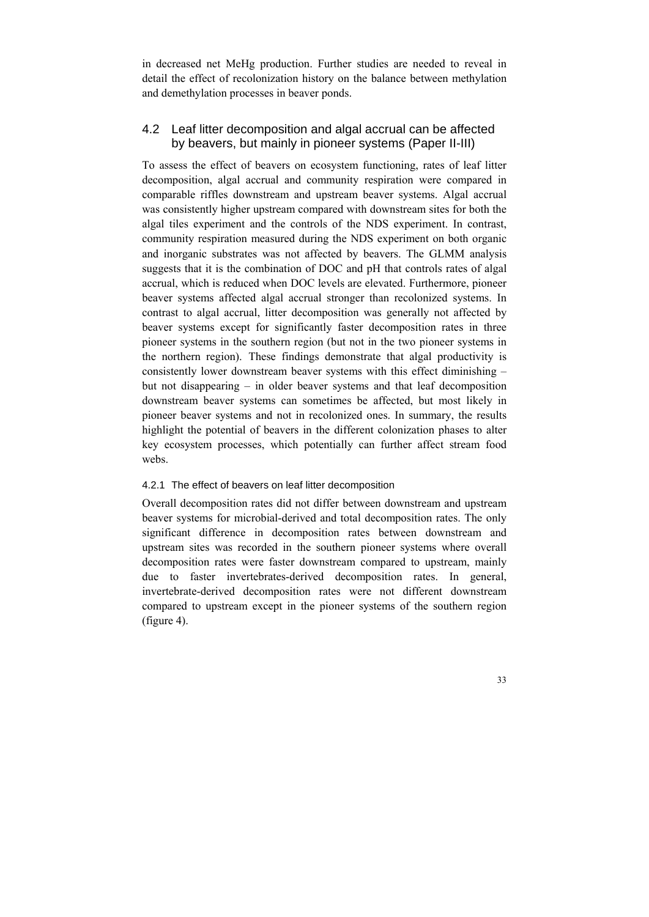in decreased net MeHg production. Further studies are needed to reveal in detail the effect of recolonization history on the balance between methylation and demethylation processes in beaver ponds.

## 4.2 Leaf litter decomposition and algal accrual can be affected by beavers, but mainly in pioneer systems (Paper II-III)

To assess the effect of beavers on ecosystem functioning, rates of leaf litter decomposition, algal accrual and community respiration were compared in comparable riffles downstream and upstream beaver systems. Algal accrual was consistently higher upstream compared with downstream sites for both the algal tiles experiment and the controls of the NDS experiment. In contrast, community respiration measured during the NDS experiment on both organic and inorganic substrates was not affected by beavers. The GLMM analysis suggests that it is the combination of DOC and pH that controls rates of algal accrual, which is reduced when DOC levels are elevated. Furthermore, pioneer beaver systems affected algal accrual stronger than recolonized systems. In contrast to algal accrual, litter decomposition was generally not affected by beaver systems except for significantly faster decomposition rates in three pioneer systems in the southern region (but not in the two pioneer systems in the northern region). These findings demonstrate that algal productivity is consistently lower downstream beaver systems with this effect diminishing – but not disappearing – in older beaver systems and that leaf decomposition downstream beaver systems can sometimes be affected, but most likely in pioneer beaver systems and not in recolonized ones. In summary, the results highlight the potential of beavers in the different colonization phases to alter key ecosystem processes, which potentially can further affect stream food webs.

### 4.2.1 The effect of beavers on leaf litter decomposition

Overall decomposition rates did not differ between downstream and upstream beaver systems for microbial-derived and total decomposition rates. The only significant difference in decomposition rates between downstream and upstream sites was recorded in the southern pioneer systems where overall decomposition rates were faster downstream compared to upstream, mainly due to faster invertebrates-derived decomposition rates. In general, invertebrate-derived decomposition rates were not different downstream compared to upstream except in the pioneer systems of the southern region (figure 4).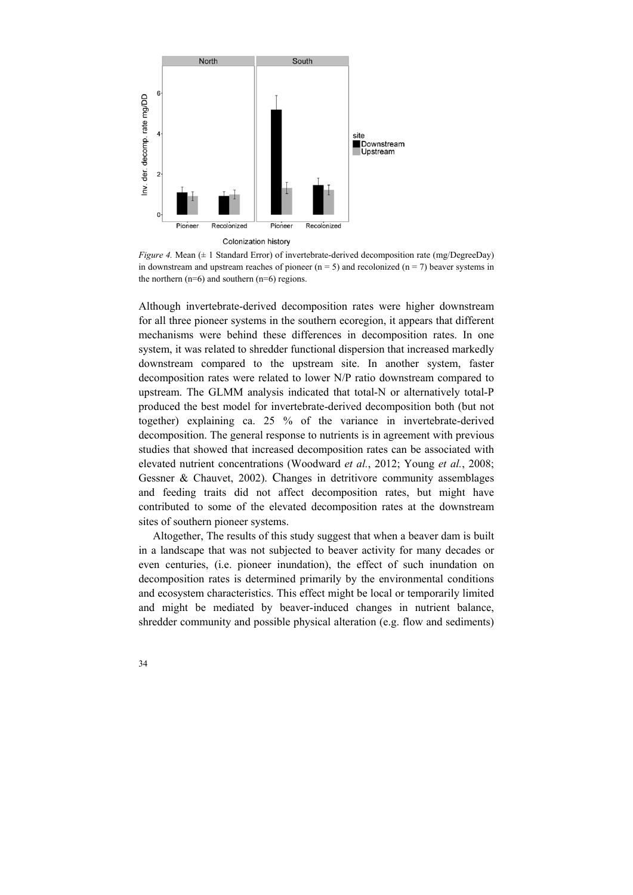*Figure 4.* Mean (± 1 Standard Error) of invertebrate-derived decomposition rate (mg/DegreeDay) in downstream and upstream reaches of pioneer (n = 5) and recolonized (n = 7) beaver systems in the northern (n=6) and southern (n=6) regions.

Although invertebrate-derived decomposition rates were higher downstream for all three pioneer systems in the southern ecoregion, it appears that different mechanisms were behind these differences in decomposition rates. In one system, it was related to shredder functional dispersion that increased markedly downstream compared to the upstream site. In another system, faster decomposition rates were related to lower N/P ratio downstream compared to upstream. The GLMM analysis indicated that total-N or alternatively total-P produced the best model for invertebrate-derived decomposition both (but not together) explaining ca. 25 % of the variance in invertebrate-derived decomposition. The general response to nutrients is in agreement with previous studies that showed that increased decomposition rates can be associated with elevated nutrient concentrations (Woodward *et al.*, 2012; Young *et al.*, 2008; Gessner & Chauvet, 2002). Changes in detritivore community assemblages and feeding traits did not affect decomposition rates, but might have contributed to some of the elevated decomposition rates at the downstream sites of southern pioneer systems.

Altogether, The results of this study suggest that when a beaver dam is built in a landscape that was not subjected to beaver activity for many decades or even centuries, (i.e. pioneer inundation), the effect of such inundation on decomposition rates is determined primarily by the environmental conditions and ecosystem characteristics. This effect might be local or temporarily limited and might be mediated by beaver-induced changes in nutrient balance, shredder community and possible physical alteration (e.g. flow and sediments)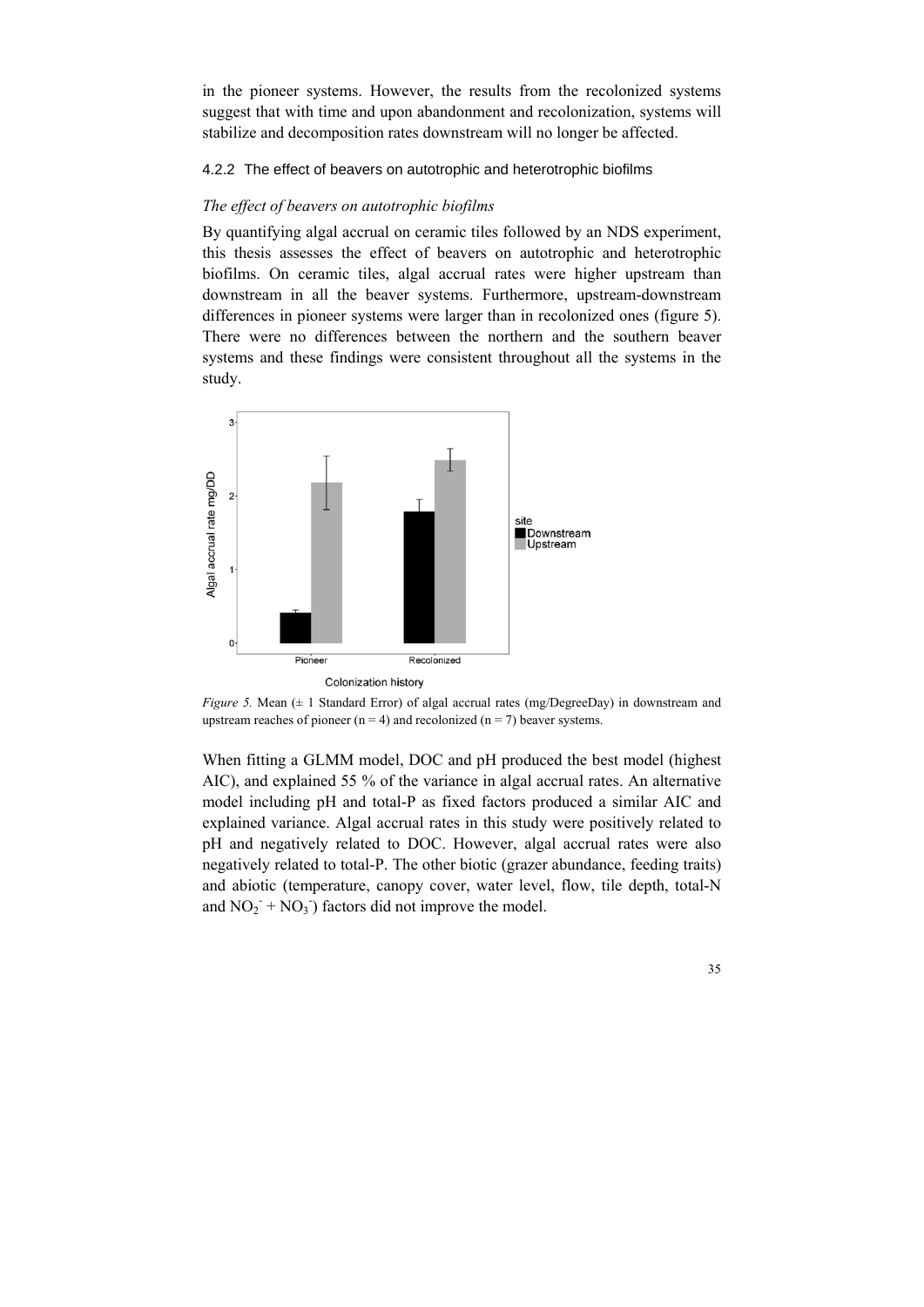in the pioneer systems. However, the results from the recolonized systems suggest that with time and upon abandonment and recolonization, systems will stabilize and decomposition rates downstream will no longer be affected.

### 4.2.2 The effect of beavers on autotrophic and heterotrophic biofilms

*The effect of beavers on autotrophic biofilms*

By quantifying algal accrual on ceramic tiles followed by an NDS experiment, this thesis assesses the effect of beavers on autotrophic and heterotrophic biofilms. On ceramic tiles, algal accrual rates were higher upstream than downstream in all the beaver systems. Furthermore, upstream-downstream differences in pioneer systems were larger than in recolonized ones (figure 5). There were no differences between the northern and the southern beaver systems and these findings were consistent throughout all the systems in the study.

*Figure 5.* Mean (± 1 Standard Error) of algal accrual rates (mg/DegreeDay) in downstream and upstream reaches of pioneer (n = 4) and recolonized (n = 7) beaver systems.

When fitting a GLMM model, DOC and pH produced the best model (highest AIC), and explained 55 % of the variance in algal accrual rates. An alternative model including pH and total-P as fixed factors produced a similar AIC and explained variance. Algal accrual rates in this study were positively related to pH and negatively related to DOC. However, algal accrual rates were also negatively related to total-P. The other biotic (grazer abundance, feeding traits) and abiotic (temperature, canopy cover, water level, flow, tile depth, total-N and $NO_2^- + NO_3^-$) factors did not improve the model.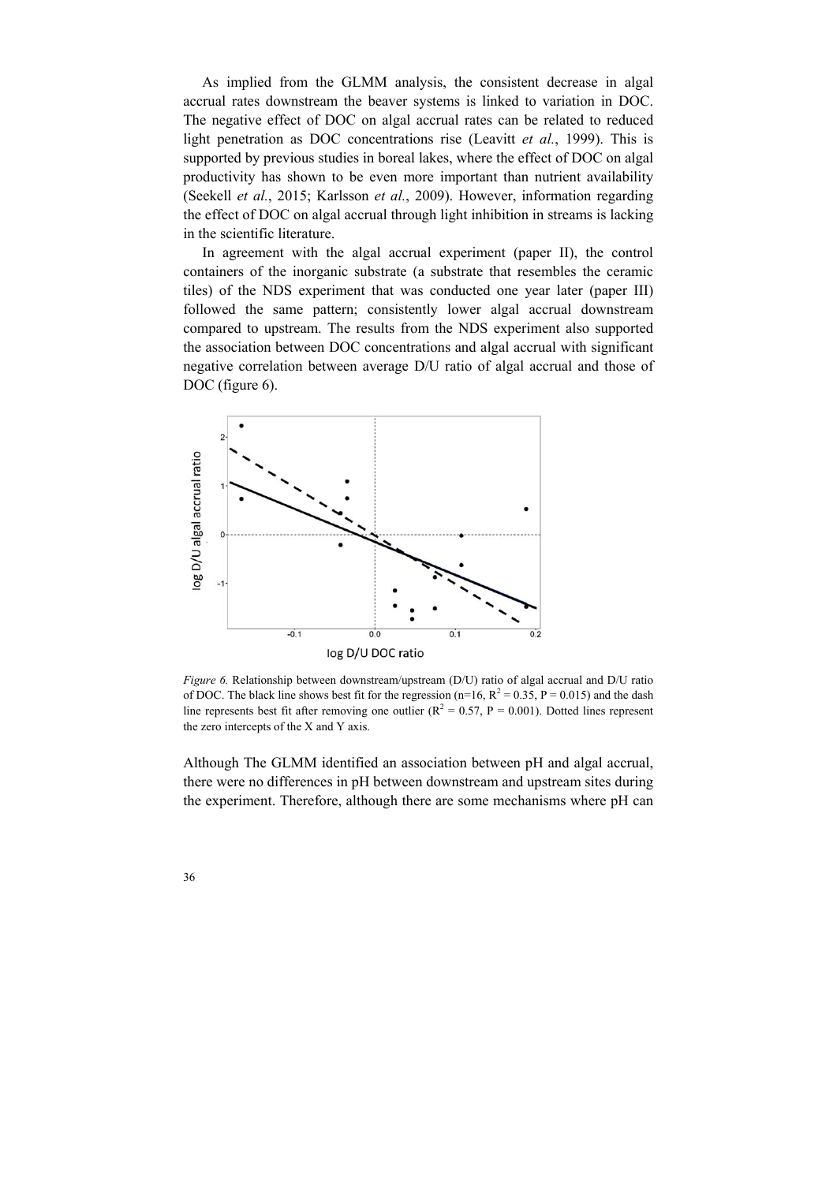As implied from the GLMM analysis, the consistent decrease in algal accrual rates downstream the beaver systems is linked to variation in DOC. The negative effect of DOC on algal accrual rates can be related to reduced light penetration as DOC concentrations rise (Leavitt *et al.*, 1999). This is supported by previous studies in boreal lakes, where the effect of DOC on algal productivity has shown to be even more important than nutrient availability (Seekell *et al.*, 2015; Karlsson *et al.*, 2009). However, information regarding the effect of DOC on algal accrual through light inhibition in streams is lacking in the scientific literature.

In agreement with the algal accrual experiment (paper II), the control containers of the inorganic substrate (a substrate that resembles the ceramic tiles) of the NDS experiment that was conducted one year later (paper III) followed the same pattern; consistently lower algal accrual downstream compared to upstream. The results from the NDS experiment also supported the association between DOC concentrations and algal accrual with significant negative correlation between average D/U ratio of algal accrual and those of DOC (figure 6).

*Figure 6.* Relationship between downstream/upstream (D/U) ratio of algal accrual and D/U ratio of DOC. The black line shows best fit for the regression (n=16, $R^2 = 0.35$, P = 0.015) and the dash line represents best fit after removing one outlier ($R^2 = 0.57$, P = 0.001). Dotted lines represent the zero intercepts of the X and Y axis.

Although The GLMM identified an association between pH and algal accrual, there were no differences in pH between downstream and upstream sites during the experiment. Therefore, although there are some mechanisms where pH can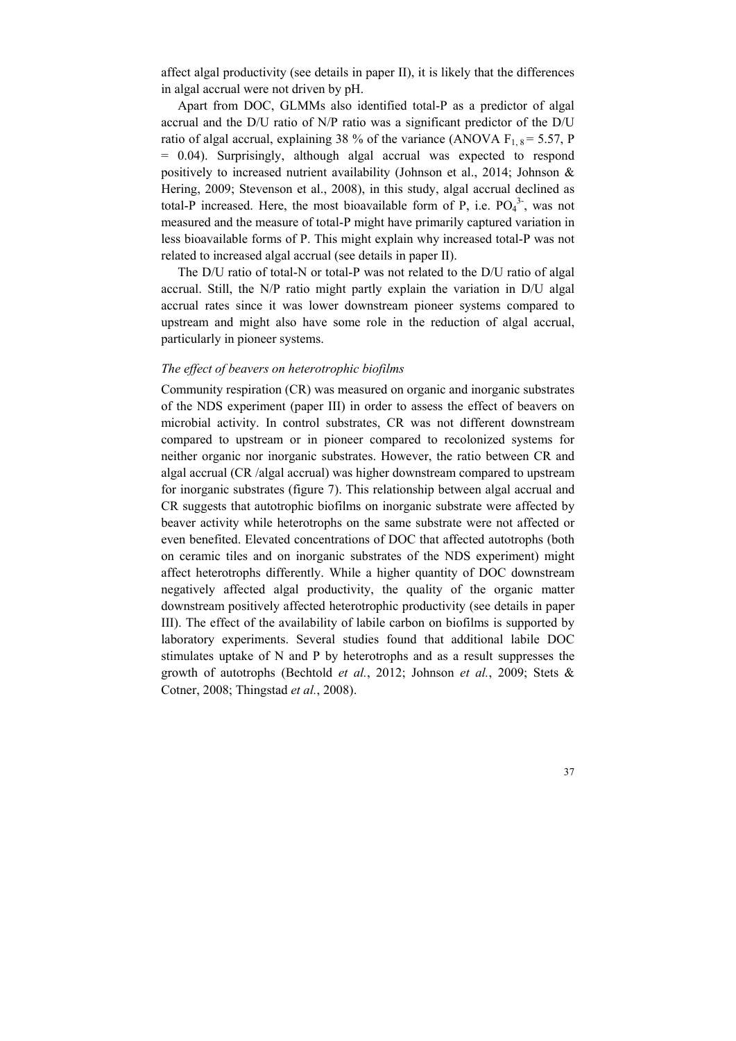affect algal productivity (see details in paper II), it is likely that the differences in algal accrual were not driven by pH.

Apart from DOC, GLMMs also identified total-P as a predictor of algal accrual and the D/U ratio of N/P ratio was a significant predictor of the D/U ratio of algal accrual, explaining 38 % of the variance (ANOVA $F_{1, 8} = 5.57$, $P = 0.04$). Surprisingly, although algal accrual was expected to respond positively to increased nutrient availability (Johnson et al., 2014; Johnson & Hering, 2009; Stevenson et al., 2008), in this study, algal accrual declined as total-P increased. Here, the most bioavailable form of P, i.e. $PO_4^{3-}$, was not measured and the measure of total-P might have primarily captured variation in less bioavailable forms of P. This might explain why increased total-P was not related to increased algal accrual (see details in paper II).

The D/U ratio of total-N or total-P was not related to the D/U ratio of algal accrual. Still, the N/P ratio might partly explain the variation in D/U algal accrual rates since it was lower downstream pioneer systems compared to upstream and might also have some role in the reduction of algal accrual, particularly in pioneer systems.

### *The effect of beavers on heterotrophic biofilms*

Community respiration (CR) was measured on organic and inorganic substrates of the NDS experiment (paper III) in order to assess the effect of beavers on microbial activity. In control substrates, CR was not different downstream compared to upstream or in pioneer compared to recolonized systems for neither organic nor inorganic substrates. However, the ratio between CR and algal accrual (CR /algal accrual) was higher downstream compared to upstream for inorganic substrates (figure 7). This relationship between algal accrual and CR suggests that autotrophic biofilms on inorganic substrate were affected by beaver activity while heterotrophs on the same substrate were not affected or even benefited. Elevated concentrations of DOC that affected autotrophs (both on ceramic tiles and on inorganic substrates of the NDS experiment) might affect heterotrophs differently. While a higher quantity of DOC downstream negatively affected algal productivity, the quality of the organic matter downstream positively affected heterotrophic productivity (see details in paper III). The effect of the availability of labile carbon on biofilms is supported by laboratory experiments. Several studies found that additional labile DOC stimulates uptake of N and P by heterotrophs and as a result suppresses the growth of autotrophs (Bechtold *et al.*, 2012; Johnson *et al.*, 2009; Stets & Cotner, 2008; Thingstad *et al.*, 2008).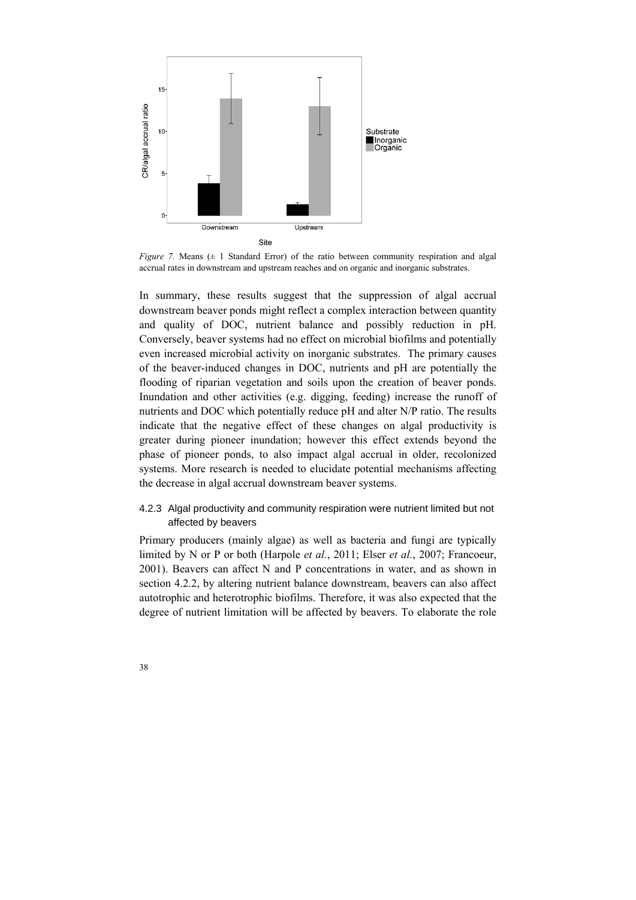*Figure 7.* Means (± 1 Standard Error) of the ratio between community respiration and algal accrual rates in downstream and upstream reaches and on organic and inorganic substrates.

In summary, these results suggest that the suppression of algal accrual downstream beaver ponds might reflect a complex interaction between quantity and quality of DOC, nutrient balance and possibly reduction in pH. Conversely, beaver systems had no effect on microbial biofilms and potentially even increased microbial activity on inorganic substrates. The primary causes of the beaver-induced changes in DOC, nutrients and pH are potentially the flooding of riparian vegetation and soils upon the creation of beaver ponds. Inundation and other activities (e.g. digging, feeding) increase the runoff of nutrients and DOC which potentially reduce pH and alter N/P ratio. The results indicate that the negative effect of these changes on algal productivity is greater during pioneer inundation; however this effect extends beyond the phase of pioneer ponds, to also impact algal accrual in older, recolonized systems. More research is needed to elucidate potential mechanisms affecting the decrease in algal accrual downstream beaver systems.

### 4.2.3 Algal productivity and community respiration were nutrient limited but not affected by beavers

Primary producers (mainly algae) as well as bacteria and fungi are typically limited by N or P or both (Harpole *et al.*, 2011; Elser *et al.*, 2007; Francoeur, 2001). Beavers can affect N and P concentrations in water, and as shown in section 4.2.2, by altering nutrient balance downstream, beavers can also affect autotrophic and heterotrophic biofilms. Therefore, it was also expected that the degree of nutrient limitation will be affected by beavers. To elaborate the role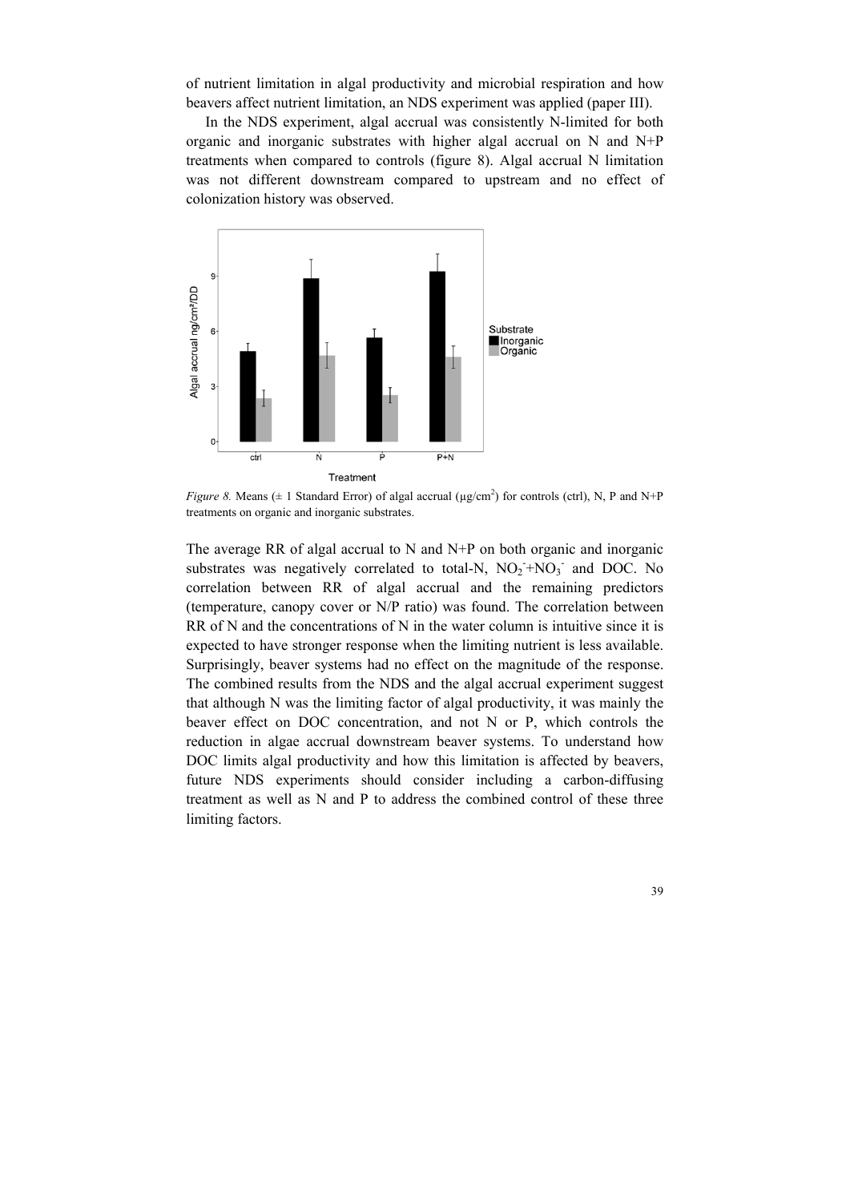of nutrient limitation in algal productivity and microbial respiration and how beavers affect nutrient limitation, an NDS experiment was applied (paper III).

In the NDS experiment, algal accrual was consistently N-limited for both organic and inorganic substrates with higher algal accrual on N and N+P treatments when compared to controls (figure 8). Algal accrual N limitation was not different downstream compared to upstream and no effect of colonization history was observed.

*Figure 8.* Means (± 1 Standard Error) of algal accrual (µg/cm$^2$) for controls (ctrl), N, P and N+P treatments on organic and inorganic substrates.

The average RR of algal accrual to N and N+P on both organic and inorganic substrates was negatively correlated to total-N, $NO_2^-$+$NO_3^-$ and DOC. No correlation between RR of algal accrual and the remaining predictors (temperature, canopy cover or N/P ratio) was found. The correlation between RR of N and the concentrations of N in the water column is intuitive since it is expected to have stronger response when the limiting nutrient is less available. Surprisingly, beaver systems had no effect on the magnitude of the response. The combined results from the NDS and the algal accrual experiment suggest that although N was the limiting factor of algal productivity, it was mainly the beaver effect on DOC concentration, and not N or P, which controls the reduction in algae accrual downstream beaver systems. To understand how DOC limits algal productivity and how this limitation is affected by beavers, future NDS experiments should consider including a carbon-diffusing treatment as well as N and P to address the combined control of these three limiting factors.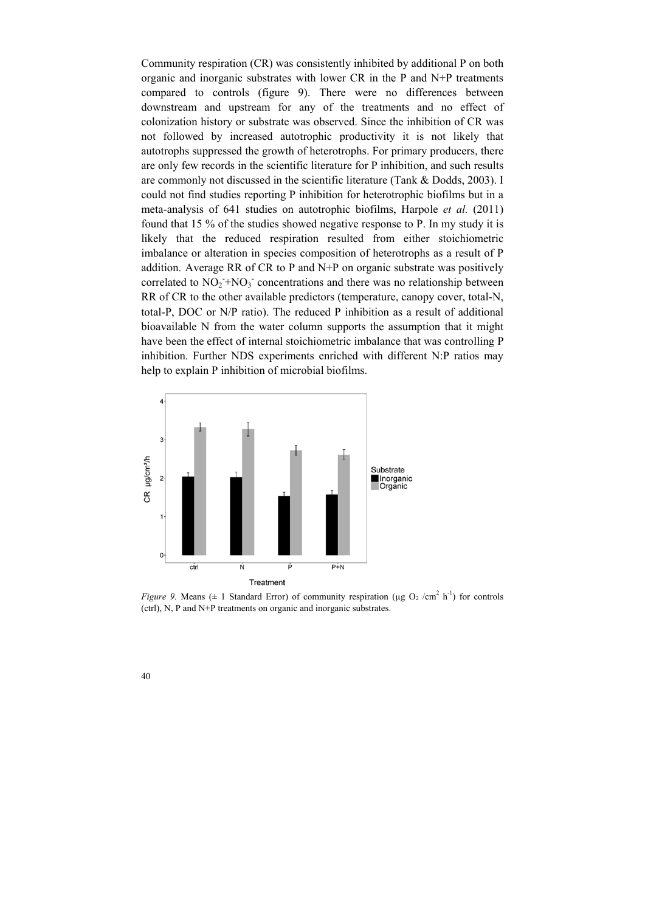Community respiration (CR) was consistently inhibited by additional P on both organic and inorganic substrates with lower CR in the P and N+P treatments compared to controls (figure 9). There were no differences between downstream and upstream for any of the treatments and no effect of colonization history or substrate was observed. Since the inhibition of CR was not followed by increased autotrophic productivity it is not likely that autotrophs suppressed the growth of heterotrophs. For primary producers, there are only few records in the scientific literature for P inhibition, and such results are commonly not discussed in the scientific literature (Tank & Dodds, 2003). I could not find studies reporting P inhibition for heterotrophic biofilms but in a meta-analysis of 641 studies on autotrophic biofilms, Harpole *et al.* (2011) found that 15 % of the studies showed negative response to P. In my study it is likely that the reduced respiration resulted from either stoichiometric imbalance or alteration in species composition of heterotrophs as a result of P addition. Average RR of CR to P and N+P on organic substrate was positively correlated to $NO_2^-$+$NO_3^-$ concentrations and there was no relationship between RR of CR to the other available predictors (temperature, canopy cover, total-N, total-P, DOC or N/P ratio). The reduced P inhibition as a result of additional bioavailable N from the water column supports the assumption that it might have been the effect of internal stoichiometric imbalance that was controlling P inhibition. Further NDS experiments enriched with different N:P ratios may help to explain P inhibition of microbial biofilms.

*Figure 9.* Means (± 1 Standard Error) of community respiration (µg $O_2$ /cm$^2$ h$^{-1}$) for controls (ctrl), N, P and N+P treatments on organic and inorganic substrates.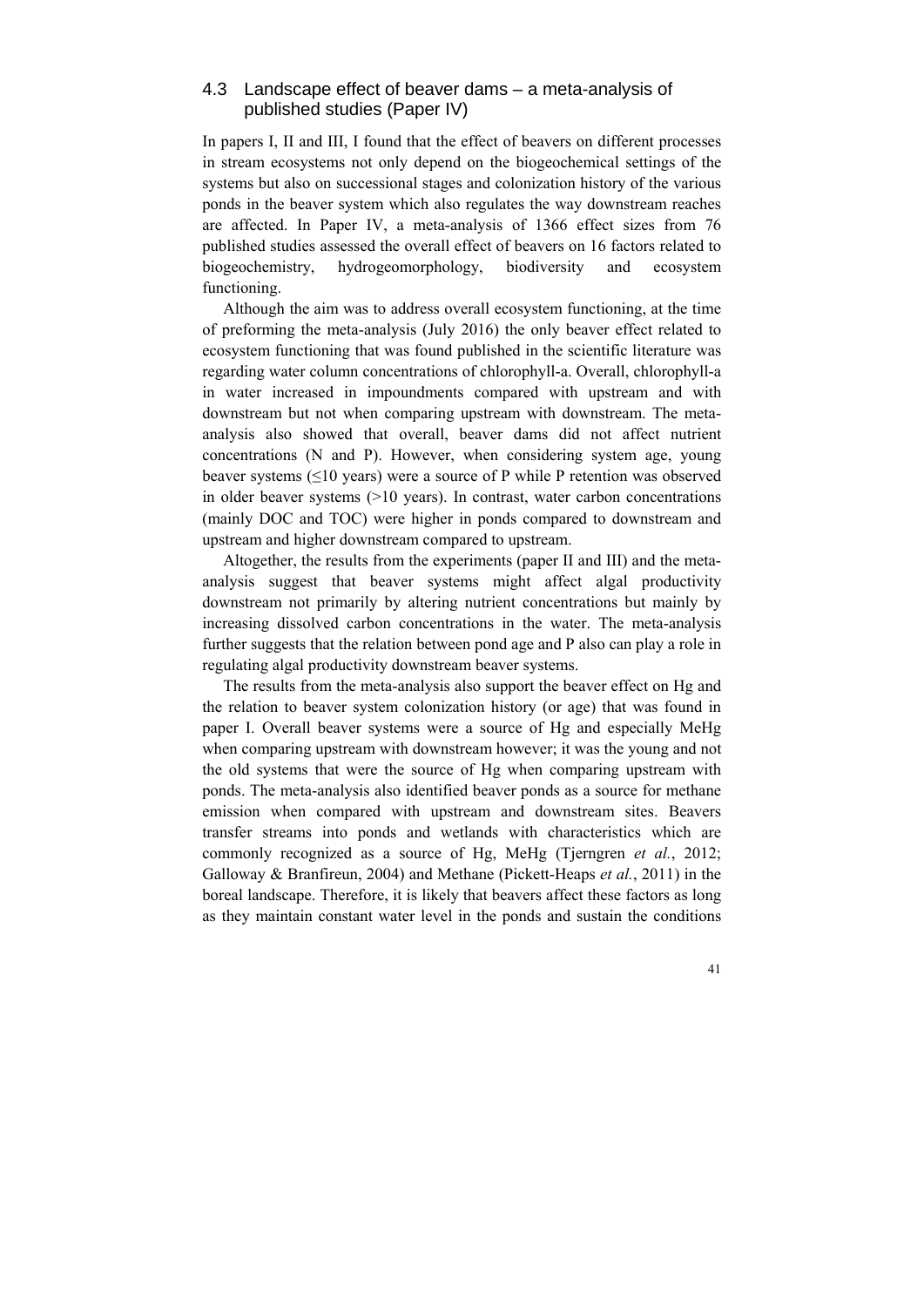## 4.3 Landscape effect of beaver dams – a meta-analysis of published studies (Paper IV)

In papers I, II and III, I found that the effect of beavers on different processes in stream ecosystems not only depend on the biogeochemical settings of the systems but also on successional stages and colonization history of the various ponds in the beaver system which also regulates the way downstream reaches are affected. In Paper IV, a meta-analysis of 1366 effect sizes from 76 published studies assessed the overall effect of beavers on 16 factors related to biogeochemistry, hydrogeomorphology, biodiversity and ecosystem functioning.

Although the aim was to address overall ecosystem functioning, at the time of preforming the meta-analysis (July 2016) the only beaver effect related to ecosystem functioning that was found published in the scientific literature was regarding water column concentrations of chlorophyll-a. Overall, chlorophyll-a in water increased in impoundments compared with upstream and with downstream but not when comparing upstream with downstream. The meta-analysis also showed that overall, beaver dams did not affect nutrient concentrations (N and P). However, when considering system age, young beaver systems (≤10 years) were a source of P while P retention was observed in older beaver systems (>10 years). In contrast, water carbon concentrations (mainly DOC and TOC) were higher in ponds compared to downstream and upstream and higher downstream compared to upstream.

Altogether, the results from the experiments (paper II and III) and the meta-analysis suggest that beaver systems might affect algal productivity downstream not primarily by altering nutrient concentrations but mainly by increasing dissolved carbon concentrations in the water. The meta-analysis further suggests that the relation between pond age and P also can play a role in regulating algal productivity downstream beaver systems.

The results from the meta-analysis also support the beaver effect on Hg and the relation to beaver system colonization history (or age) that was found in paper I. Overall beaver systems were a source of Hg and especially MeHg when comparing upstream with downstream however; it was the young and not the old systems that were the source of Hg when comparing upstream with ponds. The meta-analysis also identified beaver ponds as a source for methane emission when compared with upstream and downstream sites. Beavers transfer streams into ponds and wetlands with characteristics which are commonly recognized as a source of Hg, MeHg (Tjerngren *et al.*, 2012; Galloway & Branfireun, 2004) and Methane (Pickett-Heaps *et al.*, 2011) in the boreal landscape. Therefore, it is likely that beavers affect these factors as long as they maintain constant water level in the ponds and sustain the conditions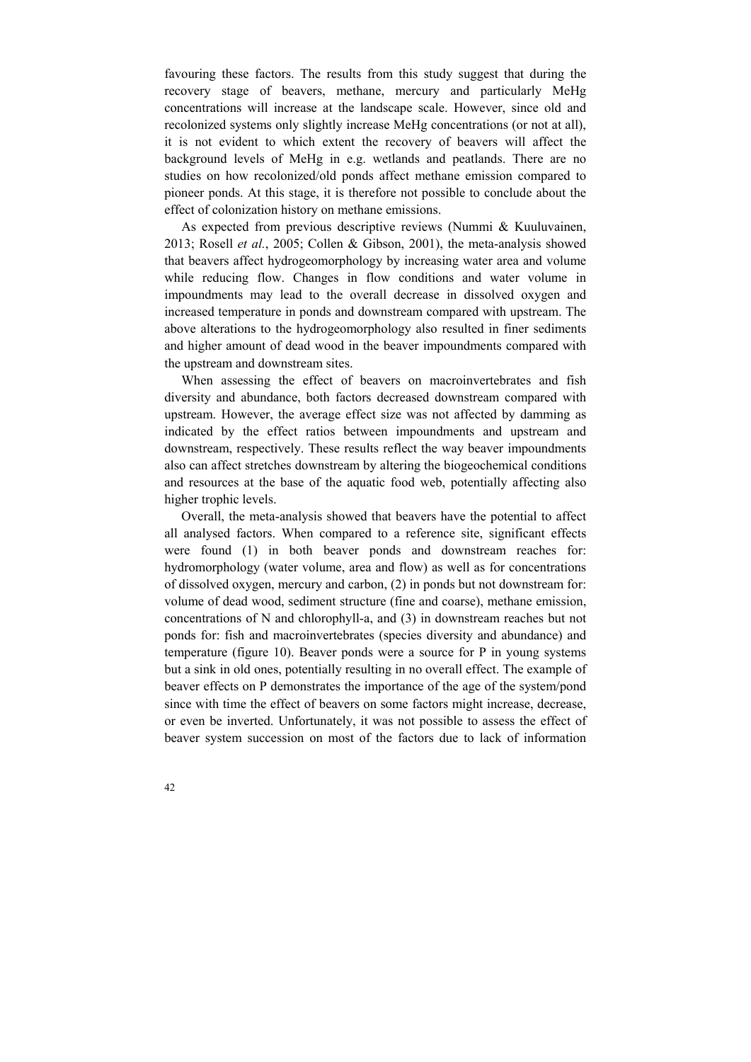favouring these factors. The results from this study suggest that during the recovery stage of beavers, methane, mercury and particularly MeHg concentrations will increase at the landscape scale. However, since old and recolonized systems only slightly increase MeHg concentrations (or not at all), it is not evident to which extent the recovery of beavers will affect the background levels of MeHg in e.g. wetlands and peatlands. There are no studies on how recolonized/old ponds affect methane emission compared to pioneer ponds. At this stage, it is therefore not possible to conclude about the effect of colonization history on methane emissions.

As expected from previous descriptive reviews (Nummi & Kuuluvainen, 2013; Rosell *et al.*, 2005; Collen & Gibson, 2001), the meta-analysis showed that beavers affect hydrogeomorphology by increasing water area and volume while reducing flow. Changes in flow conditions and water volume in impoundments may lead to the overall decrease in dissolved oxygen and increased temperature in ponds and downstream compared with upstream. The above alterations to the hydrogeomorphology also resulted in finer sediments and higher amount of dead wood in the beaver impoundments compared with the upstream and downstream sites.

When assessing the effect of beavers on macroinvertebrates and fish diversity and abundance, both factors decreased downstream compared with upstream. However, the average effect size was not affected by damming as indicated by the effect ratios between impoundments and upstream and downstream, respectively. These results reflect the way beaver impoundments also can affect stretches downstream by altering the biogeochemical conditions and resources at the base of the aquatic food web, potentially affecting also higher trophic levels.

Overall, the meta-analysis showed that beavers have the potential to affect all analysed factors. When compared to a reference site, significant effects were found (1) in both beaver ponds and downstream reaches for: hydromorphology (water volume, area and flow) as well as for concentrations of dissolved oxygen, mercury and carbon, (2) in ponds but not downstream for: volume of dead wood, sediment structure (fine and coarse), methane emission, concentrations of N and chlorophyll-a, and (3) in downstream reaches but not ponds for: fish and macroinvertebrates (species diversity and abundance) and temperature (figure 10). Beaver ponds were a source for P in young systems but a sink in old ones, potentially resulting in no overall effect. The example of beaver effects on P demonstrates the importance of the age of the system/pond since with time the effect of beavers on some factors might increase, decrease, or even be inverted. Unfortunately, it was not possible to assess the effect of beaver system succession on most of the factors due to lack of information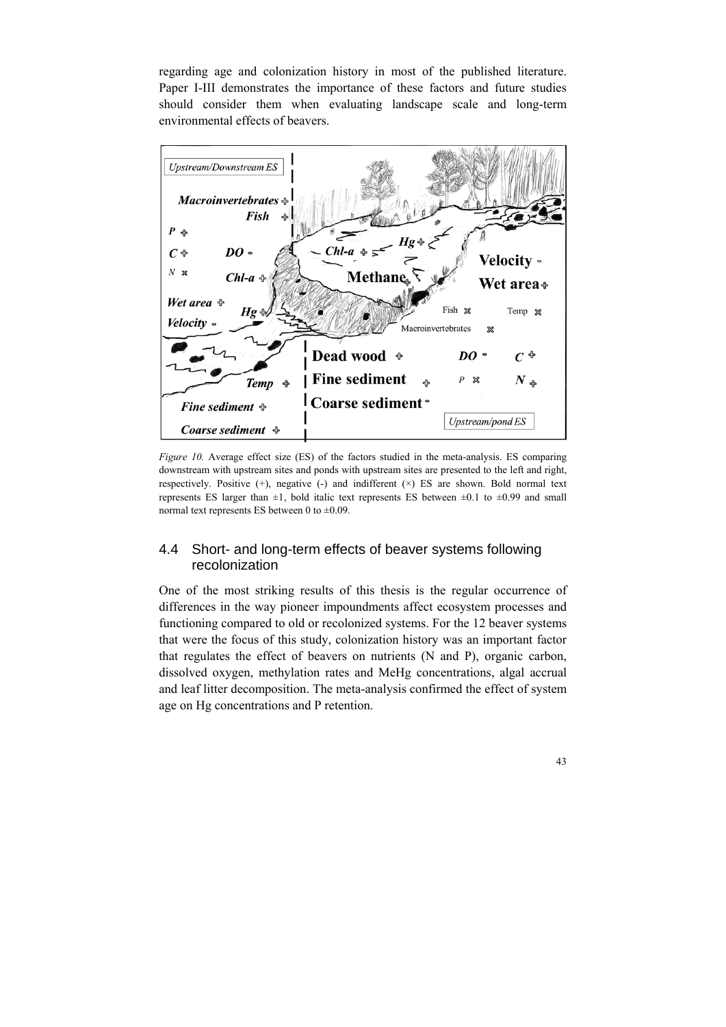regarding age and colonization history in most of the published literature. Paper I-III demonstrates the importance of these factors and future studies should consider them when evaluating landscape scale and long-term environmental effects of beavers.

*Figure 10.* Average effect size (ES) of the factors studied in the meta-analysis. ES comparing downstream with upstream sites and ponds with upstream sites are presented to the left and right, respectively. Positive (+), negative (-) and indifferent (×) ES are shown. Bold normal text represents ES larger than ±1, bold italic text represents ES between ±0.1 to ±0.99 and small normal text represents ES between 0 to ±0.09.

## 4.4 Short- and long-term effects of beaver systems following recolonization

One of the most striking results of this thesis is the regular occurrence of differences in the way pioneer impoundments affect ecosystem processes and functioning compared to old or recolonized systems. For the 12 beaver systems that were the focus of this study, colonization history was an important factor that regulates the effect of beavers on nutrients (N and P), organic carbon, dissolved oxygen, methylation rates and MeHg concentrations, algal accrual and leaf litter decomposition. The meta-analysis confirmed the effect of system age on Hg concentrations and P retention.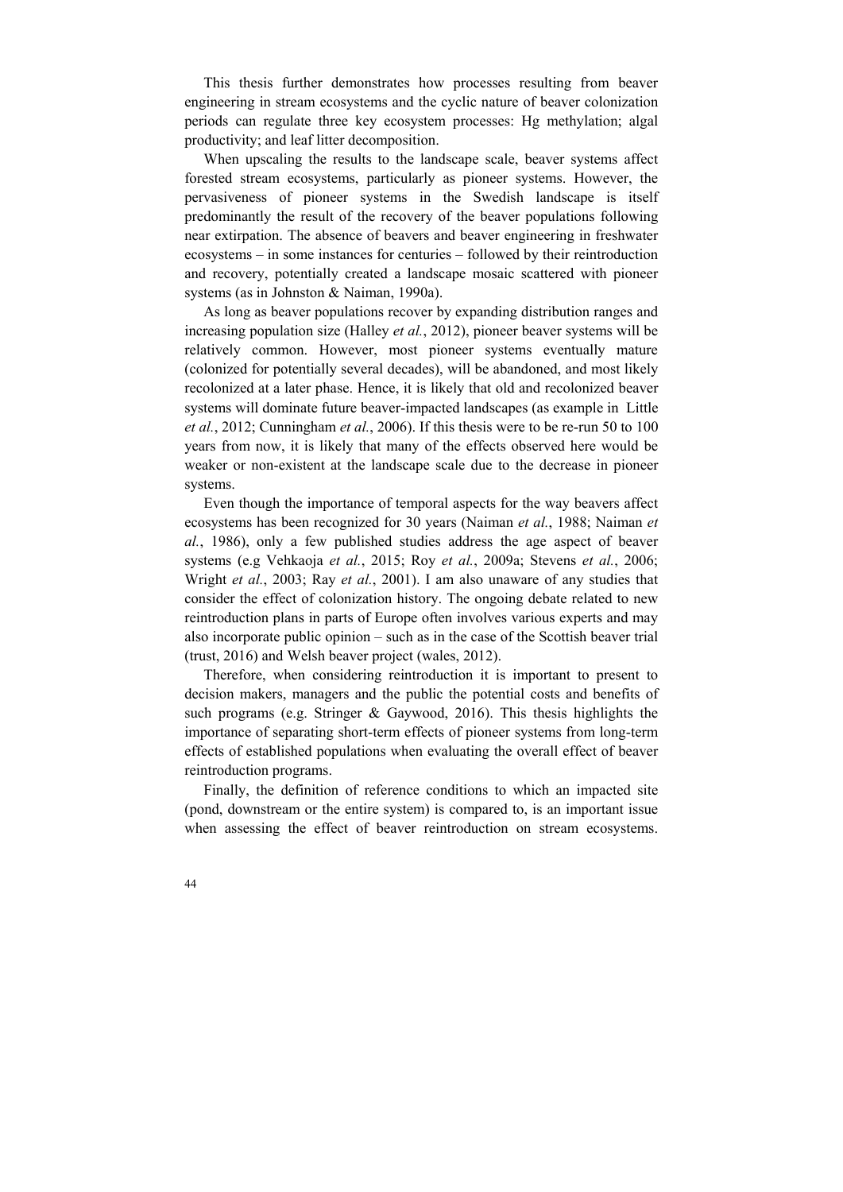This thesis further demonstrates how processes resulting from beaver engineering in stream ecosystems and the cyclic nature of beaver colonization periods can regulate three key ecosystem processes: Hg methylation; algal productivity; and leaf litter decomposition.

When upscaling the results to the landscape scale, beaver systems affect forested stream ecosystems, particularly as pioneer systems. However, the pervasiveness of pioneer systems in the Swedish landscape is itself predominantly the result of the recovery of the beaver populations following near extirpation. The absence of beavers and beaver engineering in freshwater ecosystems – in some instances for centuries – followed by their reintroduction and recovery, potentially created a landscape mosaic scattered with pioneer systems (as in Johnston & Naiman, 1990a).

As long as beaver populations recover by expanding distribution ranges and increasing population size (Halley *et al.*, 2012), pioneer beaver systems will be relatively common. However, most pioneer systems eventually mature (colonized for potentially several decades), will be abandoned, and most likely recolonized at a later phase. Hence, it is likely that old and recolonized beaver systems will dominate future beaver-impacted landscapes (as example in Little *et al.*, 2012; Cunningham *et al.*, 2006). If this thesis were to be re-run 50 to 100 years from now, it is likely that many of the effects observed here would be weaker or non-existent at the landscape scale due to the decrease in pioneer systems.

Even though the importance of temporal aspects for the way beavers affect ecosystems has been recognized for 30 years (Naiman *et al.*, 1988; Naiman *et al.*, 1986), only a few published studies address the age aspect of beaver systems (e.g Vehkaoja *et al.*, 2015; Roy *et al.*, 2009a; Stevens *et al.*, 2006; Wright *et al.*, 2003; Ray *et al.*, 2001). I am also unaware of any studies that consider the effect of colonization history. The ongoing debate related to new reintroduction plans in parts of Europe often involves various experts and may also incorporate public opinion – such as in the case of the Scottish beaver trial (trust, 2016) and Welsh beaver project (wales, 2012).

Therefore, when considering reintroduction it is important to present to decision makers, managers and the public the potential costs and benefits of such programs (e.g. Stringer & Gaywood, 2016). This thesis highlights the importance of separating short-term effects of pioneer systems from long-term effects of established populations when evaluating the overall effect of beaver reintroduction programs.

Finally, the definition of reference conditions to which an impacted site (pond, downstream or the entire system) is compared to, is an important issue when assessing the effect of beaver reintroduction on stream ecosystems.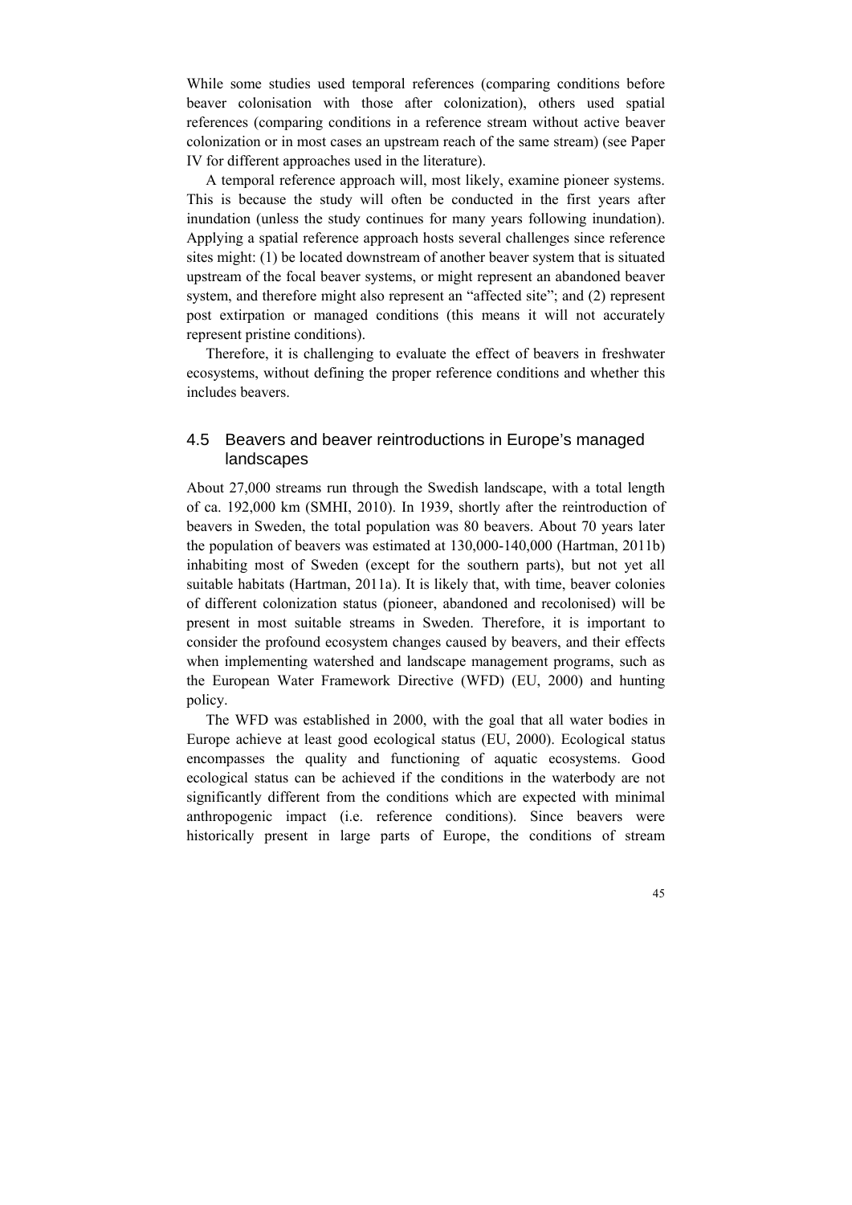While some studies used temporal references (comparing conditions before beaver colonisation with those after colonization), others used spatial references (comparing conditions in a reference stream without active beaver colonization or in most cases an upstream reach of the same stream) (see Paper IV for different approaches used in the literature).

A temporal reference approach will, most likely, examine pioneer systems. This is because the study will often be conducted in the first years after inundation (unless the study continues for many years following inundation). Applying a spatial reference approach hosts several challenges since reference sites might: (1) be located downstream of another beaver system that is situated upstream of the focal beaver systems, or might represent an abandoned beaver system, and therefore might also represent an "affected site"; and (2) represent post extirpation or managed conditions (this means it will not accurately represent pristine conditions).

Therefore, it is challenging to evaluate the effect of beavers in freshwater ecosystems, without defining the proper reference conditions and whether this includes beavers.

## 4.5 Beavers and beaver reintroductions in Europe's managed landscapes

About 27,000 streams run through the Swedish landscape, with a total length of ca. 192,000 km (SMHI, 2010). In 1939, shortly after the reintroduction of beavers in Sweden, the total population was 80 beavers. About 70 years later the population of beavers was estimated at 130,000-140,000 (Hartman, 2011b) inhabiting most of Sweden (except for the southern parts), but not yet all suitable habitats (Hartman, 2011a). It is likely that, with time, beaver colonies of different colonization status (pioneer, abandoned and recolonised) will be present in most suitable streams in Sweden. Therefore, it is important to consider the profound ecosystem changes caused by beavers, and their effects when implementing watershed and landscape management programs, such as the European Water Framework Directive (WFD) (EU, 2000) and hunting policy.

The WFD was established in 2000, with the goal that all water bodies in Europe achieve at least good ecological status (EU, 2000). Ecological status encompasses the quality and functioning of aquatic ecosystems. Good ecological status can be achieved if the conditions in the waterbody are not significantly different from the conditions which are expected with minimal anthropogenic impact (i.e. reference conditions). Since beavers were historically present in large parts of Europe, the conditions of stream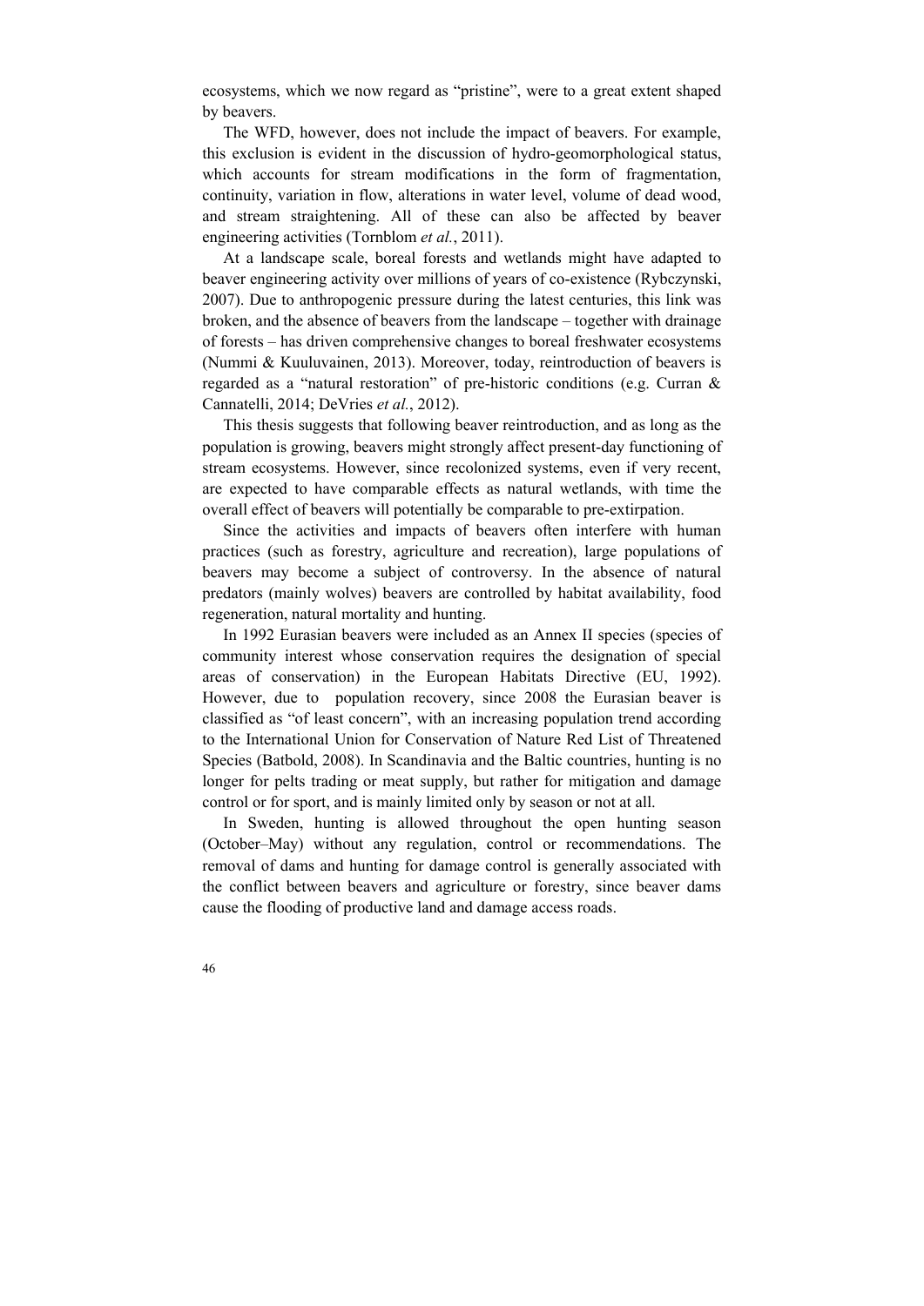ecosystems, which we now regard as "pristine", were to a great extent shaped by beavers.

The WFD, however, does not include the impact of beavers. For example, this exclusion is evident in the discussion of hydro-geomorphological status, which accounts for stream modifications in the form of fragmentation, continuity, variation in flow, alterations in water level, volume of dead wood, and stream straightening. All of these can also be affected by beaver engineering activities (Tornblom *et al.*, 2011).

At a landscape scale, boreal forests and wetlands might have adapted to beaver engineering activity over millions of years of co-existence (Rybczynski, 2007). Due to anthropogenic pressure during the latest centuries, this link was broken, and the absence of beavers from the landscape – together with drainage of forests – has driven comprehensive changes to boreal freshwater ecosystems (Nummi & Kuuluvainen, 2013). Moreover, today, reintroduction of beavers is regarded as a "natural restoration" of pre-historic conditions (e.g. Curran & Cannatelli, 2014; DeVries *et al.*, 2012).

This thesis suggests that following beaver reintroduction, and as long as the population is growing, beavers might strongly affect present-day functioning of stream ecosystems. However, since recolonized systems, even if very recent, are expected to have comparable effects as natural wetlands, with time the overall effect of beavers will potentially be comparable to pre-extirpation.

Since the activities and impacts of beavers often interfere with human practices (such as forestry, agriculture and recreation), large populations of beavers may become a subject of controversy. In the absence of natural predators (mainly wolves) beavers are controlled by habitat availability, food regeneration, natural mortality and hunting.

In 1992 Eurasian beavers were included as an Annex II species (species of community interest whose conservation requires the designation of special areas of conservation) in the European Habitats Directive (EU, 1992). However, due to population recovery, since 2008 the Eurasian beaver is classified as "of least concern", with an increasing population trend according to the International Union for Conservation of Nature Red List of Threatened Species (Batbold, 2008). In Scandinavia and the Baltic countries, hunting is no longer for pelts trading or meat supply, but rather for mitigation and damage control or for sport, and is mainly limited only by season or not at all.

In Sweden, hunting is allowed throughout the open hunting season (October–May) without any regulation, control or recommendations. The removal of dams and hunting for damage control is generally associated with the conflict between beavers and agriculture or forestry, since beaver dams cause the flooding of productive land and damage access roads.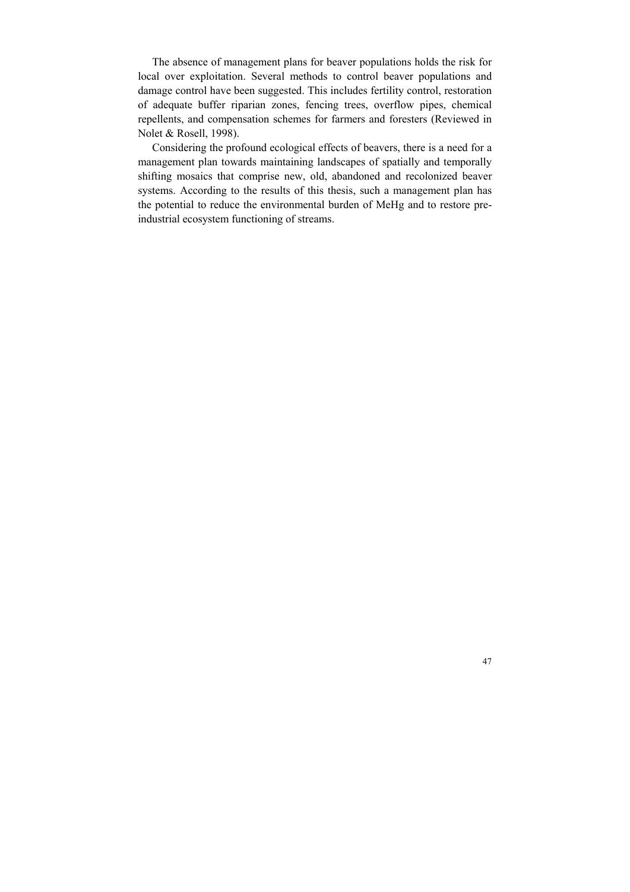The absence of management plans for beaver populations holds the risk for local over exploitation. Several methods to control beaver populations and damage control have been suggested. This includes fertility control, restoration of adequate buffer riparian zones, fencing trees, overflow pipes, chemical repellents, and compensation schemes for farmers and foresters (Reviewed in Nolet & Rosell, 1998).

Considering the profound ecological effects of beavers, there is a need for a management plan towards maintaining landscapes of spatially and temporally shifting mosaics that comprise new, old, abandoned and recolonized beaver systems. According to the results of this thesis, such a management plan has the potential to reduce the environmental burden of MeHg and to restore pre-industrial ecosystem functioning of streams.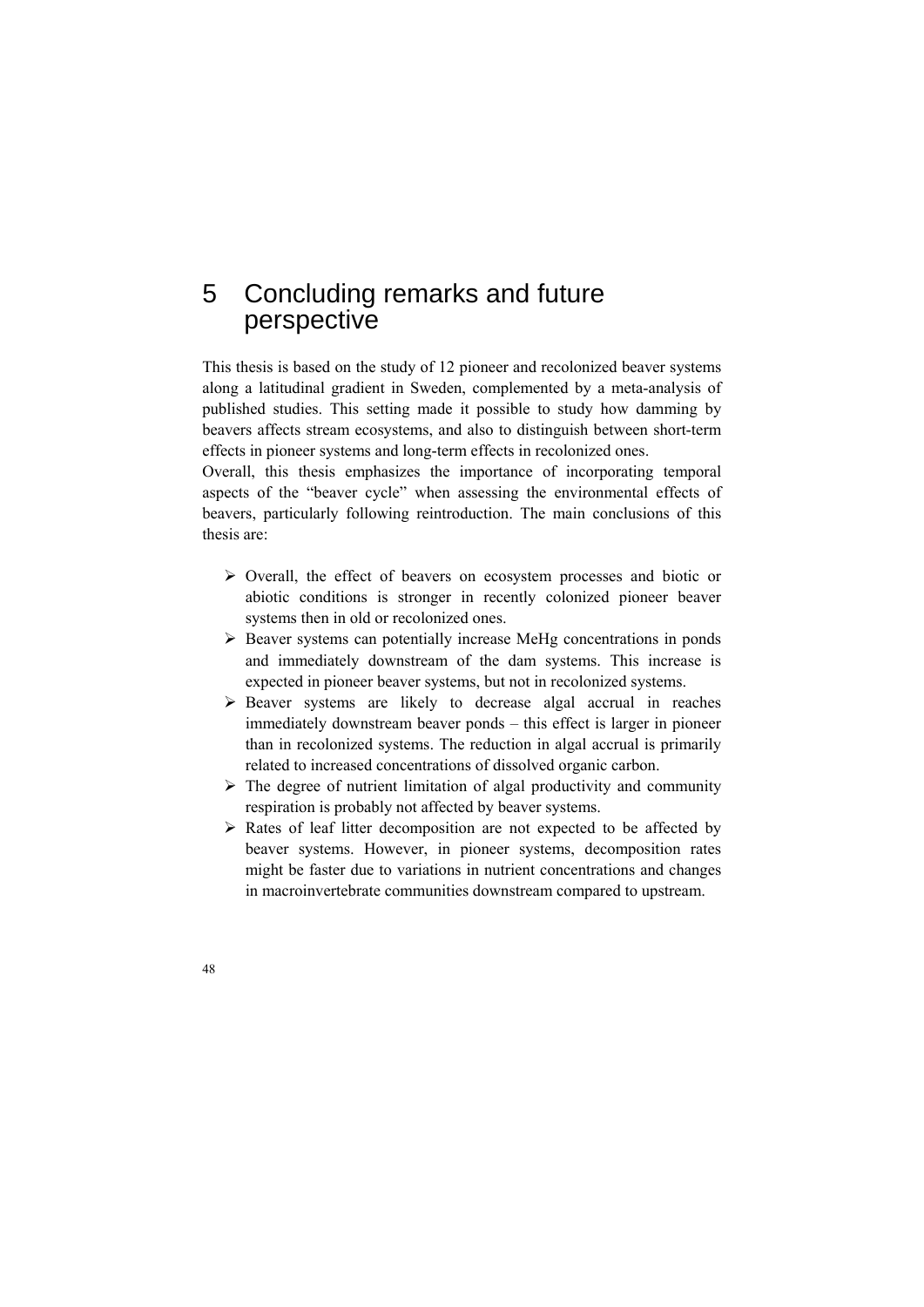# 5 Concluding remarks and future perspective

This thesis is based on the study of 12 pioneer and recolonized beaver systems along a latitudinal gradient in Sweden, complemented by a meta-analysis of published studies. This setting made it possible to study how damming by beavers affects stream ecosystems, and also to distinguish between short-term effects in pioneer systems and long-term effects in recolonized ones.

Overall, this thesis emphasizes the importance of incorporating temporal aspects of the "beaver cycle" when assessing the environmental effects of beavers, particularly following reintroduction. The main conclusions of this thesis are:

- Overall, the effect of beavers on ecosystem processes and biotic or abiotic conditions is stronger in recently colonized pioneer beaver systems then in old or recolonized ones.
- Beaver systems can potentially increase MeHg concentrations in ponds and immediately downstream of the dam systems. This increase is expected in pioneer beaver systems, but not in recolonized systems.
- Beaver systems are likely to decrease algal accrual in reaches immediately downstream beaver ponds – this effect is larger in pioneer than in recolonized systems. The reduction in algal accrual is primarily related to increased concentrations of dissolved organic carbon.
- The degree of nutrient limitation of algal productivity and community respiration is probably not affected by beaver systems.
- Rates of leaf litter decomposition are not expected to be affected by beaver systems. However, in pioneer systems, decomposition rates might be faster due to variations in nutrient concentrations and changes in macroinvertebrate communities downstream compared to upstream.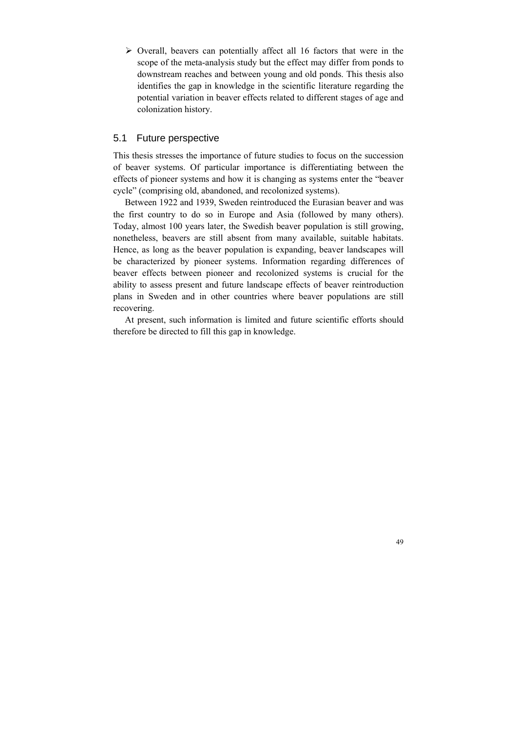- Overall, beavers can potentially affect all 16 factors that were in the scope of the meta-analysis study but the effect may differ from ponds to downstream reaches and between young and old ponds. This thesis also identifies the gap in knowledge in the scientific literature regarding the potential variation in beaver effects related to different stages of age and colonization history.

## 5.1 Future perspective

This thesis stresses the importance of future studies to focus on the succession of beaver systems. Of particular importance is differentiating between the effects of pioneer systems and how it is changing as systems enter the "beaver cycle" (comprising old, abandoned, and recolonized systems).

Between 1922 and 1939, Sweden reintroduced the Eurasian beaver and was the first country to do so in Europe and Asia (followed by many others). Today, almost 100 years later, the Swedish beaver population is still growing, nonetheless, beavers are still absent from many available, suitable habitats. Hence, as long as the beaver population is expanding, beaver landscapes will be characterized by pioneer systems. Information regarding differences of beaver effects between pioneer and recolonized systems is crucial for the ability to assess present and future landscape effects of beaver reintroduction plans in Sweden and in other countries where beaver populations are still recovering.

At present, such information is limited and future scientific efforts should therefore be directed to fill this gap in knowledge.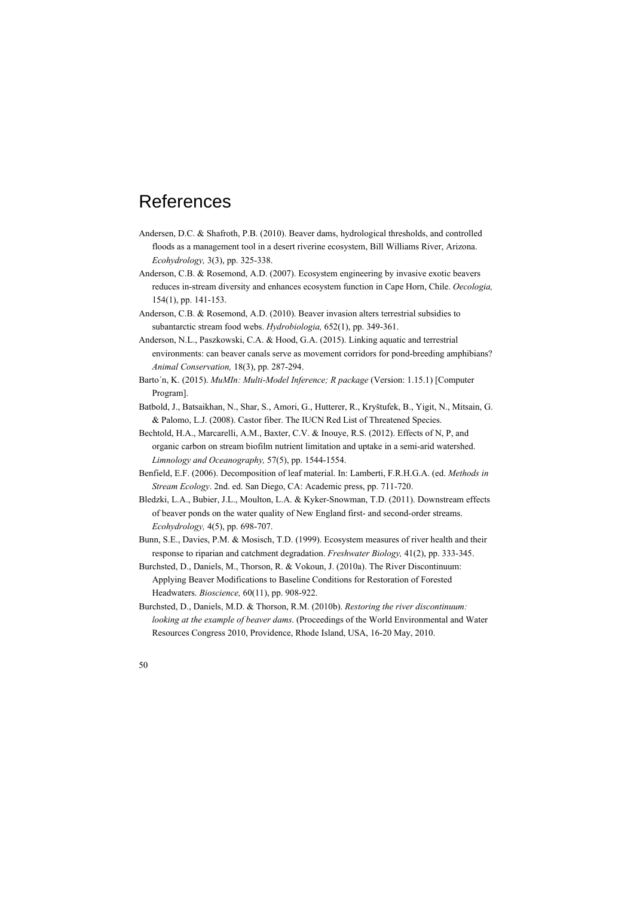# References

Andersen, D.C. & Shafroth, P.B. (2010). Beaver dams, hydrological thresholds, and controlled floods as a management tool in a desert riverine ecosystem, Bill Williams River, Arizona. *Ecohydrology,* 3(3), pp. 325-338.

Anderson, C.B. & Rosemond, A.D. (2007). Ecosystem engineering by invasive exotic beavers reduces in-stream diversity and enhances ecosystem function in Cape Horn, Chile. *Oecologia,* 154(1), pp. 141-153.

Anderson, C.B. & Rosemond, A.D. (2010). Beaver invasion alters terrestrial subsidies to subantarctic stream food webs. *Hydrobiologia,* 652(1), pp. 349-361.

Anderson, N.L., Paszkowski, C.A. & Hood, G.A. (2015). Linking aquatic and terrestrial environments: can beaver canals serve as movement corridors for pond-breeding amphibians? *Animal Conservation,* 18(3), pp. 287-294.

Barto´n, K. (2015). *MuMIn: Multi-Model Inference; R package* (Version: 1.15.1) [Computer Program].

Batbold, J., Batsaikhan, N., Shar, S., Amori, G., Hutterer, R., Kryštufek, B., Yigit, N., Mitsain, G. & Palomo, L.J. (2008). Castor fiber. The IUCN Red List of Threatened Species.

Bechtold, H.A., Marcarelli, A.M., Baxter, C.V. & Inouye, R.S. (2012). Effects of N, P, and organic carbon on stream biofilm nutrient limitation and uptake in a semi-arid watershed. *Limnology and Oceanography,* 57(5), pp. 1544-1554.

Benfield, E.F. (2006). Decomposition of leaf material. In: Lamberti, F.R.H.G.A. (ed. *Methods in Stream Ecology*. 2nd. ed. San Diego, CA: Academic press, pp. 711-720.

Bledzki, L.A., Bubier, J.L., Moulton, L.A. & Kyker-Snowman, T.D. (2011). Downstream effects of beaver ponds on the water quality of New England first- and second-order streams. *Ecohydrology,* 4(5), pp. 698-707.

Bunn, S.E., Davies, P.M. & Mosisch, T.D. (1999). Ecosystem measures of river health and their response to riparian and catchment degradation. *Freshwater Biology,* 41(2), pp. 333-345.

Burchsted, D., Daniels, M., Thorson, R. & Vokoun, J. (2010a). The River Discontinuum: Applying Beaver Modifications to Baseline Conditions for Restoration of Forested Headwaters. *Bioscience,* 60(11), pp. 908-922.

Burchsted, D., Daniels, M.D. & Thorson, R.M. (2010b). *Restoring the river discontinuum: looking at the example of beaver dams*. (Proceedings of the World Environmental and Water Resources Congress 2010, Providence, Rhode Island, USA, 16-20 May, 2010.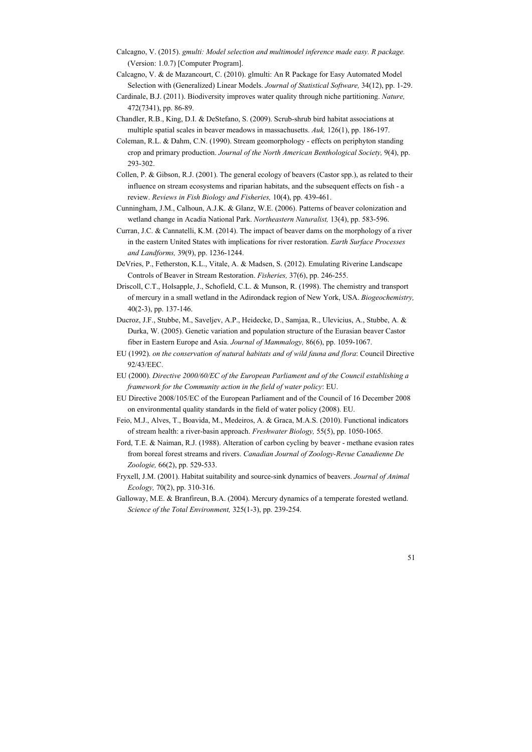Calcagno, V. (2015). *gmulti: Model selection and multimodel inference made easy. R package.* (Version: 1.0.7) [Computer Program].

Calcagno, V. & de Mazancourt, C. (2010). glmulti: An R Package for Easy Automated Model Selection with (Generalized) Linear Models. *Journal of Statistical Software,* 34(12), pp. 1-29.

Cardinale, B.J. (2011). Biodiversity improves water quality through niche partitioning. *Nature,* 472(7341), pp. 86-89.

Chandler, R.B., King, D.I. & DeStefano, S. (2009). Scrub-shrub bird habitat associations at multiple spatial scales in beaver meadows in massachusetts. *Auk,* 126(1), pp. 186-197.

Coleman, R.L. & Dahm, C.N. (1990). Stream geomorphology - effects on periphyton standing crop and primary production. *Journal of the North American Benthological Society,* 9(4), pp. 293-302.

Collen, P. & Gibson, R.J. (2001). The general ecology of beavers (Castor spp.), as related to their influence on stream ecosystems and riparian habitats, and the subsequent effects on fish - a review. *Reviews in Fish Biology and Fisheries,* 10(4), pp. 439-461.

Cunningham, J.M., Calhoun, A.J.K. & Glanz, W.E. (2006). Patterns of beaver colonization and wetland change in Acadia National Park. *Northeastern Naturalist,* 13(4), pp. 583-596.

Curran, J.C. & Cannatelli, K.M. (2014). The impact of beaver dams on the morphology of a river in the eastern United States with implications for river restoration. *Earth Surface Processes and Landforms,* 39(9), pp. 1236-1244.

DeVries, P., Fetherston, K.L., Vitale, A. & Madsen, S. (2012). Emulating Riverine Landscape Controls of Beaver in Stream Restoration. *Fisheries,* 37(6), pp. 246-255.

Driscoll, C.T., Holsapple, J., Schofield, C.L. & Munson, R. (1998). The chemistry and transport of mercury in a small wetland in the Adirondack region of New York, USA. *Biogeochemistry,* 40(2-3), pp. 137-146.

Ducroz, J.F., Stubbe, M., Saveljev, A.P., Heidecke, D., Samjaa, R., Ulevicius, A., Stubbe, A. & Durka, W. (2005). Genetic variation and population structure of the Eurasian beaver Castor fiber in Eastern Europe and Asia. *Journal of Mammalogy,* 86(6), pp. 1059-1067.

EU (1992). *on the conservation of natural habitats and of wild fauna and flora*: Council Directive 92/43/EEC.

EU (2000). *Directive 2000/60/EC of the European Parliament and of the Council establishing a framework for the Community action in the field of water policy*: EU.

EU Directive 2008/105/EC of the European Parliament and of the Council of 16 December 2008 on environmental quality standards in the field of water policy (2008). EU.

Feio, M.J., Alves, T., Boavida, M., Medeiros, A. & Graca, M.A.S. (2010). Functional indicators of stream health: a river-basin approach. *Freshwater Biology,* 55(5), pp. 1050-1065.

Ford, T.E. & Naiman, R.J. (1988). Alteration of carbon cycling by beaver - methane evasion rates from boreal forest streams and rivers. *Canadian Journal of Zoology-Revue Canadienne De Zoologie,* 66(2), pp. 529-533.

Fryxell, J.M. (2001). Habitat suitability and source-sink dynamics of beavers. *Journal of Animal Ecology,* 70(2), pp. 310-316.

Galloway, M.E. & Branfireun, B.A. (2004). Mercury dynamics of a temperate forested wetland. *Science of the Total Environment,* 325(1-3), pp. 239-254.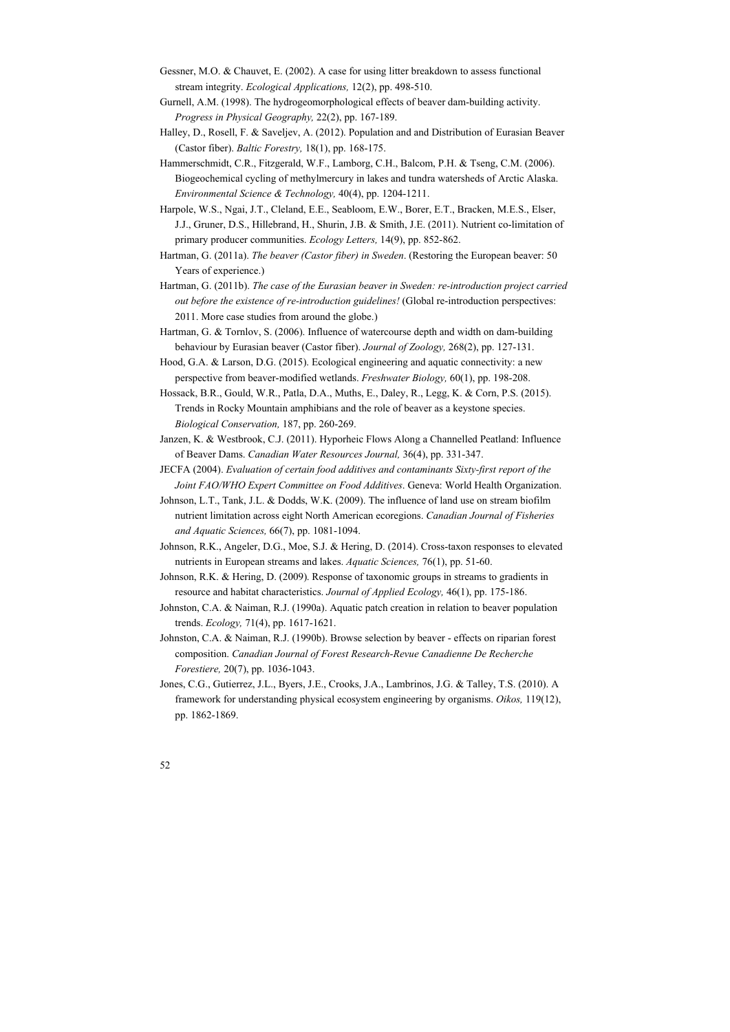Gessner, M.O. & Chauvet, E. (2002). A case for using litter breakdown to assess functional stream integrity. *Ecological Applications,* 12(2), pp. 498-510.

Gurnell, A.M. (1998). The hydrogeomorphological effects of beaver dam-building activity. *Progress in Physical Geography,* 22(2), pp. 167-189.

Halley, D., Rosell, F. & Saveljev, A. (2012). Population and and Distribution of Eurasian Beaver (Castor fiber). *Baltic Forestry,* 18(1), pp. 168-175.

Hammerschmidt, C.R., Fitzgerald, W.F., Lamborg, C.H., Balcom, P.H. & Tseng, C.M. (2006). Biogeochemical cycling of methylmercury in lakes and tundra watersheds of Arctic Alaska. *Environmental Science & Technology,* 40(4), pp. 1204-1211.

Harpole, W.S., Ngai, J.T., Cleland, E.E., Seabloom, E.W., Borer, E.T., Bracken, M.E.S., Elser, J.J., Gruner, D.S., Hillebrand, H., Shurin, J.B. & Smith, J.E. (2011). Nutrient co-limitation of primary producer communities. *Ecology Letters,* 14(9), pp. 852-862.

Hartman, G. (2011a). *The beaver (Castor fiber) in Sweden*. (Restoring the European beaver: 50 Years of experience.)

Hartman, G. (2011b). *The case of the Eurasian beaver in Sweden: re-introduction project carried out before the existence of re-introduction guidelines!* (Global re-introduction perspectives: 2011. More case studies from around the globe.)

Hartman, G. & Tornlov, S. (2006). Influence of watercourse depth and width on dam-building behaviour by Eurasian beaver (Castor fiber). *Journal of Zoology,* 268(2), pp. 127-131.

Hood, G.A. & Larson, D.G. (2015). Ecological engineering and aquatic connectivity: a new perspective from beaver-modified wetlands. *Freshwater Biology,* 60(1), pp. 198-208.

Hossack, B.R., Gould, W.R., Patla, D.A., Muths, E., Daley, R., Legg, K. & Corn, P.S. (2015). Trends in Rocky Mountain amphibians and the role of beaver as a keystone species. *Biological Conservation,* 187, pp. 260-269.

Janzen, K. & Westbrook, C.J. (2011). Hyporheic Flows Along a Channelled Peatland: Influence of Beaver Dams. *Canadian Water Resources Journal,* 36(4), pp. 331-347.

JECFA (2004). *Evaluation of certain food additives and contaminants Sixty-first report of the Joint FAO/WHO Expert Committee on Food Additives*. Geneva: World Health Organization.

Johnson, L.T., Tank, J.L. & Dodds, W.K. (2009). The influence of land use on stream biofilm nutrient limitation across eight North American ecoregions. *Canadian Journal of Fisheries and Aquatic Sciences,* 66(7), pp. 1081-1094.

Johnson, R.K., Angeler, D.G., Moe, S.J. & Hering, D. (2014). Cross-taxon responses to elevated nutrients in European streams and lakes. *Aquatic Sciences,* 76(1), pp. 51-60.

Johnson, R.K. & Hering, D. (2009). Response of taxonomic groups in streams to gradients in resource and habitat characteristics. *Journal of Applied Ecology,* 46(1), pp. 175-186.

Johnston, C.A. & Naiman, R.J. (1990a). Aquatic patch creation in relation to beaver population trends. *Ecology,* 71(4), pp. 1617-1621.

Johnston, C.A. & Naiman, R.J. (1990b). Browse selection by beaver - effects on riparian forest composition. *Canadian Journal of Forest Research-Revue Canadienne De Recherche Forestiere,* 20(7), pp. 1036-1043.

Jones, C.G., Gutierrez, J.L., Byers, J.E., Crooks, J.A., Lambrinos, J.G. & Talley, T.S. (2010). A framework for understanding physical ecosystem engineering by organisms. *Oikos,* 119(12), pp. 1862-1869.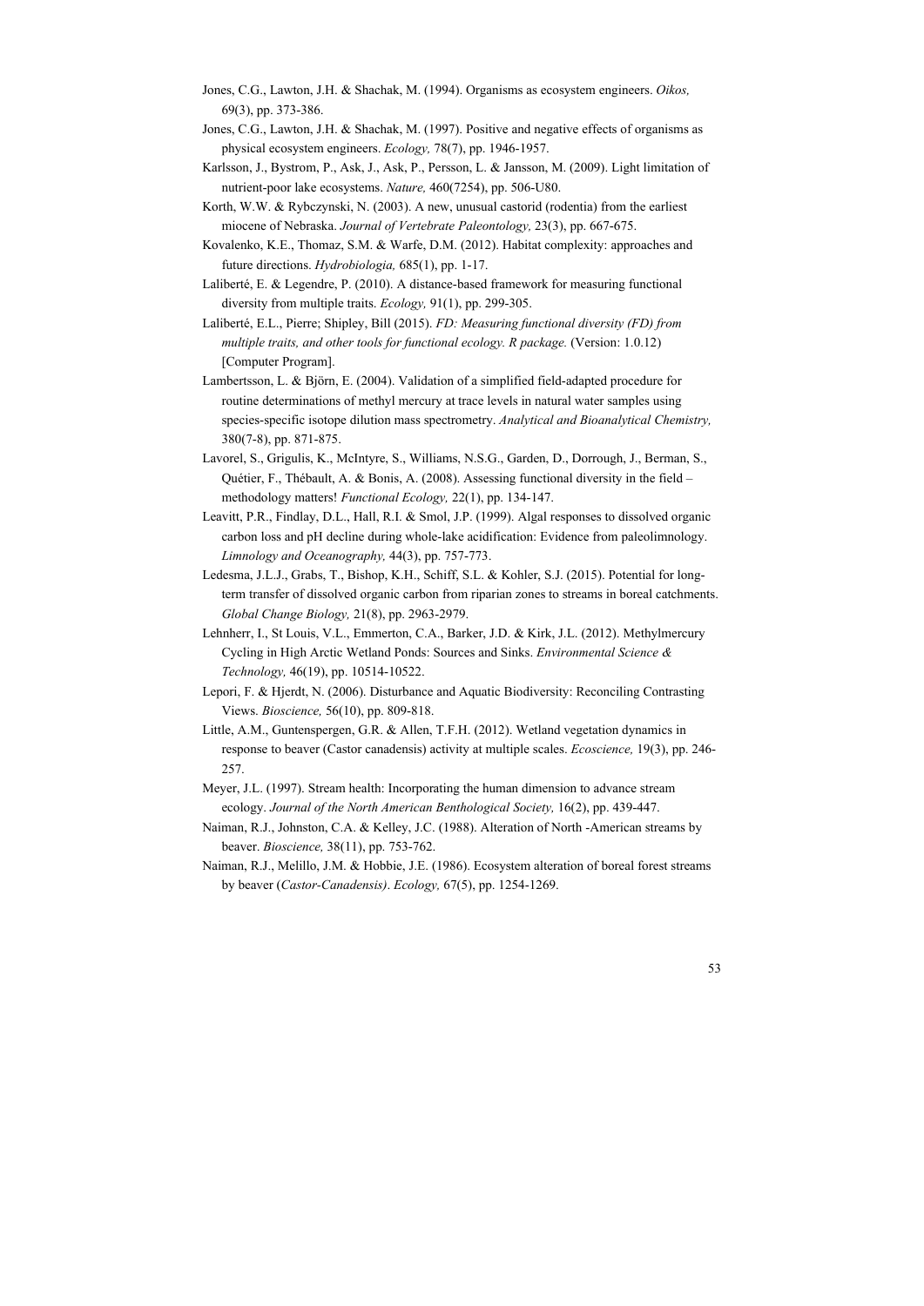Jones, C.G., Lawton, J.H. & Shachak, M. (1994). Organisms as ecosystem engineers. *Oikos,* 69(3), pp. 373-386.

Jones, C.G., Lawton, J.H. & Shachak, M. (1997). Positive and negative effects of organisms as physical ecosystem engineers. *Ecology,* 78(7), pp. 1946-1957.

Karlsson, J., Bystrom, P., Ask, J., Ask, P., Persson, L. & Jansson, M. (2009). Light limitation of nutrient-poor lake ecosystems. *Nature,* 460(7254), pp. 506-U80.

Korth, W.W. & Rybczynski, N. (2003). A new, unusual castorid (rodentia) from the earliest miocene of Nebraska. *Journal of Vertebrate Paleontology,* 23(3), pp. 667-675.

Kovalenko, K.E., Thomaz, S.M. & Warfe, D.M. (2012). Habitat complexity: approaches and future directions. *Hydrobiologia,* 685(1), pp. 1-17.

Laliberté, E. & Legendre, P. (2010). A distance-based framework for measuring functional diversity from multiple traits. *Ecology,* 91(1), pp. 299-305.

Laliberté, E.L., Pierre; Shipley, Bill (2015). *FD: Measuring functional diversity (FD) from multiple traits, and other tools for functional ecology. R package.* (Version: 1.0.12) [Computer Program].

Lambertsson, L. & Björn, E. (2004). Validation of a simplified field-adapted procedure for routine determinations of methyl mercury at trace levels in natural water samples using species-specific isotope dilution mass spectrometry. *Analytical and Bioanalytical Chemistry,* 380(7-8), pp. 871-875.

Lavorel, S., Grigulis, K., McIntyre, S., Williams, N.S.G., Garden, D., Dorrough, J., Berman, S., Quétier, F., Thébault, A. & Bonis, A. (2008). Assessing functional diversity in the field – methodology matters! *Functional Ecology,* 22(1), pp. 134-147.

Leavitt, P.R., Findlay, D.L., Hall, R.I. & Smol, J.P. (1999). Algal responses to dissolved organic carbon loss and pH decline during whole-lake acidification: Evidence from paleolimnology. *Limnology and Oceanography,* 44(3), pp. 757-773.

Ledesma, J.L.J., Grabs, T., Bishop, K.H., Schiff, S.L. & Kohler, S.J. (2015). Potential for long-term transfer of dissolved organic carbon from riparian zones to streams in boreal catchments. *Global Change Biology,* 21(8), pp. 2963-2979.

Lehnherr, I., St Louis, V.L., Emmerton, C.A., Barker, J.D. & Kirk, J.L. (2012). Methylmercury Cycling in High Arctic Wetland Ponds: Sources and Sinks. *Environmental Science & Technology,* 46(19), pp. 10514-10522.

Lepori, F. & Hjerdt, N. (2006). Disturbance and Aquatic Biodiversity: Reconciling Contrasting Views. *Bioscience,* 56(10), pp. 809-818.

Little, A.M., Guntenspergen, G.R. & Allen, T.F.H. (2012). Wetland vegetation dynamics in response to beaver (Castor canadensis) activity at multiple scales. *Ecoscience,* 19(3), pp. 246-257.

Meyer, J.L. (1997). Stream health: Incorporating the human dimension to advance stream ecology. *Journal of the North American Benthological Society,* 16(2), pp. 439-447.

Naiman, R.J., Johnston, C.A. & Kelley, J.C. (1988). Alteration of North -American streams by beaver. *Bioscience,* 38(11), pp. 753-762.

Naiman, R.J., Melillo, J.M. & Hobbie, J.E. (1986). Ecosystem alteration of boreal forest streams by beaver (*Castor-Canadensis)*. *Ecology,* 67(5), pp. 1254-1269.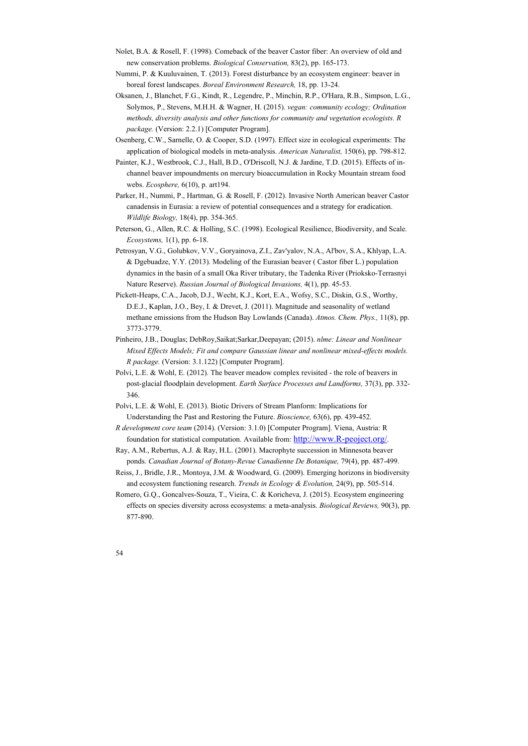Nolet, B.A. & Rosell, F. (1998). Comeback of the beaver Castor fiber: An overview of old and new conservation problems. *Biological Conservation,* 83(2), pp. 165-173.

Nummi, P. & Kuuluvainen, T. (2013). Forest disturbance by an ecosystem engineer: beaver in boreal forest landscapes. *Boreal Environment Research,* 18, pp. 13-24.

Oksanen, J., Blanchet, F.G., Kindt, R., Legendre, P., Minchin, R.P., O'Hara, R.B., Simpson, L.G., Solymos, P., Stevens, M.H.H. & Wagner, H. (2015). *vegan: community ecology; Ordination methods, diversity analysis and other functions for community and vegetation ecologists. R package.* (Version: 2.2.1) [Computer Program].

Osenberg, C.W., Sarnelle, O. & Cooper, S.D. (1997). Effect size in ecological experiments: The application of biological models in meta-analysis. *American Naturalist,* 150(6), pp. 798-812.

Painter, K.J., Westbrook, C.J., Hall, B.D., O'Driscoll, N.J. & Jardine, T.D. (2015). Effects of in-channel beaver impoundments on mercury bioaccumulation in Rocky Mountain stream food webs. *Ecosphere,* 6(10), p. art194.

Parker, H., Nummi, P., Hartman, G. & Rosell, F. (2012). Invasive North American beaver Castor canadensis in Eurasia: a review of potential consequences and a strategy for eradication. *Wildlife Biology,* 18(4), pp. 354-365.

Peterson, G., Allen, R.C. & Holling, S.C. (1998). Ecological Resilience, Biodiversity, and Scale. *Ecosystems,* 1(1), pp. 6-18.

Petrosyan, V.G., Golubkov, V.V., Goryainova, Z.I., Zav'yalov, N.A., Al'bov, S.A., Khlyap, L.A. & Dgebuadze, Y.Y. (2013). Modeling of the Eurasian beaver ( Castor fiber L.) population dynamics in the basin of a small Oka River tributary, the Tadenka River (Prioksko-Terrasnyi Nature Reserve). *Russian Journal of Biological Invasions,* 4(1), pp. 45-53.

Pickett-Heaps, C.A., Jacob, D.J., Wecht, K.J., Kort, E.A., Wofsy, S.C., Diskin, G.S., Worthy, D.E.J., Kaplan, J.O., Bey, I. & Drevet, J. (2011). Magnitude and seasonality of wetland methane emissions from the Hudson Bay Lowlands (Canada). *Atmos. Chem. Phys.,* 11(8), pp. 3773-3779.

Pinheiro, J.B., Douglas; DebRoy,Saikat;Sarkar,Deepayan; (2015). *nlme: Linear and Nonlinear Mixed Effects Models; Fit and compare Gaussian linear and nonlinear mixed-effects models. R package.* (Version: 3.1.122) [Computer Program].

Polvi, L.E. & Wohl, E. (2012). The beaver meadow complex revisited - the role of beavers in post-glacial floodplain development. *Earth Surface Processes and Landforms,* 37(3), pp. 332-346.

Polvi, L.E. & Wohl, E. (2013). Biotic Drivers of Stream Planform: Implications for Understanding the Past and Restoring the Future. *Bioscience,* 63(6), pp. 439-452.

*R development core team* (2014). (Version: 3.1.0) [Computer Program]. Viena, Austria: R foundation for statistical computation. Available from: http://www.R-peoject.org/.

Ray, A.M., Rebertus, A.J. & Ray, H.L. (2001). Macrophyte succession in Minnesota beaver ponds. *Canadian Journal of Botany-Revue Canadienne De Botanique,* 79(4), pp. 487-499.

Reiss, J., Bridle, J.R., Montoya, J.M. & Woodward, G. (2009). Emerging horizons in biodiversity and ecosystem functioning research. *Trends in Ecology & Evolution,* 24(9), pp. 505-514.

Romero, G.Q., Goncalves-Souza, T., Vieira, C. & Koricheva, J. (2015). Ecosystem engineering effects on species diversity across ecosystems: a meta-analysis. *Biological Reviews,* 90(3), pp. 877-890.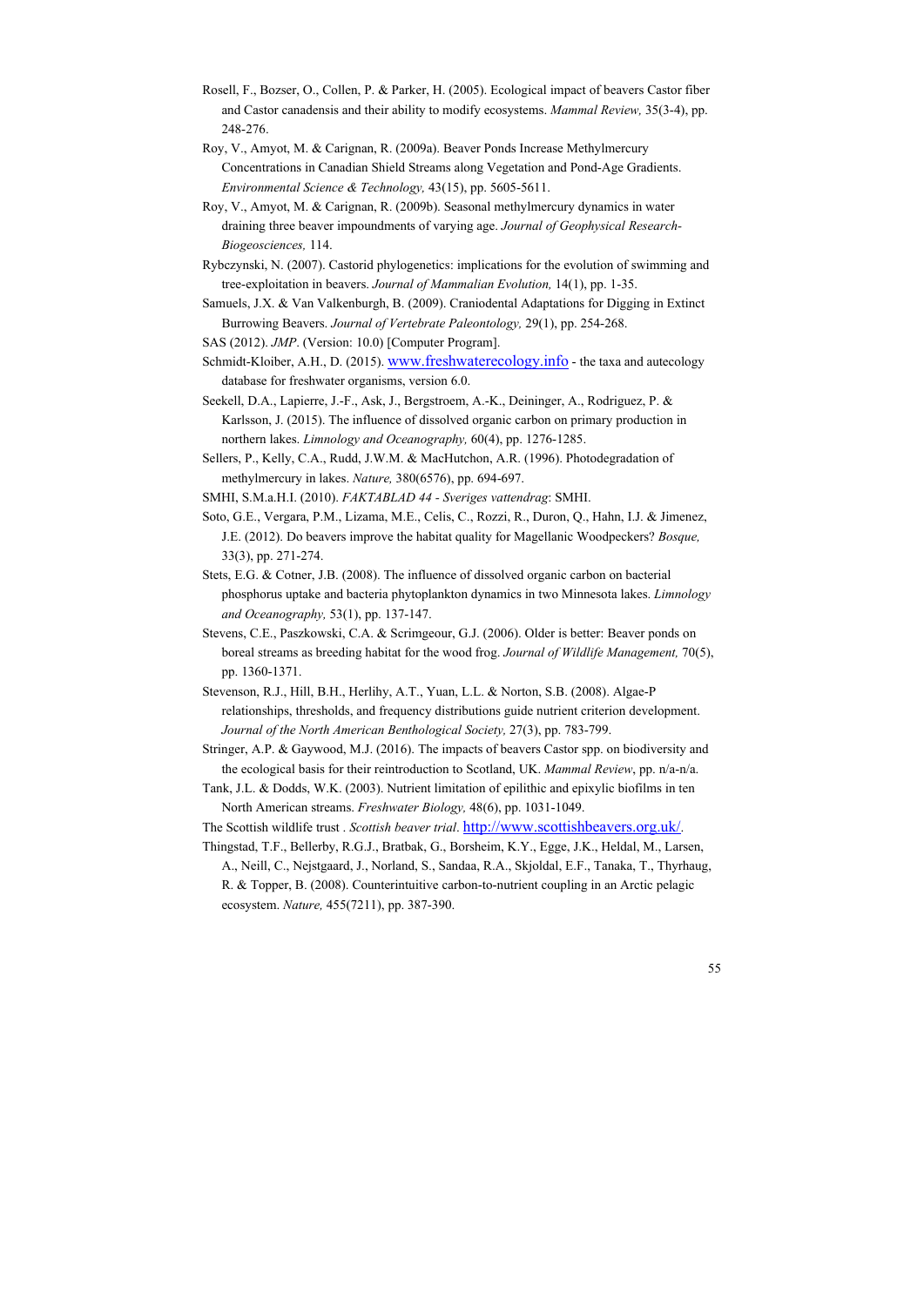Rosell, F., Bozser, O., Collen, P. & Parker, H. (2005). Ecological impact of beavers Castor fiber and Castor canadensis and their ability to modify ecosystems. *Mammal Review,* 35(3-4), pp. 248-276.

Roy, V., Amyot, M. & Carignan, R. (2009a). Beaver Ponds Increase Methylmercury Concentrations in Canadian Shield Streams along Vegetation and Pond-Age Gradients. *Environmental Science & Technology,* 43(15), pp. 5605-5611.

Roy, V., Amyot, M. & Carignan, R. (2009b). Seasonal methylmercury dynamics in water draining three beaver impoundments of varying age. *Journal of Geophysical Research-Biogeosciences,* 114.

Rybczynski, N. (2007). Castorid phylogenetics: implications for the evolution of swimming and tree-exploitation in beavers. *Journal of Mammalian Evolution,* 14(1), pp. 1-35.

Samuels, J.X. & Van Valkenburgh, B. (2009). Craniodental Adaptations for Digging in Extinct Burrowing Beavers. *Journal of Vertebrate Paleontology,* 29(1), pp. 254-268.

SAS (2012). *JMP*. (Version: 10.0) [Computer Program].

Schmidt-Kloiber, A.H., D. (2015). www.freshwaterecology.info - the taxa and autecology database for freshwater organisms, version 6.0.

Seekell, D.A., Lapierre, J.-F., Ask, J., Bergstroem, A.-K., Deininger, A., Rodriguez, P. & Karlsson, J. (2015). The influence of dissolved organic carbon on primary production in northern lakes. *Limnology and Oceanography,* 60(4), pp. 1276-1285.

Sellers, P., Kelly, C.A., Rudd, J.W.M. & MacHutchon, A.R. (1996). Photodegradation of methylmercury in lakes. *Nature,* 380(6576), pp. 694-697.

SMHI, S.M.a.H.I. (2010). *FAKTABLAD 44 - Sveriges vattendrag*: SMHI.

Soto, G.E., Vergara, P.M., Lizama, M.E., Celis, C., Rozzi, R., Duron, Q., Hahn, I.J. & Jimenez, J.E. (2012). Do beavers improve the habitat quality for Magellanic Woodpeckers? *Bosque,* 33(3), pp. 271-274.

Stets, E.G. & Cotner, J.B. (2008). The influence of dissolved organic carbon on bacterial phosphorus uptake and bacteria phytoplankton dynamics in two Minnesota lakes. *Limnology and Oceanography,* 53(1), pp. 137-147.

Stevens, C.E., Paszkowski, C.A. & Scrimgeour, G.J. (2006). Older is better: Beaver ponds on boreal streams as breeding habitat for the wood frog. *Journal of Wildlife Management,* 70(5), pp. 1360-1371.

Stevenson, R.J., Hill, B.H., Herlihy, A.T., Yuan, L.L. & Norton, S.B. (2008). Algae-P relationships, thresholds, and frequency distributions guide nutrient criterion development. *Journal of the North American Benthological Society,* 27(3), pp. 783-799.

Stringer, A.P. & Gaywood, M.J. (2016). The impacts of beavers Castor spp. on biodiversity and the ecological basis for their reintroduction to Scotland, UK. *Mammal Review*, pp. n/a-n/a.

Tank, J.L. & Dodds, W.K. (2003). Nutrient limitation of epilithic and epixylic biofilms in ten North American streams. *Freshwater Biology,* 48(6), pp. 1031-1049.

The Scottish wildlife trust . *Scottish beaver trial*. http://www.scottishbeavers.org.uk/.

Thingstad, T.F., Bellerby, R.G.J., Bratbak, G., Borsheim, K.Y., Egge, J.K., Heldal, M., Larsen, A., Neill, C., Nejstgaard, J., Norland, S., Sandaa, R.A., Skjoldal, E.F., Tanaka, T., Thyrhaug, R. & Topper, B. (2008). Counterintuitive carbon-to-nutrient coupling in an Arctic pelagic ecosystem. *Nature,* 455(7211), pp. 387-390.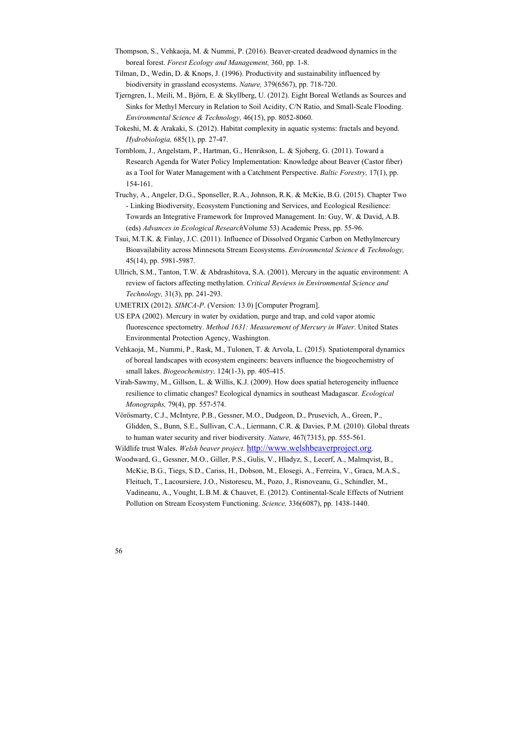Thompson, S., Vehkaoja, M. & Nummi, P. (2016). Beaver-created deadwood dynamics in the boreal forest. *Forest Ecology and Management,* 360, pp. 1-8.

Tilman, D., Wedin, D. & Knops, J. (1996). Productivity and sustainability influenced by biodiversity in grassland ecosystems. *Nature,* 379(6567), pp. 718-720.

Tjerngren, I., Meili, M., Björn, E. & Skyllberg, U. (2012). Eight Boreal Wetlands as Sources and Sinks for Methyl Mercury in Relation to Soil Acidity, C/N Ratio, and Small-Scale Flooding. *Environmental Science & Technology,* 46(15), pp. 8052-8060.

Tokeshi, M. & Arakaki, S. (2012). Habitat complexity in aquatic systems: fractals and beyond. *Hydrobiologia,* 685(1), pp. 27-47.

Tornblom, J., Angelstam, P., Hartman, G., Henrikson, L. & Sjoberg, G. (2011). Toward a Research Agenda for Water Policy Implementation: Knowledge about Beaver (Castor fiber) as a Tool for Water Management with a Catchment Perspective. *Baltic Forestry,* 17(1), pp. 154-161.

Truchy, A., Angeler, D.G., Sponseller, R.A., Johnson, R.K. & McKie, B.G. (2015). Chapter Two - Linking Biodiversity, Ecosystem Functioning and Services, and Ecological Resilience: Towards an Integrative Framework for Improved Management. In: Guy, W. & David, A.B. (eds) *Advances in Ecological Research*Volume 53) Academic Press, pp. 55-96.

Tsui, M.T.K. & Finlay, J.C. (2011). Influence of Dissolved Organic Carbon on Methylmercury Bioavailability across Minnesota Stream Ecosystems. *Environmental Science & Technology,* 45(14), pp. 5981-5987.

Ullrich, S.M., Tanton, T.W. & Abdrashitova, S.A. (2001). Mercury in the aquatic environment: A review of factors affecting methylation. *Critical Reviews in Environmental Science and Technology,* 31(3), pp. 241-293.

UMETRIX (2012). *SIMCA-P*. (Version: 13.0) [Computer Program].

US EPA (2002). Mercury in water by oxidation, purge and trap, and cold vapor atomic fluorescence spectrometry. *Method 1631: Measurement of Mercury in Water*. United States Environmental Protection Agency, Washington.

Vehkaoja, M., Nummi, P., Rask, M., Tulonen, T. & Arvola, L. (2015). Spatiotemporal dynamics of boreal landscapes with ecosystem engineers: beavers influence the biogeochemistry of small lakes. *Biogeochemistry,* 124(1-3), pp. 405-415.

Virah-Sawmy, M., Gillson, L. & Willis, K.J. (2009). How does spatial heterogeneity influence resilience to climatic changes? Ecological dynamics in southeast Madagascar. *Ecological Monographs,* 79(4), pp. 557-574.

Vörösmarty, C.J., McIntyre, P.B., Gessner, M.O., Dudgeon, D., Prusevich, A., Green, P., Glidden, S., Bunn, S.E., Sullivan, C.A., Liermann, C.R. & Davies, P.M. (2010). Global threats to human water security and river biodiversity. *Nature,* 467(7315), pp. 555-561.

Wildlife trust Wales. *Welsh beaver project*. http://www.welshbeaverproject.org.

Woodward, G., Gessner, M.O., Giller, P.S., Gulis, V., Hladyz, S., Lecerf, A., Malmqvist, B., McKie, B.G., Tiegs, S.D., Cariss, H., Dobson, M., Elosegi, A., Ferreira, V., Graca, M.A.S., Fleituch, T., Lacoursiere, J.O., Nistorescu, M., Pozo, J., Risnoveanu, G., Schindler, M., Vadineanu, A., Vought, L.B.M. & Chauvet, E. (2012). Continental-Scale Effects of Nutrient Pollution on Stream Ecosystem Functioning. *Science,* 336(6087), pp. 1438-1440.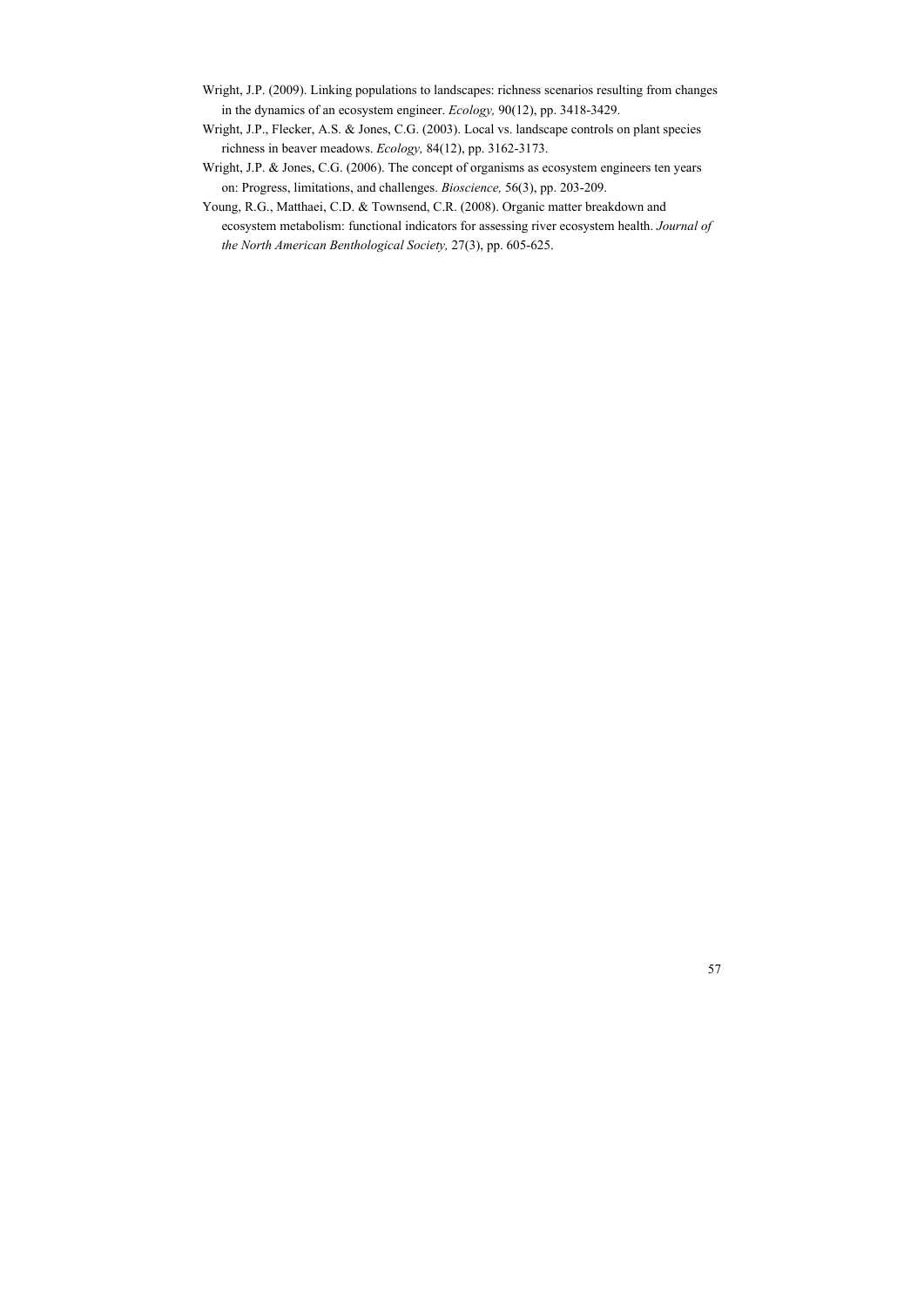Wright, J.P. (2009). Linking populations to landscapes: richness scenarios resulting from changes in the dynamics of an ecosystem engineer. *Ecology,* 90(12), pp. 3418-3429.

Wright, J.P., Flecker, A.S. & Jones, C.G. (2003). Local vs. landscape controls on plant species richness in beaver meadows. *Ecology,* 84(12), pp. 3162-3173.

Wright, J.P. & Jones, C.G. (2006). The concept of organisms as ecosystem engineers ten years on: Progress, limitations, and challenges. *Bioscience,* 56(3), pp. 203-209.

Young, R.G., Matthaei, C.D. & Townsend, C.R. (2008). Organic matter breakdown and ecosystem metabolism: functional indicators for assessing river ecosystem health. *Journal of the North American Benthological Society,* 27(3), pp. 605-625.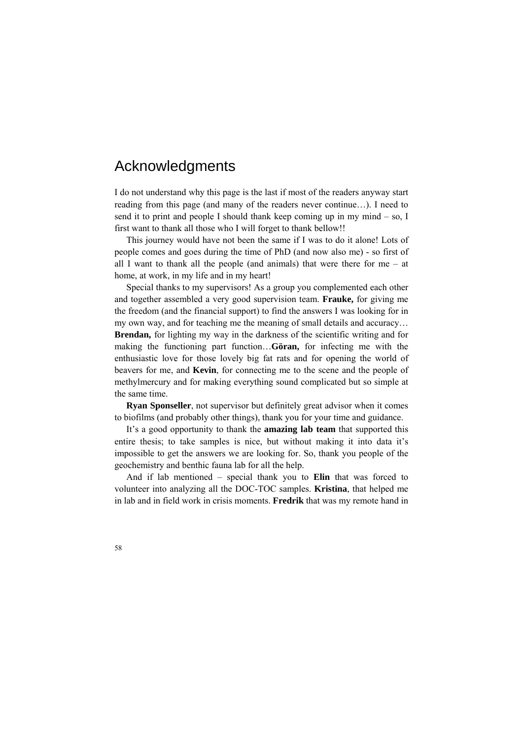# Acknowledgments

I do not understand why this page is the last if most of the readers anyway start reading from this page (and many of the readers never continue…). I need to send it to print and people I should thank keep coming up in my mind – so, I first want to thank all those who I will forget to thank bellow!!

This journey would have not been the same if I was to do it alone! Lots of people comes and goes during the time of PhD (and now also me) - so first of all I want to thank all the people (and animals) that were there for me – at home, at work, in my life and in my heart!

Special thanks to my supervisors! As a group you complemented each other and together assembled a very good supervision team. **Frauke,** for giving me the freedom (and the financial support) to find the answers I was looking for in my own way, and for teaching me the meaning of small details and accuracy… **Brendan,** for lighting my way in the darkness of the scientific writing and for making the functioning part function…**Göran,** for infecting me with the enthusiastic love for those lovely big fat rats and for opening the world of beavers for me, and **Kevin**, for connecting me to the scene and the people of methylmercury and for making everything sound complicated but so simple at the same time.

**Ryan Sponseller**, not supervisor but definitely great advisor when it comes to biofilms (and probably other things), thank you for your time and guidance.

It's a good opportunity to thank the **amazing lab team** that supported this entire thesis; to take samples is nice, but without making it into data it's impossible to get the answers we are looking for. So, thank you people of the geochemistry and benthic fauna lab for all the help.

And if lab mentioned – special thank you to **Elin** that was forced to volunteer into analyzing all the DOC-TOC samples. **Kristina**, that helped me in lab and in field work in crisis moments. **Fredrik** that was my remote hand in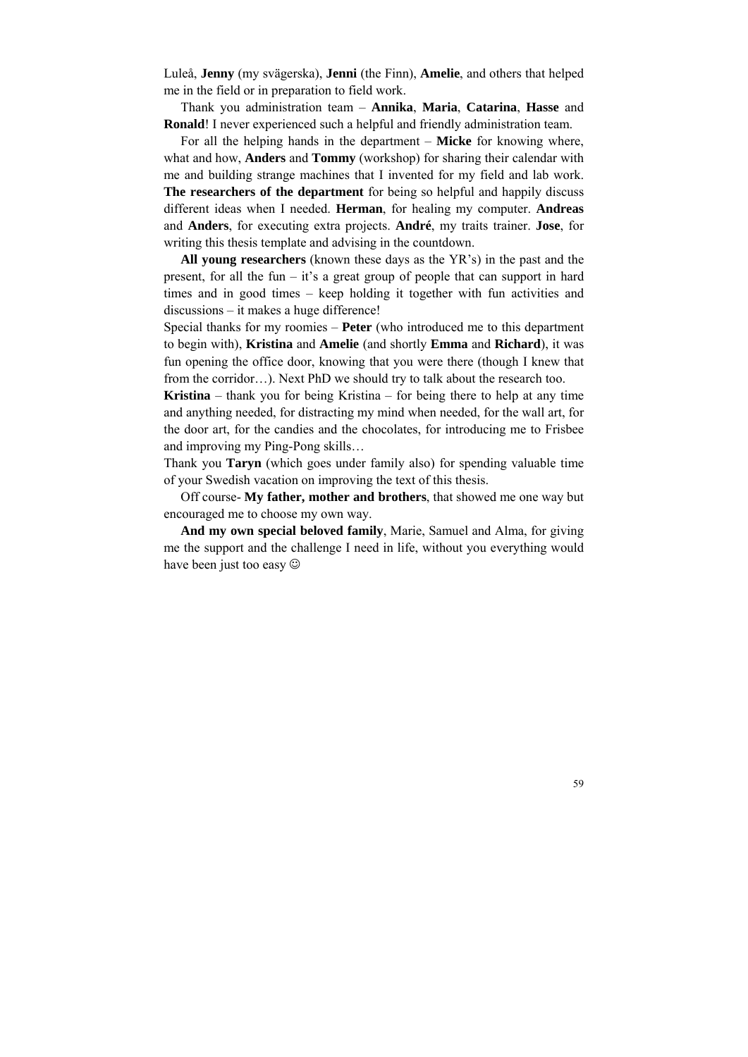Luleå, **Jenny** (my svägerska), **Jenni** (the Finn), **Amelie**, and others that helped me in the field or in preparation to field work.

Thank you administration team – **Annika**, **Maria**, **Catarina**, **Hasse** and **Ronald**! I never experienced such a helpful and friendly administration team.

For all the helping hands in the department – **Micke** for knowing where, what and how, **Anders** and **Tommy** (workshop) for sharing their calendar with me and building strange machines that I invented for my field and lab work. **The researchers of the department** for being so helpful and happily discuss different ideas when I needed. **Herman**, for healing my computer. **Andreas** and **Anders**, for executing extra projects. **André**, my traits trainer. **Jose**, for writing this thesis template and advising in the countdown.

**All young researchers** (known these days as the YR's) in the past and the present, for all the fun – it's a great group of people that can support in hard times and in good times – keep holding it together with fun activities and discussions – it makes a huge difference!

Special thanks for my roomies – **Peter** (who introduced me to this department to begin with), **Kristina** and **Amelie** (and shortly **Emma** and **Richard**), it was fun opening the office door, knowing that you were there (though I knew that from the corridor…). Next PhD we should try to talk about the research too.

**Kristina** – thank you for being Kristina – for being there to help at any time and anything needed, for distracting my mind when needed, for the wall art, for the door art, for the candies and the chocolates, for introducing me to Frisbee and improving my Ping-Pong skills…

Thank you **Taryn** (which goes under family also) for spending valuable time of your Swedish vacation on improving the text of this thesis.

Off course- **My father, mother and brothers**, that showed me one way but encouraged me to choose my own way.

**And my own special beloved family**, Marie, Samuel and Alma, for giving me the support and the challenge I need in life, without you everything would have been just too easy ☺